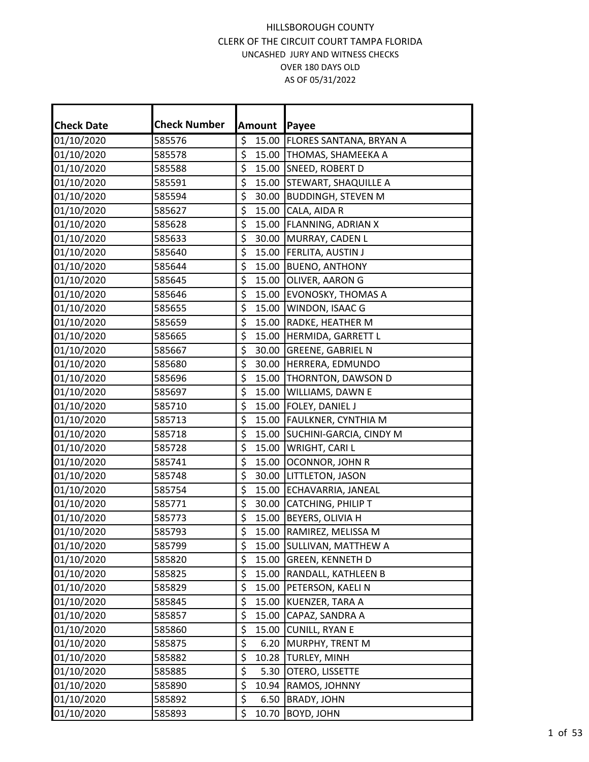# HILLSBOROUGH COUNTY
## CLERK OF THE CIRCUIT COURT TAMPA FLORIDA
### UNCASHED JURY AND WITNESS CHECKS
### OVER 180 DAYS OLD
### AS OF 05/31/2022

| Check Date | Check Number | Amount | Payee |
|---|---|---|---|
| 01/10/2020 | 585576 | $ 15.00 | FLORES SANTANA, BRYAN A |
| 01/10/2020 | 585578 | $ 15.00 | THOMAS, SHAMEEKA A |
| 01/10/2020 | 585588 | $ 15.00 | SNEED, ROBERT D |
| 01/10/2020 | 585591 | $ 15.00 | STEWART, SHAQUILLE A |
| 01/10/2020 | 585594 | $ 30.00 | BUDDINGH, STEVEN M |
| 01/10/2020 | 585627 | $ 15.00 | CALA, AIDA R |
| 01/10/2020 | 585628 | $ 15.00 | FLANNING, ADRIAN X |
| 01/10/2020 | 585633 | $ 30.00 | MURRAY, CADEN L |
| 01/10/2020 | 585640 | $ 15.00 | FERLITA, AUSTIN J |
| 01/10/2020 | 585644 | $ 15.00 | BUENO, ANTHONY |
| 01/10/2020 | 585645 | $ 15.00 | OLIVER, AARON G |
| 01/10/2020 | 585646 | $ 15.00 | EVONOSKY, THOMAS A |
| 01/10/2020 | 585655 | $ 15.00 | WINDON, ISAAC G |
| 01/10/2020 | 585659 | $ 15.00 | RADKE, HEATHER M |
| 01/10/2020 | 585665 | $ 15.00 | HERMIDA, GARRETT L |
| 01/10/2020 | 585667 | $ 30.00 | GREENE, GABRIEL N |
| 01/10/2020 | 585680 | $ 30.00 | HERRERA, EDMUNDO |
| 01/10/2020 | 585696 | $ 15.00 | THORNTON, DAWSON D |
| 01/10/2020 | 585697 | $ 15.00 | WILLIAMS, DAWN E |
| 01/10/2020 | 585710 | $ 15.00 | FOLEY, DANIEL J |
| 01/10/2020 | 585713 | $ 15.00 | FAULKNER, CYNTHIA M |
| 01/10/2020 | 585718 | $ 15.00 | SUCHINI-GARCIA, CINDY M |
| 01/10/2020 | 585728 | $ 15.00 | WRIGHT, CARI L |
| 01/10/2020 | 585741 | $ 15.00 | OCONNOR, JOHN R |
| 01/10/2020 | 585748 | $ 30.00 | LITTLETON, JASON |
| 01/10/2020 | 585754 | $ 15.00 | ECHAVARRIA, JANEAL |
| 01/10/2020 | 585771 | $ 30.00 | CATCHING, PHILIP T |
| 01/10/2020 | 585773 | $ 15.00 | BEYERS, OLIVIA H |
| 01/10/2020 | 585793 | $ 15.00 | RAMIREZ, MELISSA M |
| 01/10/2020 | 585799 | $ 15.00 | SULLIVAN, MATTHEW A |
| 01/10/2020 | 585820 | $ 15.00 | GREEN, KENNETH D |
| 01/10/2020 | 585825 | $ 15.00 | RANDALL, KATHLEEN B |
| 01/10/2020 | 585829 | $ 15.00 | PETERSON, KAELI N |
| 01/10/2020 | 585845 | $ 15.00 | KUENZER, TARA A |
| 01/10/2020 | 585857 | $ 15.00 | CAPAZ, SANDRA A |
| 01/10/2020 | 585860 | $ 15.00 | CUNILL, RYAN E |
| 01/10/2020 | 585875 | $ 6.20 | MURPHY, TRENT M |
| 01/10/2020 | 585882 | $ 10.28 | TURLEY, MINH |
| 01/10/2020 | 585885 | $ 5.30 | OTERO, LISSETTE |
| 01/10/2020 | 585890 | $ 10.94 | RAMOS, JOHNNY |
| 01/10/2020 | 585892 | $ 6.50 | BRADY, JOHN |
| 01/10/2020 | 585893 | $ 10.70 | BOYD, JOHN |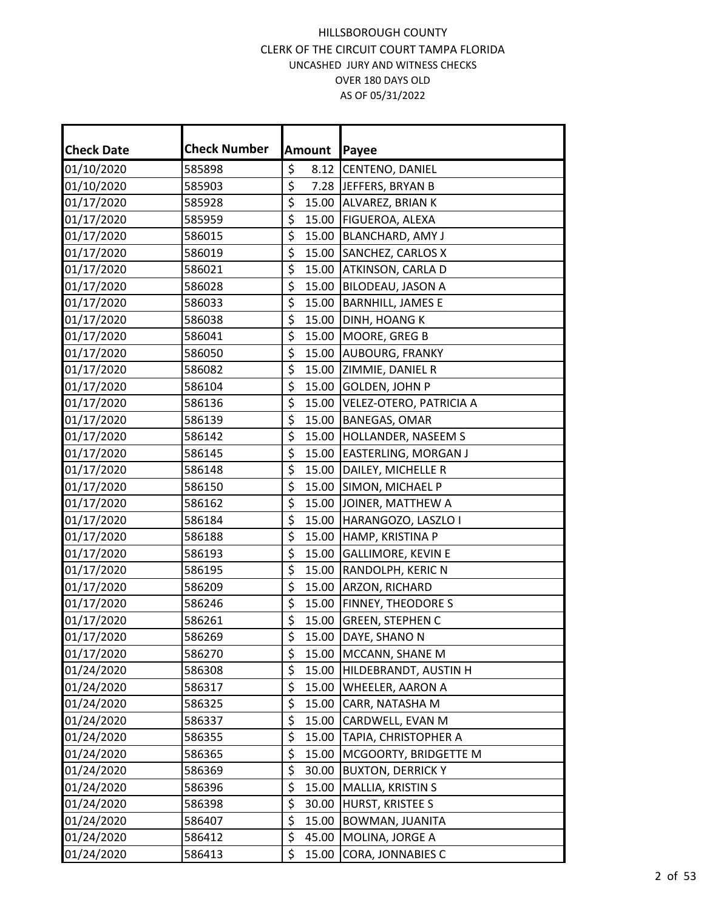HILLSBOROUGH COUNTY
CLERK OF THE CIRCUIT COURT TAMPA FLORIDA
UNCASHED JURY AND WITNESS CHECKS
OVER 180 DAYS OLD
AS OF 05/31/2022

| Check Date | Check Number | Amount | Payee |
|---|---|---|---|
| 01/10/2020 | 585898 | $ 8.12 | CENTENO, DANIEL |
| 01/10/2020 | 585903 | $ 7.28 | JEFFERS, BRYAN B |
| 01/17/2020 | 585928 | $ 15.00 | ALVAREZ, BRIAN K |
| 01/17/2020 | 585959 | $ 15.00 | FIGUEROA, ALEXA |
| 01/17/2020 | 586015 | $ 15.00 | BLANCHARD, AMY J |
| 01/17/2020 | 586019 | $ 15.00 | SANCHEZ, CARLOS X |
| 01/17/2020 | 586021 | $ 15.00 | ATKINSON, CARLA D |
| 01/17/2020 | 586028 | $ 15.00 | BILODEAU, JASON A |
| 01/17/2020 | 586033 | $ 15.00 | BARNHILL, JAMES E |
| 01/17/2020 | 586038 | $ 15.00 | DINH, HOANG K |
| 01/17/2020 | 586041 | $ 15.00 | MOORE, GREG B |
| 01/17/2020 | 586050 | $ 15.00 | AUBOURG, FRANKY |
| 01/17/2020 | 586082 | $ 15.00 | ZIMMIE, DANIEL R |
| 01/17/2020 | 586104 | $ 15.00 | GOLDEN, JOHN P |
| 01/17/2020 | 586136 | $ 15.00 | VELEZ-OTERO, PATRICIA A |
| 01/17/2020 | 586139 | $ 15.00 | BANEGAS, OMAR |
| 01/17/2020 | 586142 | $ 15.00 | HOLLANDER, NASEEM S |
| 01/17/2020 | 586145 | $ 15.00 | EASTERLING, MORGAN J |
| 01/17/2020 | 586148 | $ 15.00 | DAILEY, MICHELLE R |
| 01/17/2020 | 586150 | $ 15.00 | SIMON, MICHAEL P |
| 01/17/2020 | 586162 | $ 15.00 | JOINER, MATTHEW A |
| 01/17/2020 | 586184 | $ 15.00 | HARANGOZO, LASZLO I |
| 01/17/2020 | 586188 | $ 15.00 | HAMP, KRISTINA P |
| 01/17/2020 | 586193 | $ 15.00 | GALLIMORE, KEVIN E |
| 01/17/2020 | 586195 | $ 15.00 | RANDOLPH, KERIC N |
| 01/17/2020 | 586209 | $ 15.00 | ARZON, RICHARD |
| 01/17/2020 | 586246 | $ 15.00 | FINNEY, THEODORE S |
| 01/17/2020 | 586261 | $ 15.00 | GREEN, STEPHEN C |
| 01/17/2020 | 586269 | $ 15.00 | DAYE, SHANO N |
| 01/17/2020 | 586270 | $ 15.00 | MCCANN, SHANE M |
| 01/24/2020 | 586308 | $ 15.00 | HILDEBRANDT, AUSTIN H |
| 01/24/2020 | 586317 | $ 15.00 | WHEELER, AARON A |
| 01/24/2020 | 586325 | $ 15.00 | CARR, NATASHA M |
| 01/24/2020 | 586337 | $ 15.00 | CARDWELL, EVAN M |
| 01/24/2020 | 586355 | $ 15.00 | TAPIA, CHRISTOPHER A |
| 01/24/2020 | 586365 | $ 15.00 | MCGOORTY, BRIDGETTE M |
| 01/24/2020 | 586369 | $ 30.00 | BUXTON, DERRICK Y |
| 01/24/2020 | 586396 | $ 15.00 | MALLIA, KRISTIN S |
| 01/24/2020 | 586398 | $ 30.00 | HURST, KRISTEE S |
| 01/24/2020 | 586407 | $ 15.00 | BOWMAN, JUANITA |
| 01/24/2020 | 586412 | $ 45.00 | MOLINA, JORGE A |
| 01/24/2020 | 586413 | $ 15.00 | CORA, JONNABIES C |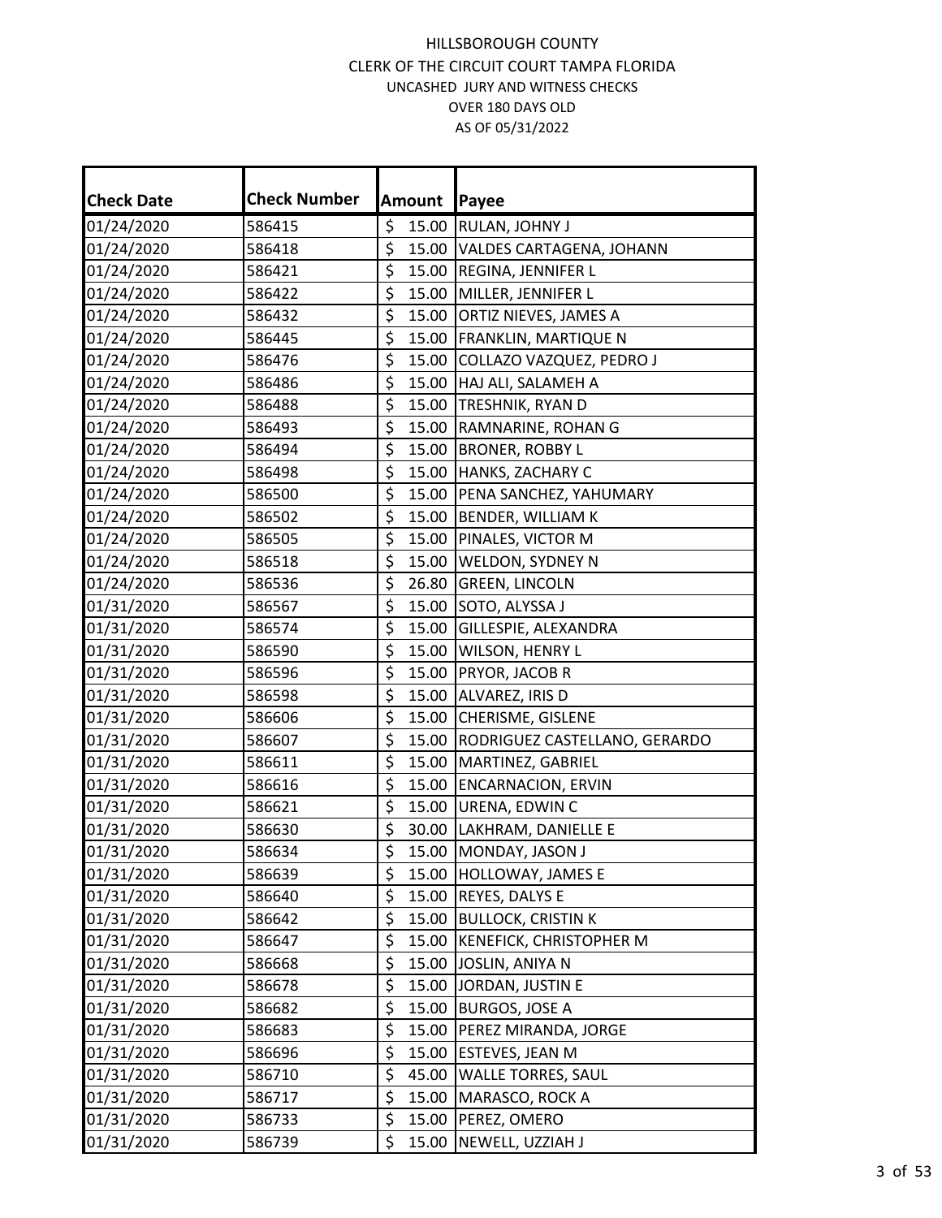HILLSBOROUGH COUNTY
CLERK OF THE CIRCUIT COURT TAMPA FLORIDA
UNCASHED JURY AND WITNESS CHECKS
OVER 180 DAYS OLD
AS OF 05/31/2022

| Check Date | Check Number | Amount | Payee |
|---|---|---|---|
| 01/24/2020 | 586415 | $ 15.00 | RULAN, JOHNY J |
| 01/24/2020 | 586418 | $ 15.00 | VALDES CARTAGENA, JOHANN |
| 01/24/2020 | 586421 | $ 15.00 | REGINA, JENNIFER L |
| 01/24/2020 | 586422 | $ 15.00 | MILLER, JENNIFER L |
| 01/24/2020 | 586432 | $ 15.00 | ORTIZ NIEVES, JAMES A |
| 01/24/2020 | 586445 | $ 15.00 | FRANKLIN, MARTIQUE N |
| 01/24/2020 | 586476 | $ 15.00 | COLLAZO VAZQUEZ, PEDRO J |
| 01/24/2020 | 586486 | $ 15.00 | HAJ ALI, SALAMEH A |
| 01/24/2020 | 586488 | $ 15.00 | TRESHNIK, RYAN D |
| 01/24/2020 | 586493 | $ 15.00 | RAMNARINE, ROHAN G |
| 01/24/2020 | 586494 | $ 15.00 | BRONER, ROBBY L |
| 01/24/2020 | 586498 | $ 15.00 | HANKS, ZACHARY C |
| 01/24/2020 | 586500 | $ 15.00 | PENA SANCHEZ, YAHUMARY |
| 01/24/2020 | 586502 | $ 15.00 | BENDER, WILLIAM K |
| 01/24/2020 | 586505 | $ 15.00 | PINALES, VICTOR M |
| 01/24/2020 | 586518 | $ 15.00 | WELDON, SYDNEY N |
| 01/24/2020 | 586536 | $ 26.80 | GREEN, LINCOLN |
| 01/31/2020 | 586567 | $ 15.00 | SOTO, ALYSSA J |
| 01/31/2020 | 586574 | $ 15.00 | GILLESPIE, ALEXANDRA |
| 01/31/2020 | 586590 | $ 15.00 | WILSON, HENRY L |
| 01/31/2020 | 586596 | $ 15.00 | PRYOR, JACOB R |
| 01/31/2020 | 586598 | $ 15.00 | ALVAREZ, IRIS D |
| 01/31/2020 | 586606 | $ 15.00 | CHERISME, GISLENE |
| 01/31/2020 | 586607 | $ 15.00 | RODRIGUEZ CASTELLANO, GERARDO |
| 01/31/2020 | 586611 | $ 15.00 | MARTINEZ, GABRIEL |
| 01/31/2020 | 586616 | $ 15.00 | ENCARNACION, ERVIN |
| 01/31/2020 | 586621 | $ 15.00 | URENA, EDWIN C |
| 01/31/2020 | 586630 | $ 30.00 | LAKHRAM, DANIELLE E |
| 01/31/2020 | 586634 | $ 15.00 | MONDAY, JASON J |
| 01/31/2020 | 586639 | $ 15.00 | HOLLOWAY, JAMES E |
| 01/31/2020 | 586640 | $ 15.00 | REYES, DALYS E |
| 01/31/2020 | 586642 | $ 15.00 | BULLOCK, CRISTIN K |
| 01/31/2020 | 586647 | $ 15.00 | KENEFICK, CHRISTOPHER M |
| 01/31/2020 | 586668 | $ 15.00 | JOSLIN, ANIYA N |
| 01/31/2020 | 586678 | $ 15.00 | JORDAN, JUSTIN E |
| 01/31/2020 | 586682 | $ 15.00 | BURGOS, JOSE A |
| 01/31/2020 | 586683 | $ 15.00 | PEREZ MIRANDA, JORGE |
| 01/31/2020 | 586696 | $ 15.00 | ESTEVES, JEAN M |
| 01/31/2020 | 586710 | $ 45.00 | WALLE TORRES, SAUL |
| 01/31/2020 | 586717 | $ 15.00 | MARASCO, ROCK A |
| 01/31/2020 | 586733 | $ 15.00 | PEREZ, OMERO |
| 01/31/2020 | 586739 | $ 15.00 | NEWELL, UZZIAH J |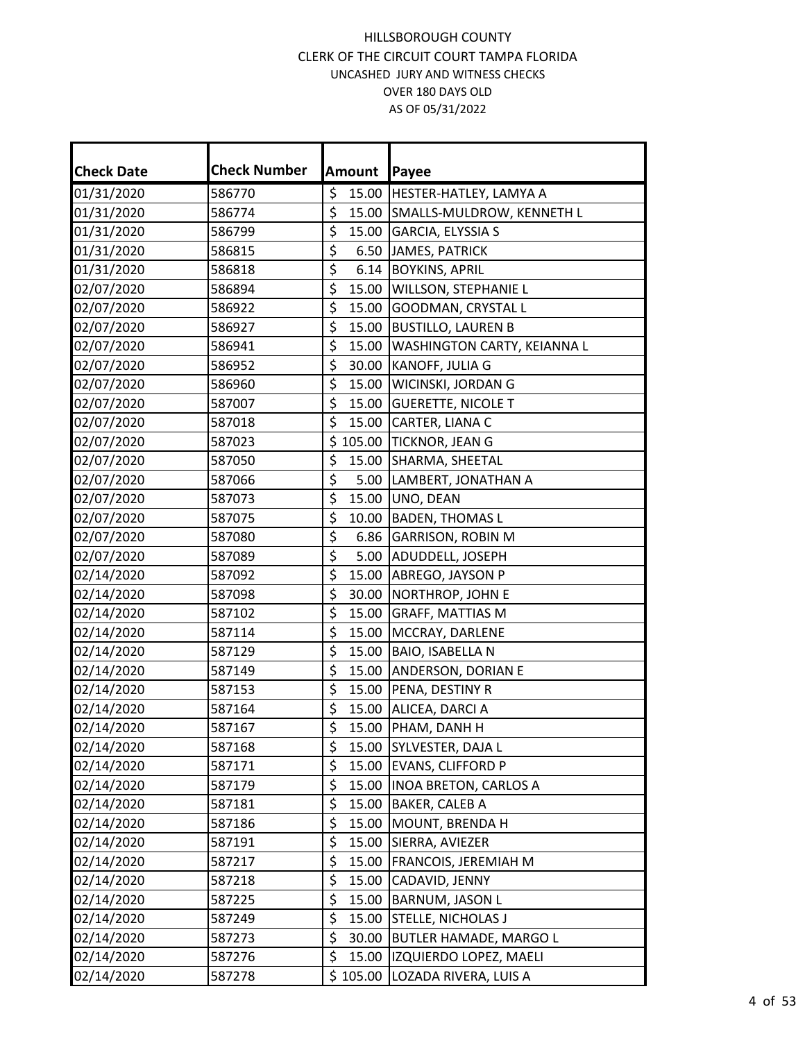HILLSBOROUGH COUNTY
CLERK OF THE CIRCUIT COURT TAMPA FLORIDA
UNCASHED JURY AND WITNESS CHECKS
OVER 180 DAYS OLD
AS OF 05/31/2022

| Check Date | Check Number | Amount | Payee |
|---|---|---|---|
| 01/31/2020 | 586770 | $ 15.00 | HESTER-HATLEY, LAMYA A |
| 01/31/2020 | 586774 | $ 15.00 | SMALLS-MULDROW, KENNETH L |
| 01/31/2020 | 586799 | $ 15.00 | GARCIA, ELYSSIA S |
| 01/31/2020 | 586815 | $ 6.50 | JAMES, PATRICK |
| 01/31/2020 | 586818 | $ 6.14 | BOYKINS, APRIL |
| 02/07/2020 | 586894 | $ 15.00 | WILLSON, STEPHANIE L |
| 02/07/2020 | 586922 | $ 15.00 | GOODMAN, CRYSTAL L |
| 02/07/2020 | 586927 | $ 15.00 | BUSTILLO, LAUREN B |
| 02/07/2020 | 586941 | $ 15.00 | WASHINGTON CARTY, KEIANNA L |
| 02/07/2020 | 586952 | $ 30.00 | KANOFF, JULIA G |
| 02/07/2020 | 586960 | $ 15.00 | WICINSKI, JORDAN G |
| 02/07/2020 | 587007 | $ 15.00 | GUERETTE, NICOLE T |
| 02/07/2020 | 587018 | $ 15.00 | CARTER, LIANA C |
| 02/07/2020 | 587023 | $ 105.00 | TICKNOR, JEAN G |
| 02/07/2020 | 587050 | $ 15.00 | SHARMA, SHEETAL |
| 02/07/2020 | 587066 | $ 5.00 | LAMBERT, JONATHAN A |
| 02/07/2020 | 587073 | $ 15.00 | UNO, DEAN |
| 02/07/2020 | 587075 | $ 10.00 | BADEN, THOMAS L |
| 02/07/2020 | 587080 | $ 6.86 | GARRISON, ROBIN M |
| 02/07/2020 | 587089 | $ 5.00 | ADUDDELL, JOSEPH |
| 02/14/2020 | 587092 | $ 15.00 | ABREGO, JAYSON P |
| 02/14/2020 | 587098 | $ 30.00 | NORTHROP, JOHN E |
| 02/14/2020 | 587102 | $ 15.00 | GRAFF, MATTIAS M |
| 02/14/2020 | 587114 | $ 15.00 | MCCRAY, DARLENE |
| 02/14/2020 | 587129 | $ 15.00 | BAIO, ISABELLA N |
| 02/14/2020 | 587149 | $ 15.00 | ANDERSON, DORIAN E |
| 02/14/2020 | 587153 | $ 15.00 | PENA, DESTINY R |
| 02/14/2020 | 587164 | $ 15.00 | ALICEA, DARCI A |
| 02/14/2020 | 587167 | $ 15.00 | PHAM, DANH H |
| 02/14/2020 | 587168 | $ 15.00 | SYLVESTER, DAJA L |
| 02/14/2020 | 587171 | $ 15.00 | EVANS, CLIFFORD P |
| 02/14/2020 | 587179 | $ 15.00 | INOA BRETON, CARLOS A |
| 02/14/2020 | 587181 | $ 15.00 | BAKER, CALEB A |
| 02/14/2020 | 587186 | $ 15.00 | MOUNT, BRENDA H |
| 02/14/2020 | 587191 | $ 15.00 | SIERRA, AVIEZER |
| 02/14/2020 | 587217 | $ 15.00 | FRANCOIS, JEREMIAH M |
| 02/14/2020 | 587218 | $ 15.00 | CADAVID, JENNY |
| 02/14/2020 | 587225 | $ 15.00 | BARNUM, JASON L |
| 02/14/2020 | 587249 | $ 15.00 | STELLE, NICHOLAS J |
| 02/14/2020 | 587273 | $ 30.00 | BUTLER HAMADE, MARGO L |
| 02/14/2020 | 587276 | $ 15.00 | IZQUIERDO LOPEZ, MAELI |
| 02/14/2020 | 587278 | $ 105.00 | LOZADA RIVERA, LUIS A |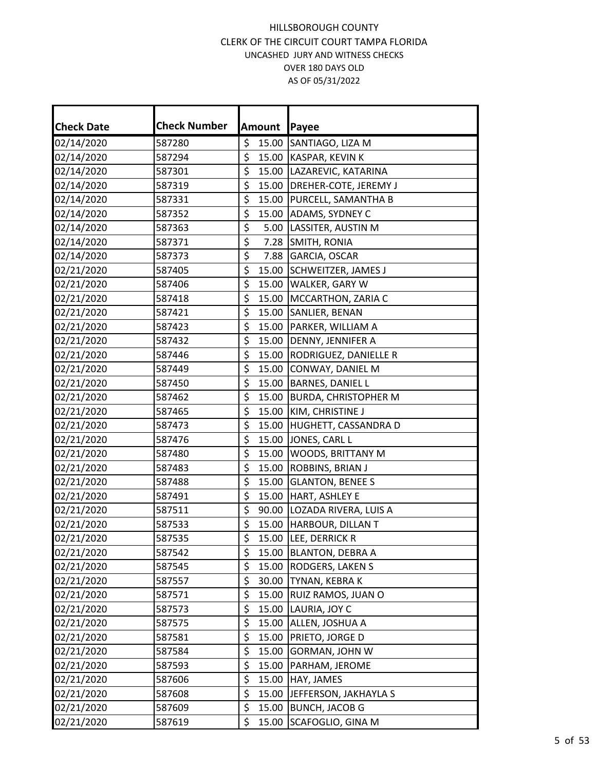HILLSBOROUGH COUNTY
CLERK OF THE CIRCUIT COURT TAMPA FLORIDA
UNCASHED JURY AND WITNESS CHECKS
OVER 180 DAYS OLD
AS OF 05/31/2022

| Check Date | Check Number | Amount | Payee |
|---|---|---|---|
| 02/14/2020 | 587280 | $ 15.00 | SANTIAGO, LIZA M |
| 02/14/2020 | 587294 | $ 15.00 | KASPAR, KEVIN K |
| 02/14/2020 | 587301 | $ 15.00 | LAZAREVIC, KATARINA |
| 02/14/2020 | 587319 | $ 15.00 | DREHER-COTE, JEREMY J |
| 02/14/2020 | 587331 | $ 15.00 | PURCELL, SAMANTHA B |
| 02/14/2020 | 587352 | $ 15.00 | ADAMS, SYDNEY C |
| 02/14/2020 | 587363 | $ 5.00 | LASSITER, AUSTIN M |
| 02/14/2020 | 587371 | $ 7.28 | SMITH, RONIA |
| 02/14/2020 | 587373 | $ 7.88 | GARCIA, OSCAR |
| 02/21/2020 | 587405 | $ 15.00 | SCHWEITZER, JAMES J |
| 02/21/2020 | 587406 | $ 15.00 | WALKER, GARY W |
| 02/21/2020 | 587418 | $ 15.00 | MCCARTHON, ZARIA C |
| 02/21/2020 | 587421 | $ 15.00 | SANLIER, BENAN |
| 02/21/2020 | 587423 | $ 15.00 | PARKER, WILLIAM A |
| 02/21/2020 | 587432 | $ 15.00 | DENNY, JENNIFER A |
| 02/21/2020 | 587446 | $ 15.00 | RODRIGUEZ, DANIELLE R |
| 02/21/2020 | 587449 | $ 15.00 | CONWAY, DANIEL M |
| 02/21/2020 | 587450 | $ 15.00 | BARNES, DANIEL L |
| 02/21/2020 | 587462 | $ 15.00 | BURDA, CHRISTOPHER M |
| 02/21/2020 | 587465 | $ 15.00 | KIM, CHRISTINE J |
| 02/21/2020 | 587473 | $ 15.00 | HUGHETT, CASSANDRA D |
| 02/21/2020 | 587476 | $ 15.00 | JONES, CARL L |
| 02/21/2020 | 587480 | $ 15.00 | WOODS, BRITTANY M |
| 02/21/2020 | 587483 | $ 15.00 | ROBBINS, BRIAN J |
| 02/21/2020 | 587488 | $ 15.00 | GLANTON, BENEE S |
| 02/21/2020 | 587491 | $ 15.00 | HART, ASHLEY E |
| 02/21/2020 | 587511 | $ 90.00 | LOZADA RIVERA, LUIS A |
| 02/21/2020 | 587533 | $ 15.00 | HARBOUR, DILLAN T |
| 02/21/2020 | 587535 | $ 15.00 | LEE, DERRICK R |
| 02/21/2020 | 587542 | $ 15.00 | BLANTON, DEBRA A |
| 02/21/2020 | 587545 | $ 15.00 | RODGERS, LAKEN S |
| 02/21/2020 | 587557 | $ 30.00 | TYNAN, KEBRA K |
| 02/21/2020 | 587571 | $ 15.00 | RUIZ RAMOS, JUAN O |
| 02/21/2020 | 587573 | $ 15.00 | LAURIA, JOY C |
| 02/21/2020 | 587575 | $ 15.00 | ALLEN, JOSHUA A |
| 02/21/2020 | 587581 | $ 15.00 | PRIETO, JORGE D |
| 02/21/2020 | 587584 | $ 15.00 | GORMAN, JOHN W |
| 02/21/2020 | 587593 | $ 15.00 | PARHAM, JEROME |
| 02/21/2020 | 587606 | $ 15.00 | HAY, JAMES |
| 02/21/2020 | 587608 | $ 15.00 | JEFFERSON, JAKHAYLA S |
| 02/21/2020 | 587609 | $ 15.00 | BUNCH, JACOB G |
| 02/21/2020 | 587619 | $ 15.00 | SCAFOGLIO, GINA M |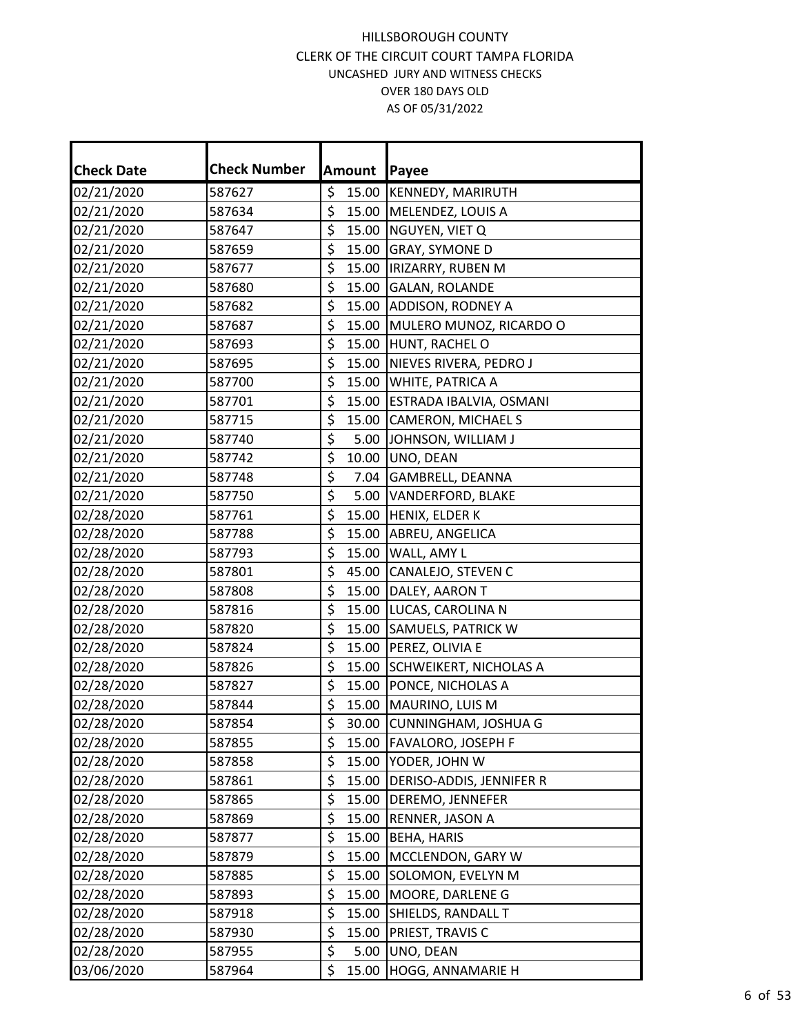HILLSBOROUGH COUNTY
CLERK OF THE CIRCUIT COURT TAMPA FLORIDA
UNCASHED JURY AND WITNESS CHECKS
OVER 180 DAYS OLD
AS OF 05/31/2022

| Check Date | Check Number | Amount | Payee |
|---|---|---|---|
| 02/21/2020 | 587627 | $ 15.00 | KENNEDY, MARIRUTH |
| 02/21/2020 | 587634 | $ 15.00 | MELENDEZ, LOUIS A |
| 02/21/2020 | 587647 | $ 15.00 | NGUYEN, VIET Q |
| 02/21/2020 | 587659 | $ 15.00 | GRAY, SYMONE D |
| 02/21/2020 | 587677 | $ 15.00 | IRIZARRY, RUBEN M |
| 02/21/2020 | 587680 | $ 15.00 | GALAN, ROLANDE |
| 02/21/2020 | 587682 | $ 15.00 | ADDISON, RODNEY A |
| 02/21/2020 | 587687 | $ 15.00 | MULERO MUNOZ, RICARDO O |
| 02/21/2020 | 587693 | $ 15.00 | HUNT, RACHEL O |
| 02/21/2020 | 587695 | $ 15.00 | NIEVES RIVERA, PEDRO J |
| 02/21/2020 | 587700 | $ 15.00 | WHITE, PATRICA A |
| 02/21/2020 | 587701 | $ 15.00 | ESTRADA IBALVIA, OSMANI |
| 02/21/2020 | 587715 | $ 15.00 | CAMERON, MICHAEL S |
| 02/21/2020 | 587740 | $ 5.00 | JOHNSON, WILLIAM J |
| 02/21/2020 | 587742 | $ 10.00 | UNO, DEAN |
| 02/21/2020 | 587748 | $ 7.04 | GAMBRELL, DEANNA |
| 02/21/2020 | 587750 | $ 5.00 | VANDERFORD, BLAKE |
| 02/28/2020 | 587761 | $ 15.00 | HENIX, ELDER K |
| 02/28/2020 | 587788 | $ 15.00 | ABREU, ANGELICA |
| 02/28/2020 | 587793 | $ 15.00 | WALL, AMY L |
| 02/28/2020 | 587801 | $ 45.00 | CANALEJO, STEVEN C |
| 02/28/2020 | 587808 | $ 15.00 | DALEY, AARON T |
| 02/28/2020 | 587816 | $ 15.00 | LUCAS, CAROLINA N |
| 02/28/2020 | 587820 | $ 15.00 | SAMUELS, PATRICK W |
| 02/28/2020 | 587824 | $ 15.00 | PEREZ, OLIVIA E |
| 02/28/2020 | 587826 | $ 15.00 | SCHWEIKERT, NICHOLAS A |
| 02/28/2020 | 587827 | $ 15.00 | PONCE, NICHOLAS A |
| 02/28/2020 | 587844 | $ 15.00 | MAURINO, LUIS M |
| 02/28/2020 | 587854 | $ 30.00 | CUNNINGHAM, JOSHUA G |
| 02/28/2020 | 587855 | $ 15.00 | FAVALORO, JOSEPH F |
| 02/28/2020 | 587858 | $ 15.00 | YODER, JOHN W |
| 02/28/2020 | 587861 | $ 15.00 | DERISO-ADDIS, JENNIFER R |
| 02/28/2020 | 587865 | $ 15.00 | DEREMO, JENNEFER |
| 02/28/2020 | 587869 | $ 15.00 | RENNER, JASON A |
| 02/28/2020 | 587877 | $ 15.00 | BEHA, HARIS |
| 02/28/2020 | 587879 | $ 15.00 | MCCLENDON, GARY W |
| 02/28/2020 | 587885 | $ 15.00 | SOLOMON, EVELYN M |
| 02/28/2020 | 587893 | $ 15.00 | MOORE, DARLENE G |
| 02/28/2020 | 587918 | $ 15.00 | SHIELDS, RANDALL T |
| 02/28/2020 | 587930 | $ 15.00 | PRIEST, TRAVIS C |
| 02/28/2020 | 587955 | $ 5.00 | UNO, DEAN |
| 03/06/2020 | 587964 | $ 15.00 | HOGG, ANNAMARIE H |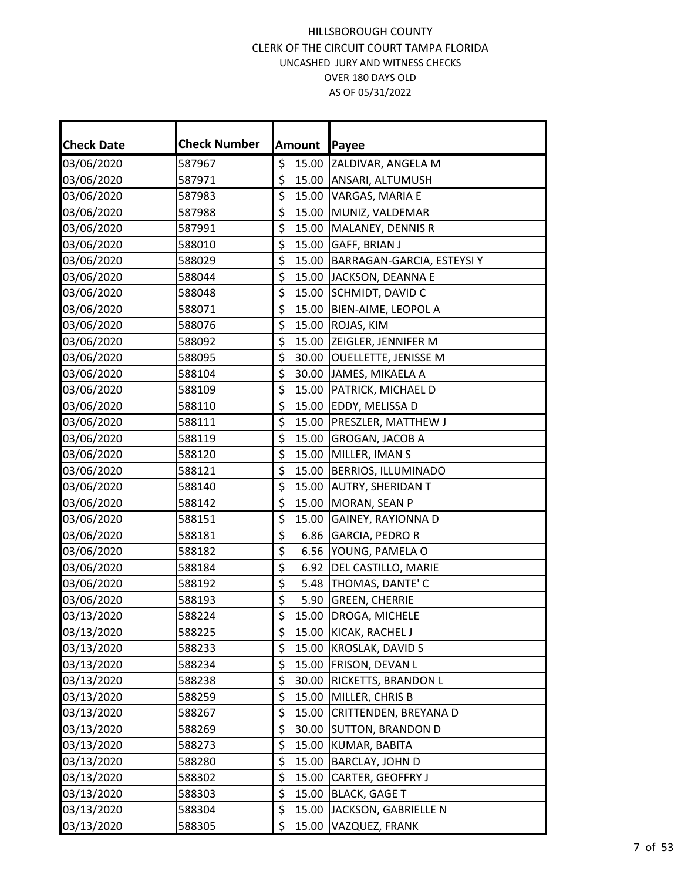HILLSBOROUGH COUNTY
CLERK OF THE CIRCUIT COURT TAMPA FLORIDA
UNCASHED JURY AND WITNESS CHECKS
OVER 180 DAYS OLD
AS OF 05/31/2022

| Check Date | Check Number | Amount | Payee |
|---|---|---|---|
| 03/06/2020 | 587967 | $ 15.00 | ZALDIVAR, ANGELA M |
| 03/06/2020 | 587971 | $ 15.00 | ANSARI, ALTUMUSH |
| 03/06/2020 | 587983 | $ 15.00 | VARGAS, MARIA E |
| 03/06/2020 | 587988 | $ 15.00 | MUNIZ, VALDEMAR |
| 03/06/2020 | 587991 | $ 15.00 | MALANEY, DENNIS R |
| 03/06/2020 | 588010 | $ 15.00 | GAFF, BRIAN J |
| 03/06/2020 | 588029 | $ 15.00 | BARRAGAN-GARCIA, ESTEYSI Y |
| 03/06/2020 | 588044 | $ 15.00 | JACKSON, DEANNA E |
| 03/06/2020 | 588048 | $ 15.00 | SCHMIDT, DAVID C |
| 03/06/2020 | 588071 | $ 15.00 | BIEN-AIME, LEOPOL A |
| 03/06/2020 | 588076 | $ 15.00 | ROJAS, KIM |
| 03/06/2020 | 588092 | $ 15.00 | ZEIGLER, JENNIFER M |
| 03/06/2020 | 588095 | $ 30.00 | OUELLETTE, JENISSE M |
| 03/06/2020 | 588104 | $ 30.00 | JAMES, MIKAELA A |
| 03/06/2020 | 588109 | $ 15.00 | PATRICK, MICHAEL D |
| 03/06/2020 | 588110 | $ 15.00 | EDDY, MELISSA D |
| 03/06/2020 | 588111 | $ 15.00 | PRESZLER, MATTHEW J |
| 03/06/2020 | 588119 | $ 15.00 | GROGAN, JACOB A |
| 03/06/2020 | 588120 | $ 15.00 | MILLER, IMAN S |
| 03/06/2020 | 588121 | $ 15.00 | BERRIOS, ILLUMINADO |
| 03/06/2020 | 588140 | $ 15.00 | AUTRY, SHERIDAN T |
| 03/06/2020 | 588142 | $ 15.00 | MORAN, SEAN P |
| 03/06/2020 | 588151 | $ 15.00 | GAINEY, RAYIONNA D |
| 03/06/2020 | 588181 | $ 6.86 | GARCIA, PEDRO R |
| 03/06/2020 | 588182 | $ 6.56 | YOUNG, PAMELA O |
| 03/06/2020 | 588184 | $ 6.92 | DEL CASTILLO, MARIE |
| 03/06/2020 | 588192 | $ 5.48 | THOMAS, DANTE' C |
| 03/06/2020 | 588193 | $ 5.90 | GREEN, CHERRIE |
| 03/13/2020 | 588224 | $ 15.00 | DROGA, MICHELE |
| 03/13/2020 | 588225 | $ 15.00 | KICAK, RACHEL J |
| 03/13/2020 | 588233 | $ 15.00 | KROSLAK, DAVID S |
| 03/13/2020 | 588234 | $ 15.00 | FRISON, DEVAN L |
| 03/13/2020 | 588238 | $ 30.00 | RICKETTS, BRANDON L |
| 03/13/2020 | 588259 | $ 15.00 | MILLER, CHRIS B |
| 03/13/2020 | 588267 | $ 15.00 | CRITTENDEN, BREYANA D |
| 03/13/2020 | 588269 | $ 30.00 | SUTTON, BRANDON D |
| 03/13/2020 | 588273 | $ 15.00 | KUMAR, BABITA |
| 03/13/2020 | 588280 | $ 15.00 | BARCLAY, JOHN D |
| 03/13/2020 | 588302 | $ 15.00 | CARTER, GEOFFRY J |
| 03/13/2020 | 588303 | $ 15.00 | BLACK, GAGE T |
| 03/13/2020 | 588304 | $ 15.00 | JACKSON, GABRIELLE N |
| 03/13/2020 | 588305 | $ 15.00 | VAZQUEZ, FRANK |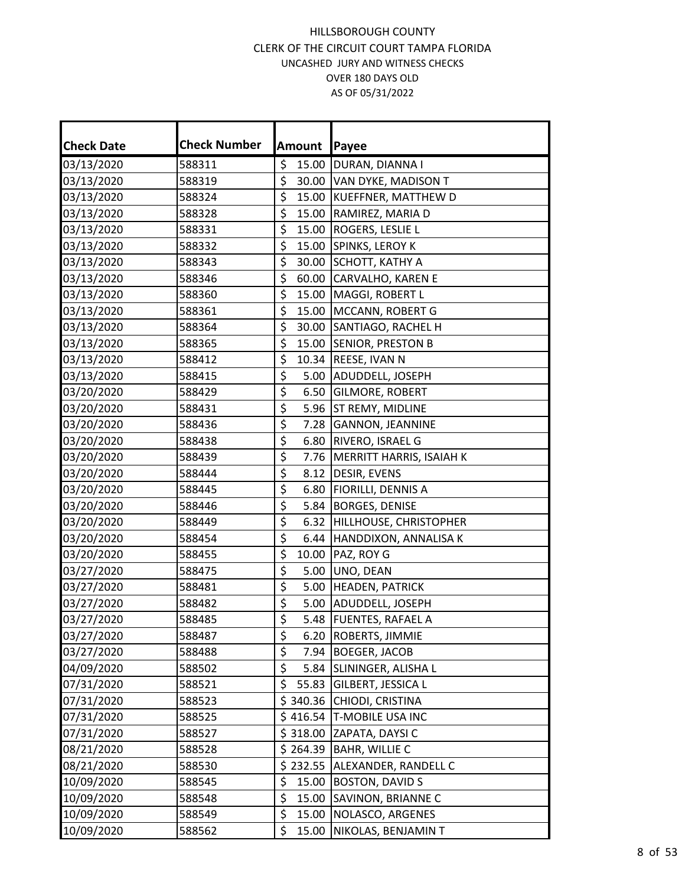HILLSBOROUGH COUNTY
CLERK OF THE CIRCUIT COURT TAMPA FLORIDA
UNCASHED JURY AND WITNESS CHECKS
OVER 180 DAYS OLD
AS OF 05/31/2022

| Check Date | Check Number | Amount | Payee |
|---|---|---|---|
| 03/13/2020 | 588311 | $ 15.00 | DURAN, DIANNA I |
| 03/13/2020 | 588319 | $ 30.00 | VAN DYKE, MADISON T |
| 03/13/2020 | 588324 | $ 15.00 | KUEFFNER, MATTHEW D |
| 03/13/2020 | 588328 | $ 15.00 | RAMIREZ, MARIA D |
| 03/13/2020 | 588331 | $ 15.00 | ROGERS, LESLIE L |
| 03/13/2020 | 588332 | $ 15.00 | SPINKS, LEROY K |
| 03/13/2020 | 588343 | $ 30.00 | SCHOTT, KATHY A |
| 03/13/2020 | 588346 | $ 60.00 | CARVALHO, KAREN E |
| 03/13/2020 | 588360 | $ 15.00 | MAGGI, ROBERT L |
| 03/13/2020 | 588361 | $ 15.00 | MCCANN, ROBERT G |
| 03/13/2020 | 588364 | $ 30.00 | SANTIAGO, RACHEL H |
| 03/13/2020 | 588365 | $ 15.00 | SENIOR, PRESTON B |
| 03/13/2020 | 588412 | $ 10.34 | REESE, IVAN N |
| 03/13/2020 | 588415 | $ 5.00 | ADUDDELL, JOSEPH |
| 03/20/2020 | 588429 | $ 6.50 | GILMORE, ROBERT |
| 03/20/2020 | 588431 | $ 5.96 | ST REMY, MIDLINE |
| 03/20/2020 | 588436 | $ 7.28 | GANNON, JEANNINE |
| 03/20/2020 | 588438 | $ 6.80 | RIVERO, ISRAEL G |
| 03/20/2020 | 588439 | $ 7.76 | MERRITT HARRIS, ISAIAH K |
| 03/20/2020 | 588444 | $ 8.12 | DESIR, EVENS |
| 03/20/2020 | 588445 | $ 6.80 | FIORILLI, DENNIS A |
| 03/20/2020 | 588446 | $ 5.84 | BORGES, DENISE |
| 03/20/2020 | 588449 | $ 6.32 | HILLHOUSE, CHRISTOPHER |
| 03/20/2020 | 588454 | $ 6.44 | HANDDIXON, ANNALISA K |
| 03/20/2020 | 588455 | $ 10.00 | PAZ, ROY G |
| 03/27/2020 | 588475 | $ 5.00 | UNO, DEAN |
| 03/27/2020 | 588481 | $ 5.00 | HEADEN, PATRICK |
| 03/27/2020 | 588482 | $ 5.00 | ADUDDELL, JOSEPH |
| 03/27/2020 | 588485 | $ 5.48 | FUENTES, RAFAEL A |
| 03/27/2020 | 588487 | $ 6.20 | ROBERTS, JIMMIE |
| 03/27/2020 | 588488 | $ 7.94 | BOEGER, JACOB |
| 04/09/2020 | 588502 | $ 5.84 | SLININGER, ALISHA L |
| 07/31/2020 | 588521 | $ 55.83 | GILBERT, JESSICA L |
| 07/31/2020 | 588523 | $ 340.36 | CHIODI, CRISTINA |
| 07/31/2020 | 588525 | $ 416.54 | T-MOBILE USA INC |
| 07/31/2020 | 588527 | $ 318.00 | ZAPATA, DAYSI C |
| 08/21/2020 | 588528 | $ 264.39 | BAHR, WILLIE C |
| 08/21/2020 | 588530 | $ 232.55 | ALEXANDER, RANDELL C |
| 10/09/2020 | 588545 | $ 15.00 | BOSTON, DAVID S |
| 10/09/2020 | 588548 | $ 15.00 | SAVINON, BRIANNE C |
| 10/09/2020 | 588549 | $ 15.00 | NOLASCO, ARGENES |
| 10/09/2020 | 588562 | $ 15.00 | NIKOLAS, BENJAMIN T |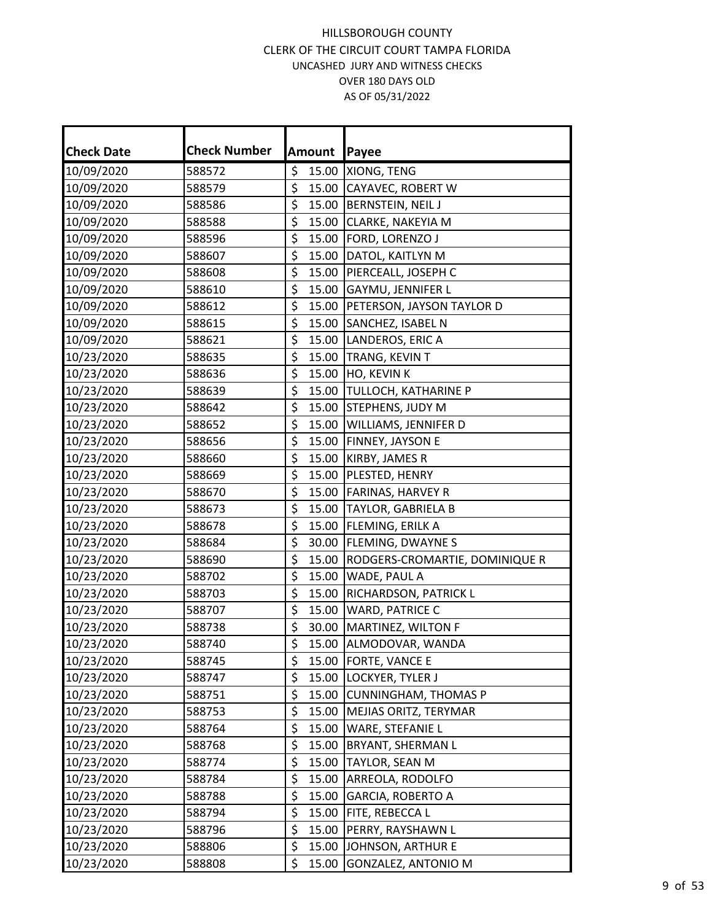HILLSBOROUGH COUNTY
CLERK OF THE CIRCUIT COURT TAMPA FLORIDA
UNCASHED JURY AND WITNESS CHECKS
OVER 180 DAYS OLD
AS OF 05/31/2022

| Check Date | Check Number | Amount | Payee |
|---|---|---|---|
| 10/09/2020 | 588572 | $ 15.00 | XIONG, TENG |
| 10/09/2020 | 588579 | $ 15.00 | CAYAVEC, ROBERT W |
| 10/09/2020 | 588586 | $ 15.00 | BERNSTEIN, NEIL J |
| 10/09/2020 | 588588 | $ 15.00 | CLARKE, NAKEYIA M |
| 10/09/2020 | 588596 | $ 15.00 | FORD, LORENZO J |
| 10/09/2020 | 588607 | $ 15.00 | DATOL, KAITLYN M |
| 10/09/2020 | 588608 | $ 15.00 | PIERCEALL, JOSEPH C |
| 10/09/2020 | 588610 | $ 15.00 | GAYMU, JENNIFER L |
| 10/09/2020 | 588612 | $ 15.00 | PETERSON, JAYSON TAYLOR D |
| 10/09/2020 | 588615 | $ 15.00 | SANCHEZ, ISABEL N |
| 10/09/2020 | 588621 | $ 15.00 | LANDEROS, ERIC A |
| 10/23/2020 | 588635 | $ 15.00 | TRANG, KEVIN T |
| 10/23/2020 | 588636 | $ 15.00 | HO, KEVIN K |
| 10/23/2020 | 588639 | $ 15.00 | TULLOCH, KATHARINE P |
| 10/23/2020 | 588642 | $ 15.00 | STEPHENS, JUDY M |
| 10/23/2020 | 588652 | $ 15.00 | WILLIAMS, JENNIFER D |
| 10/23/2020 | 588656 | $ 15.00 | FINNEY, JAYSON E |
| 10/23/2020 | 588660 | $ 15.00 | KIRBY, JAMES R |
| 10/23/2020 | 588669 | $ 15.00 | PLESTED, HENRY |
| 10/23/2020 | 588670 | $ 15.00 | FARINAS, HARVEY R |
| 10/23/2020 | 588673 | $ 15.00 | TAYLOR, GABRIELA B |
| 10/23/2020 | 588678 | $ 15.00 | FLEMING, ERILK A |
| 10/23/2020 | 588684 | $ 30.00 | FLEMING, DWAYNE S |
| 10/23/2020 | 588690 | $ 15.00 | RODGERS-CROMARTIE, DOMINIQUE R |
| 10/23/2020 | 588702 | $ 15.00 | WADE, PAUL A |
| 10/23/2020 | 588703 | $ 15.00 | RICHARDSON, PATRICK L |
| 10/23/2020 | 588707 | $ 15.00 | WARD, PATRICE C |
| 10/23/2020 | 588738 | $ 30.00 | MARTINEZ, WILTON F |
| 10/23/2020 | 588740 | $ 15.00 | ALMODOVAR, WANDA |
| 10/23/2020 | 588745 | $ 15.00 | FORTE, VANCE E |
| 10/23/2020 | 588747 | $ 15.00 | LOCKYER, TYLER J |
| 10/23/2020 | 588751 | $ 15.00 | CUNNINGHAM, THOMAS P |
| 10/23/2020 | 588753 | $ 15.00 | MEJIAS ORITZ, TERYMAR |
| 10/23/2020 | 588764 | $ 15.00 | WARE, STEFANIE L |
| 10/23/2020 | 588768 | $ 15.00 | BRYANT, SHERMAN L |
| 10/23/2020 | 588774 | $ 15.00 | TAYLOR, SEAN M |
| 10/23/2020 | 588784 | $ 15.00 | ARREOLA, RODOLFO |
| 10/23/2020 | 588788 | $ 15.00 | GARCIA, ROBERTO A |
| 10/23/2020 | 588794 | $ 15.00 | FITE, REBECCA L |
| 10/23/2020 | 588796 | $ 15.00 | PERRY, RAYSHAWN L |
| 10/23/2020 | 588806 | $ 15.00 | JOHNSON, ARTHUR E |
| 10/23/2020 | 588808 | $ 15.00 | GONZALEZ, ANTONIO M |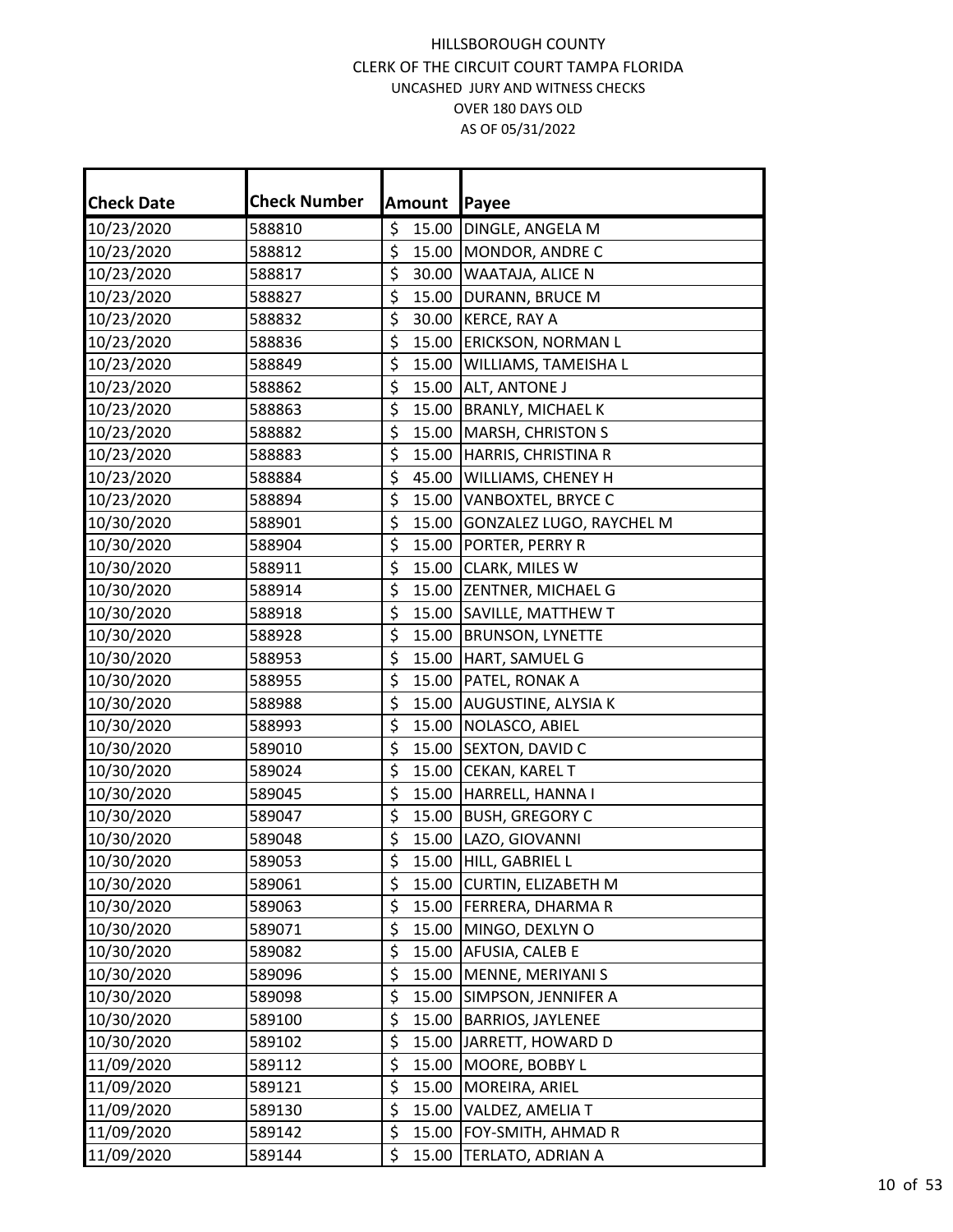HILLSBOROUGH COUNTY
CLERK OF THE CIRCUIT COURT TAMPA FLORIDA
UNCASHED JURY AND WITNESS CHECKS
OVER 180 DAYS OLD
AS OF 05/31/2022

| Check Date | Check Number | Amount | Payee |
|---|---|---|---|
| 10/23/2020 | 588810 | $ 15.00 | DINGLE, ANGELA M |
| 10/23/2020 | 588812 | $ 15.00 | MONDOR, ANDRE C |
| 10/23/2020 | 588817 | $ 30.00 | WAATAJA, ALICE N |
| 10/23/2020 | 588827 | $ 15.00 | DURANN, BRUCE M |
| 10/23/2020 | 588832 | $ 30.00 | KERCE, RAY A |
| 10/23/2020 | 588836 | $ 15.00 | ERICKSON, NORMAN L |
| 10/23/2020 | 588849 | $ 15.00 | WILLIAMS, TAMEISHA L |
| 10/23/2020 | 588862 | $ 15.00 | ALT, ANTONE J |
| 10/23/2020 | 588863 | $ 15.00 | BRANLY, MICHAEL K |
| 10/23/2020 | 588882 | $ 15.00 | MARSH, CHRISTON S |
| 10/23/2020 | 588883 | $ 15.00 | HARRIS, CHRISTINA R |
| 10/23/2020 | 588884 | $ 45.00 | WILLIAMS, CHENEY H |
| 10/23/2020 | 588894 | $ 15.00 | VANBOXTEL, BRYCE C |
| 10/30/2020 | 588901 | $ 15.00 | GONZALEZ LUGO, RAYCHEL M |
| 10/30/2020 | 588904 | $ 15.00 | PORTER, PERRY R |
| 10/30/2020 | 588911 | $ 15.00 | CLARK, MILES W |
| 10/30/2020 | 588914 | $ 15.00 | ZENTNER, MICHAEL G |
| 10/30/2020 | 588918 | $ 15.00 | SAVILLE, MATTHEW T |
| 10/30/2020 | 588928 | $ 15.00 | BRUNSON, LYNETTE |
| 10/30/2020 | 588953 | $ 15.00 | HART, SAMUEL G |
| 10/30/2020 | 588955 | $ 15.00 | PATEL, RONAK A |
| 10/30/2020 | 588988 | $ 15.00 | AUGUSTINE, ALYSIA K |
| 10/30/2020 | 588993 | $ 15.00 | NOLASCO, ABIEL |
| 10/30/2020 | 589010 | $ 15.00 | SEXTON, DAVID C |
| 10/30/2020 | 589024 | $ 15.00 | CEKAN, KAREL T |
| 10/30/2020 | 589045 | $ 15.00 | HARRELL, HANNA I |
| 10/30/2020 | 589047 | $ 15.00 | BUSH, GREGORY C |
| 10/30/2020 | 589048 | $ 15.00 | LAZO, GIOVANNI |
| 10/30/2020 | 589053 | $ 15.00 | HILL, GABRIEL L |
| 10/30/2020 | 589061 | $ 15.00 | CURTIN, ELIZABETH M |
| 10/30/2020 | 589063 | $ 15.00 | FERRERA, DHARMA R |
| 10/30/2020 | 589071 | $ 15.00 | MINGO, DEXLYN O |
| 10/30/2020 | 589082 | $ 15.00 | AFUSIA, CALEB E |
| 10/30/2020 | 589096 | $ 15.00 | MENNE, MERIYANI S |
| 10/30/2020 | 589098 | $ 15.00 | SIMPSON, JENNIFER A |
| 10/30/2020 | 589100 | $ 15.00 | BARRIOS, JAYLENEE |
| 10/30/2020 | 589102 | $ 15.00 | JARRETT, HOWARD D |
| 11/09/2020 | 589112 | $ 15.00 | MOORE, BOBBY L |
| 11/09/2020 | 589121 | $ 15.00 | MOREIRA, ARIEL |
| 11/09/2020 | 589130 | $ 15.00 | VALDEZ, AMELIA T |
| 11/09/2020 | 589142 | $ 15.00 | FOY-SMITH, AHMAD R |
| 11/09/2020 | 589144 | $ 15.00 | TERLATO, ADRIAN A |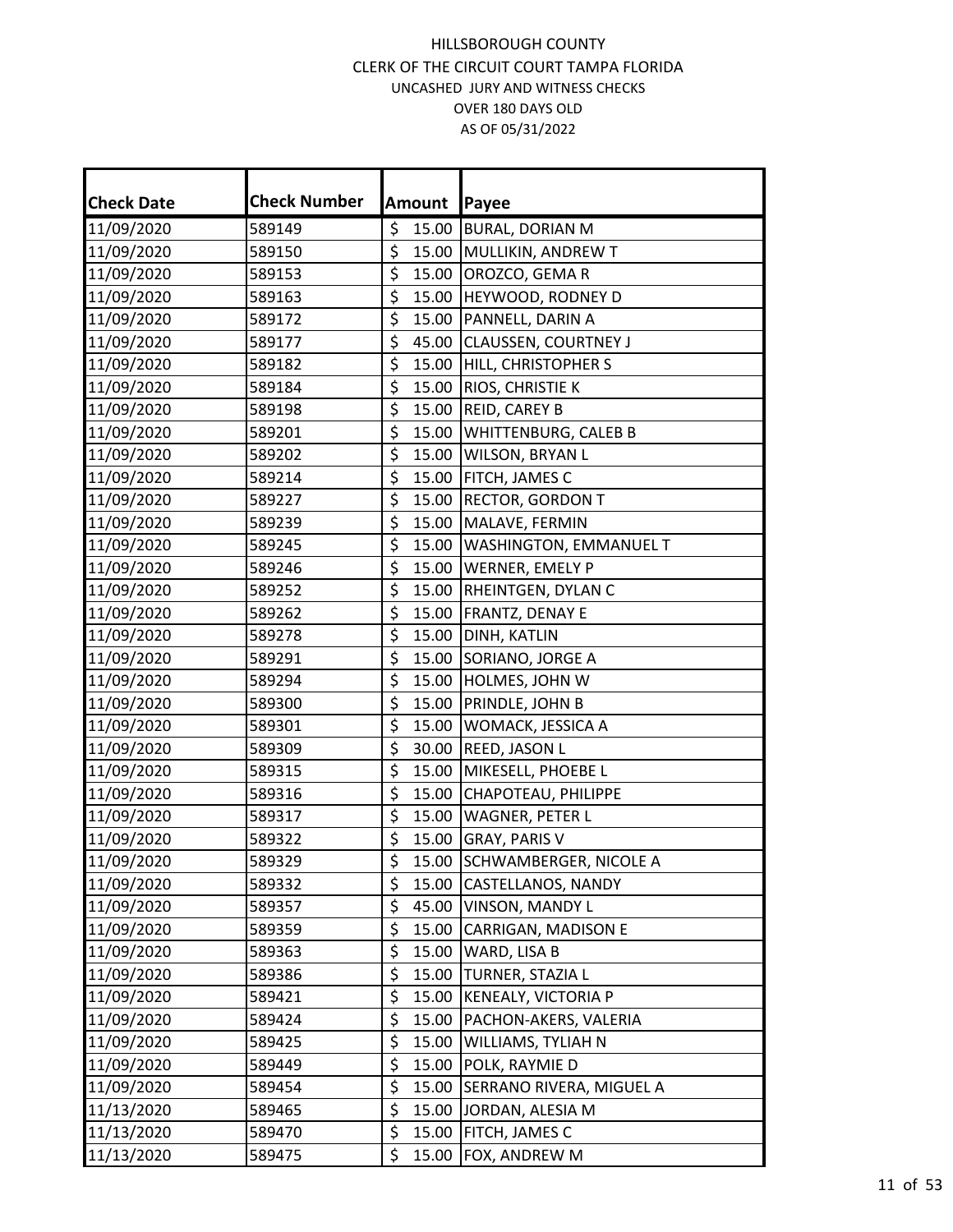HILLSBOROUGH COUNTY
CLERK OF THE CIRCUIT COURT TAMPA FLORIDA
UNCASHED JURY AND WITNESS CHECKS
OVER 180 DAYS OLD
AS OF 05/31/2022

| Check Date | Check Number | Amount | Payee |
|---|---|---|---|
| 11/09/2020 | 589149 | $ 15.00 | BURAL, DORIAN M |
| 11/09/2020 | 589150 | $ 15.00 | MULLIKIN, ANDREW T |
| 11/09/2020 | 589153 | $ 15.00 | OROZCO, GEMA R |
| 11/09/2020 | 589163 | $ 15.00 | HEYWOOD, RODNEY D |
| 11/09/2020 | 589172 | $ 15.00 | PANNELL, DARIN A |
| 11/09/2020 | 589177 | $ 45.00 | CLAUSSEN, COURTNEY J |
| 11/09/2020 | 589182 | $ 15.00 | HILL, CHRISTOPHER S |
| 11/09/2020 | 589184 | $ 15.00 | RIOS, CHRISTIE K |
| 11/09/2020 | 589198 | $ 15.00 | REID, CAREY B |
| 11/09/2020 | 589201 | $ 15.00 | WHITTENBURG, CALEB B |
| 11/09/2020 | 589202 | $ 15.00 | WILSON, BRYAN L |
| 11/09/2020 | 589214 | $ 15.00 | FITCH, JAMES C |
| 11/09/2020 | 589227 | $ 15.00 | RECTOR, GORDON T |
| 11/09/2020 | 589239 | $ 15.00 | MALAVE, FERMIN |
| 11/09/2020 | 589245 | $ 15.00 | WASHINGTON, EMMANUEL T |
| 11/09/2020 | 589246 | $ 15.00 | WERNER, EMELY P |
| 11/09/2020 | 589252 | $ 15.00 | RHEINTGEN, DYLAN C |
| 11/09/2020 | 589262 | $ 15.00 | FRANTZ, DENAY E |
| 11/09/2020 | 589278 | $ 15.00 | DINH, KATLIN |
| 11/09/2020 | 589291 | $ 15.00 | SORIANO, JORGE A |
| 11/09/2020 | 589294 | $ 15.00 | HOLMES, JOHN W |
| 11/09/2020 | 589300 | $ 15.00 | PRINDLE, JOHN B |
| 11/09/2020 | 589301 | $ 15.00 | WOMACK, JESSICA A |
| 11/09/2020 | 589309 | $ 30.00 | REED, JASON L |
| 11/09/2020 | 589315 | $ 15.00 | MIKESELL, PHOEBE L |
| 11/09/2020 | 589316 | $ 15.00 | CHAPOTEAU, PHILIPPE |
| 11/09/2020 | 589317 | $ 15.00 | WAGNER, PETER L |
| 11/09/2020 | 589322 | $ 15.00 | GRAY, PARIS V |
| 11/09/2020 | 589329 | $ 15.00 | SCHWAMBERGER, NICOLE A |
| 11/09/2020 | 589332 | $ 15.00 | CASTELLANOS, NANDY |
| 11/09/2020 | 589357 | $ 45.00 | VINSON, MANDY L |
| 11/09/2020 | 589359 | $ 15.00 | CARRIGAN, MADISON E |
| 11/09/2020 | 589363 | $ 15.00 | WARD, LISA B |
| 11/09/2020 | 589386 | $ 15.00 | TURNER, STAZIA L |
| 11/09/2020 | 589421 | $ 15.00 | KENEALY, VICTORIA P |
| 11/09/2020 | 589424 | $ 15.00 | PACHON-AKERS, VALERIA |
| 11/09/2020 | 589425 | $ 15.00 | WILLIAMS, TYLIAH N |
| 11/09/2020 | 589449 | $ 15.00 | POLK, RAYMIE D |
| 11/09/2020 | 589454 | $ 15.00 | SERRANO RIVERA, MIGUEL A |
| 11/13/2020 | 589465 | $ 15.00 | JORDAN, ALESIA M |
| 11/13/2020 | 589470 | $ 15.00 | FITCH, JAMES C |
| 11/13/2020 | 589475 | $ 15.00 | FOX, ANDREW M |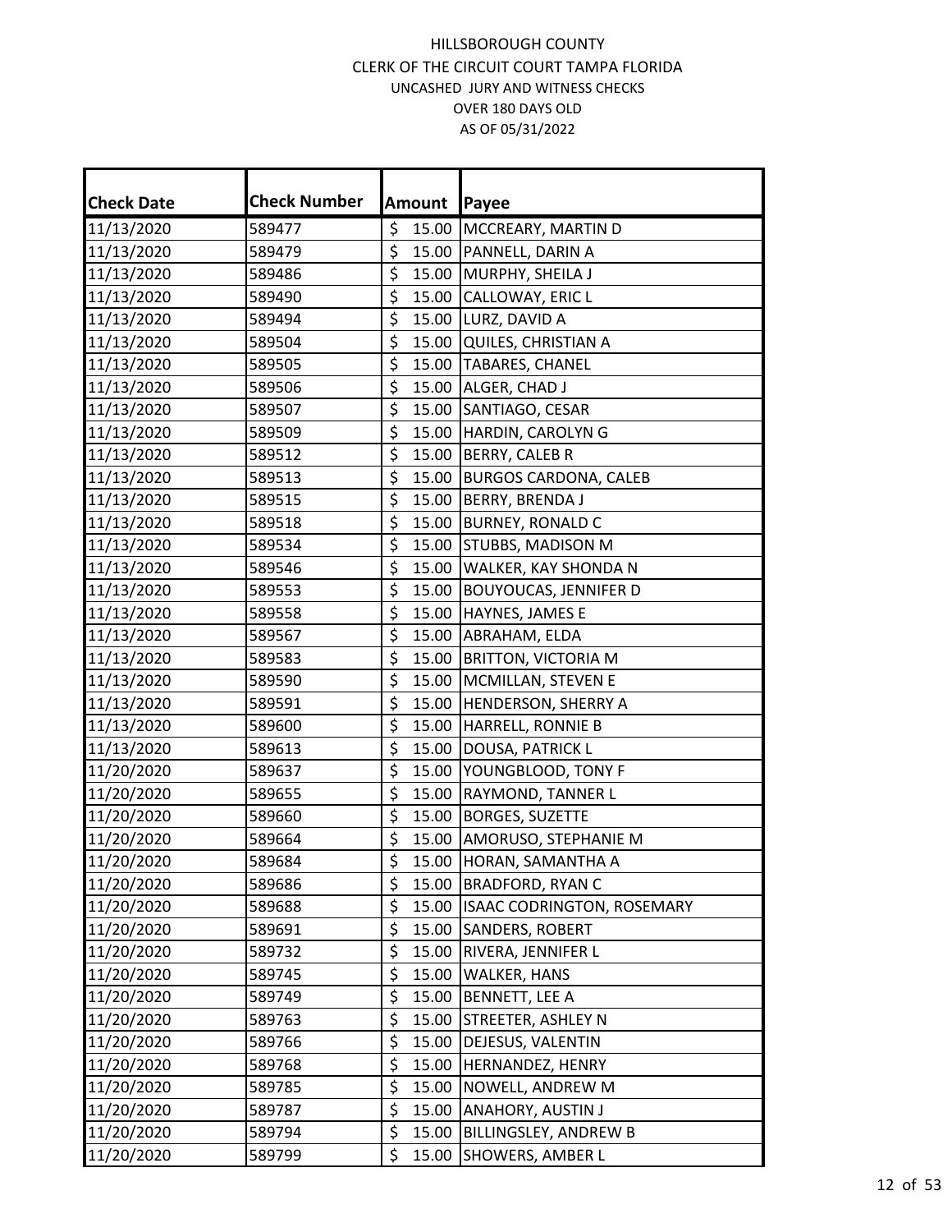HILLSBOROUGH COUNTY
CLERK OF THE CIRCUIT COURT TAMPA FLORIDA
UNCASHED JURY AND WITNESS CHECKS
OVER 180 DAYS OLD
AS OF 05/31/2022

| Check Date | Check Number | Amount | Payee |
|---|---|---|---|
| 11/13/2020 | 589477 | $ 15.00 | MCCREARY, MARTIN D |
| 11/13/2020 | 589479 | $ 15.00 | PANNELL, DARIN A |
| 11/13/2020 | 589486 | $ 15.00 | MURPHY, SHEILA J |
| 11/13/2020 | 589490 | $ 15.00 | CALLOWAY, ERIC L |
| 11/13/2020 | 589494 | $ 15.00 | LURZ, DAVID A |
| 11/13/2020 | 589504 | $ 15.00 | QUILES, CHRISTIAN A |
| 11/13/2020 | 589505 | $ 15.00 | TABARES, CHANEL |
| 11/13/2020 | 589506 | $ 15.00 | ALGER, CHAD J |
| 11/13/2020 | 589507 | $ 15.00 | SANTIAGO, CESAR |
| 11/13/2020 | 589509 | $ 15.00 | HARDIN, CAROLYN G |
| 11/13/2020 | 589512 | $ 15.00 | BERRY, CALEB R |
| 11/13/2020 | 589513 | $ 15.00 | BURGOS CARDONA, CALEB |
| 11/13/2020 | 589515 | $ 15.00 | BERRY, BRENDA J |
| 11/13/2020 | 589518 | $ 15.00 | BURNEY, RONALD C |
| 11/13/2020 | 589534 | $ 15.00 | STUBBS, MADISON M |
| 11/13/2020 | 589546 | $ 15.00 | WALKER, KAY SHONDA N |
| 11/13/2020 | 589553 | $ 15.00 | BOUYOUCAS, JENNIFER D |
| 11/13/2020 | 589558 | $ 15.00 | HAYNES, JAMES E |
| 11/13/2020 | 589567 | $ 15.00 | ABRAHAM, ELDA |
| 11/13/2020 | 589583 | $ 15.00 | BRITTON, VICTORIA M |
| 11/13/2020 | 589590 | $ 15.00 | MCMILLAN, STEVEN E |
| 11/13/2020 | 589591 | $ 15.00 | HENDERSON, SHERRY A |
| 11/13/2020 | 589600 | $ 15.00 | HARRELL, RONNIE B |
| 11/13/2020 | 589613 | $ 15.00 | DOUSA, PATRICK L |
| 11/20/2020 | 589637 | $ 15.00 | YOUNGBLOOD, TONY F |
| 11/20/2020 | 589655 | $ 15.00 | RAYMOND, TANNER L |
| 11/20/2020 | 589660 | $ 15.00 | BORGES, SUZETTE |
| 11/20/2020 | 589664 | $ 15.00 | AMORUSO, STEPHANIE M |
| 11/20/2020 | 589684 | $ 15.00 | HORAN, SAMANTHA A |
| 11/20/2020 | 589686 | $ 15.00 | BRADFORD, RYAN C |
| 11/20/2020 | 589688 | $ 15.00 | ISAAC CODRINGTON, ROSEMARY |
| 11/20/2020 | 589691 | $ 15.00 | SANDERS, ROBERT |
| 11/20/2020 | 589732 | $ 15.00 | RIVERA, JENNIFER L |
| 11/20/2020 | 589745 | $ 15.00 | WALKER, HANS |
| 11/20/2020 | 589749 | $ 15.00 | BENNETT, LEE A |
| 11/20/2020 | 589763 | $ 15.00 | STREETER, ASHLEY N |
| 11/20/2020 | 589766 | $ 15.00 | DEJESUS, VALENTIN |
| 11/20/2020 | 589768 | $ 15.00 | HERNANDEZ, HENRY |
| 11/20/2020 | 589785 | $ 15.00 | NOWELL, ANDREW M |
| 11/20/2020 | 589787 | $ 15.00 | ANAHORY, AUSTIN J |
| 11/20/2020 | 589794 | $ 15.00 | BILLINGSLEY, ANDREW B |
| 11/20/2020 | 589799 | $ 15.00 | SHOWERS, AMBER L |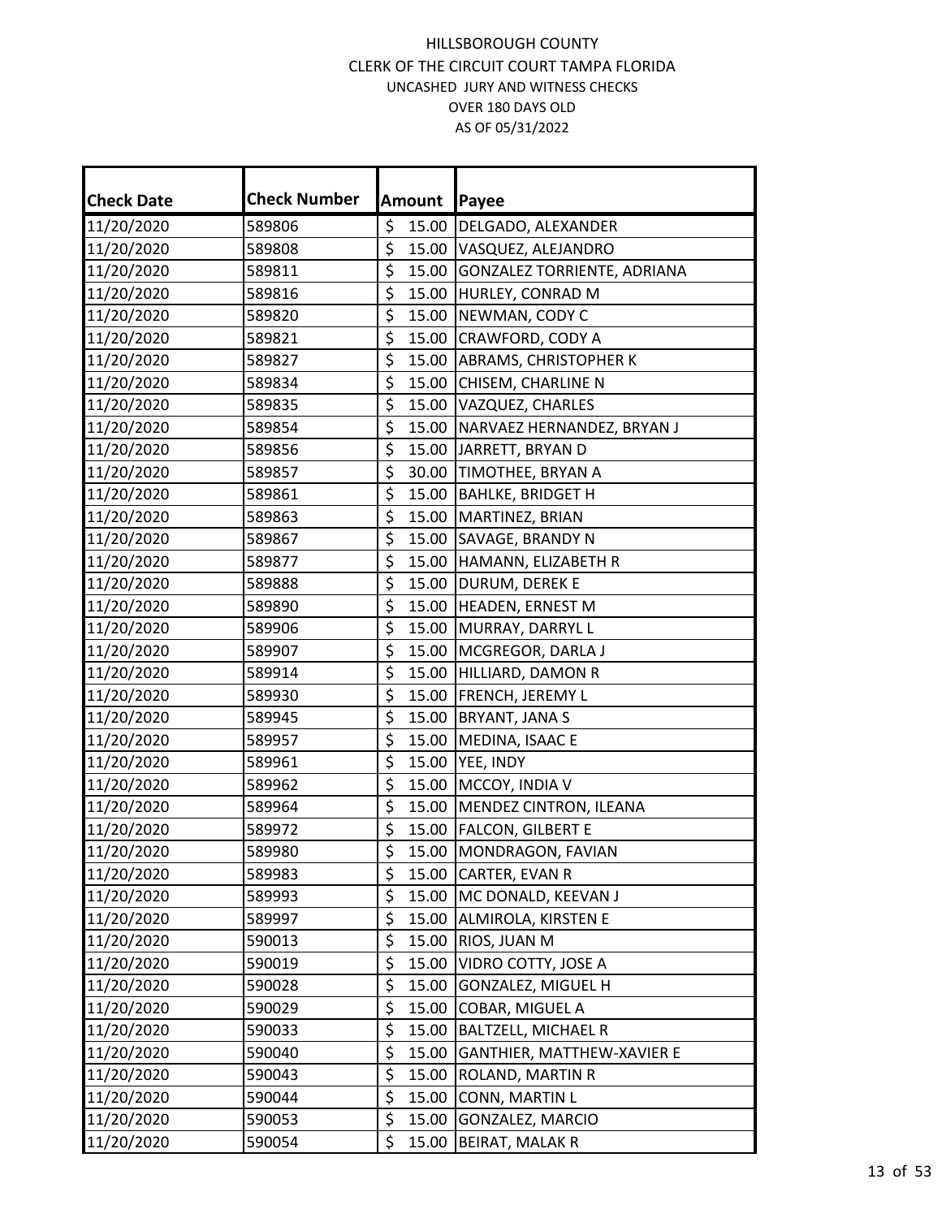HILLSBOROUGH COUNTY
CLERK OF THE CIRCUIT COURT TAMPA FLORIDA
UNCASHED JURY AND WITNESS CHECKS
OVER 180 DAYS OLD
AS OF 05/31/2022

| Check Date | Check Number | Amount | Payee |
|---|---|---|---|
| 11/20/2020 | 589806 | $ 15.00 | DELGADO, ALEXANDER |
| 11/20/2020 | 589808 | $ 15.00 | VASQUEZ, ALEJANDRO |
| 11/20/2020 | 589811 | $ 15.00 | GONZALEZ TORRIENTE, ADRIANA |
| 11/20/2020 | 589816 | $ 15.00 | HURLEY, CONRAD M |
| 11/20/2020 | 589820 | $ 15.00 | NEWMAN, CODY C |
| 11/20/2020 | 589821 | $ 15.00 | CRAWFORD, CODY A |
| 11/20/2020 | 589827 | $ 15.00 | ABRAMS, CHRISTOPHER K |
| 11/20/2020 | 589834 | $ 15.00 | CHISEM, CHARLINE N |
| 11/20/2020 | 589835 | $ 15.00 | VAZQUEZ, CHARLES |
| 11/20/2020 | 589854 | $ 15.00 | NARVAEZ HERNANDEZ, BRYAN J |
| 11/20/2020 | 589856 | $ 15.00 | JARRETT, BRYAN D |
| 11/20/2020 | 589857 | $ 30.00 | TIMOTHEE, BRYAN A |
| 11/20/2020 | 589861 | $ 15.00 | BAHLKE, BRIDGET H |
| 11/20/2020 | 589863 | $ 15.00 | MARTINEZ, BRIAN |
| 11/20/2020 | 589867 | $ 15.00 | SAVAGE, BRANDY N |
| 11/20/2020 | 589877 | $ 15.00 | HAMANN, ELIZABETH R |
| 11/20/2020 | 589888 | $ 15.00 | DURUM, DEREK E |
| 11/20/2020 | 589890 | $ 15.00 | HEADEN, ERNEST M |
| 11/20/2020 | 589906 | $ 15.00 | MURRAY, DARRYL L |
| 11/20/2020 | 589907 | $ 15.00 | MCGREGOR, DARLA J |
| 11/20/2020 | 589914 | $ 15.00 | HILLIARD, DAMON R |
| 11/20/2020 | 589930 | $ 15.00 | FRENCH, JEREMY L |
| 11/20/2020 | 589945 | $ 15.00 | BRYANT, JANA S |
| 11/20/2020 | 589957 | $ 15.00 | MEDINA, ISAAC E |
| 11/20/2020 | 589961 | $ 15.00 | YEE, INDY |
| 11/20/2020 | 589962 | $ 15.00 | MCCOY, INDIA V |
| 11/20/2020 | 589964 | $ 15.00 | MENDEZ CINTRON, ILEANA |
| 11/20/2020 | 589972 | $ 15.00 | FALCON, GILBERT E |
| 11/20/2020 | 589980 | $ 15.00 | MONDRAGON, FAVIAN |
| 11/20/2020 | 589983 | $ 15.00 | CARTER, EVAN R |
| 11/20/2020 | 589993 | $ 15.00 | MC DONALD, KEEVAN J |
| 11/20/2020 | 589997 | $ 15.00 | ALMIROLA, KIRSTEN E |
| 11/20/2020 | 590013 | $ 15.00 | RIOS, JUAN M |
| 11/20/2020 | 590019 | $ 15.00 | VIDRO COTTY, JOSE A |
| 11/20/2020 | 590028 | $ 15.00 | GONZALEZ, MIGUEL H |
| 11/20/2020 | 590029 | $ 15.00 | COBAR, MIGUEL A |
| 11/20/2020 | 590033 | $ 15.00 | BALTZELL, MICHAEL R |
| 11/20/2020 | 590040 | $ 15.00 | GANTHIER, MATTHEW-XAVIER E |
| 11/20/2020 | 590043 | $ 15.00 | ROLAND, MARTIN R |
| 11/20/2020 | 590044 | $ 15.00 | CONN, MARTIN L |
| 11/20/2020 | 590053 | $ 15.00 | GONZALEZ, MARCIO |
| 11/20/2020 | 590054 | $ 15.00 | BEIRAT, MALAK R |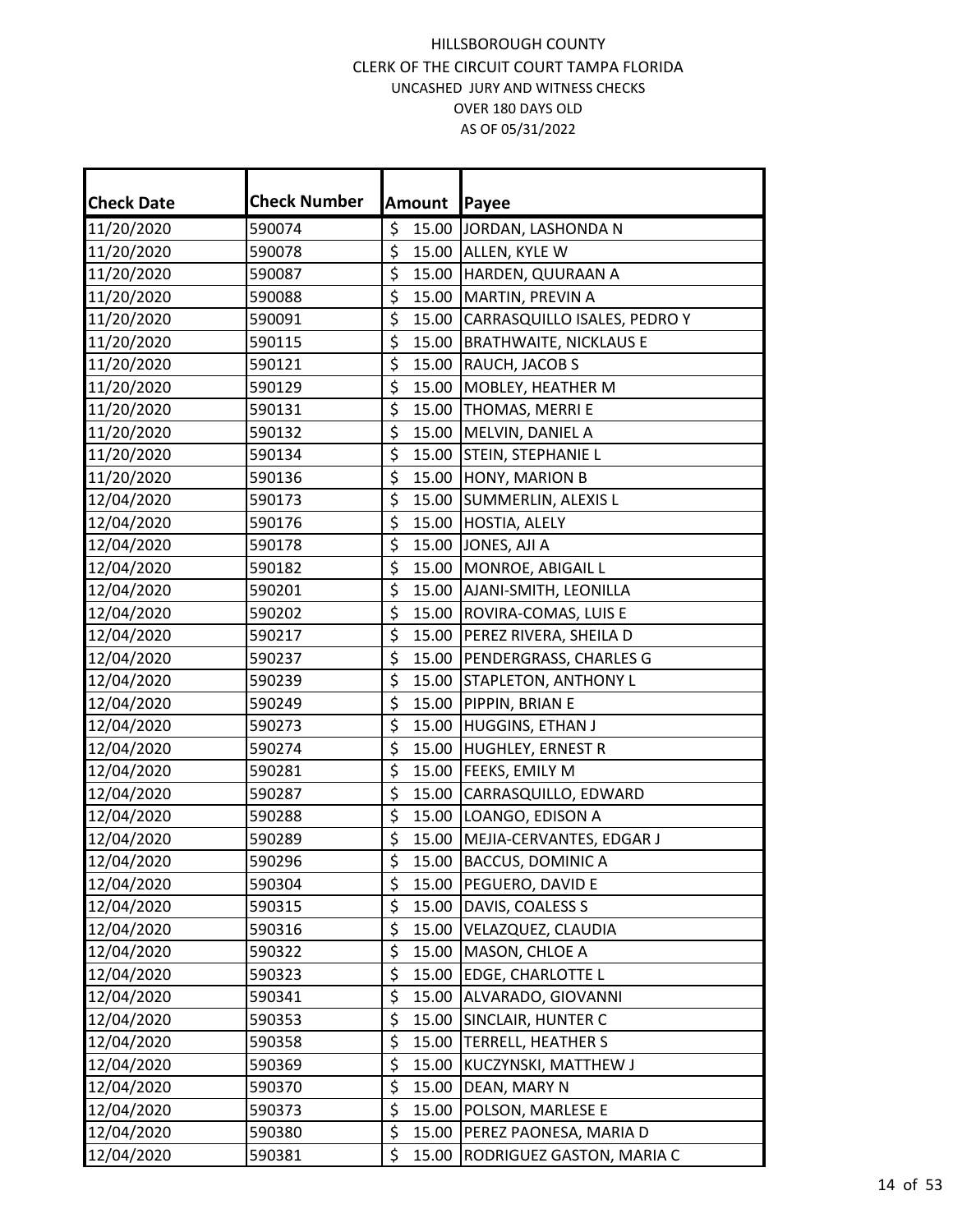HILLSBOROUGH COUNTY
CLERK OF THE CIRCUIT COURT TAMPA FLORIDA
UNCASHED JURY AND WITNESS CHECKS
OVER 180 DAYS OLD
AS OF 05/31/2022

| Check Date | Check Number | Amount | Payee |
|---|---|---|---|
| 11/20/2020 | 590074 | $ 15.00 | JORDAN, LASHONDA N |
| 11/20/2020 | 590078 | $ 15.00 | ALLEN, KYLE W |
| 11/20/2020 | 590087 | $ 15.00 | HARDEN, QUURAAN A |
| 11/20/2020 | 590088 | $ 15.00 | MARTIN, PREVIN A |
| 11/20/2020 | 590091 | $ 15.00 | CARRASQUILLO ISALES, PEDRO Y |
| 11/20/2020 | 590115 | $ 15.00 | BRATHWAITE, NICKLAUS E |
| 11/20/2020 | 590121 | $ 15.00 | RAUCH, JACOB S |
| 11/20/2020 | 590129 | $ 15.00 | MOBLEY, HEATHER M |
| 11/20/2020 | 590131 | $ 15.00 | THOMAS, MERRI E |
| 11/20/2020 | 590132 | $ 15.00 | MELVIN, DANIEL A |
| 11/20/2020 | 590134 | $ 15.00 | STEIN, STEPHANIE L |
| 11/20/2020 | 590136 | $ 15.00 | HONY, MARION B |
| 12/04/2020 | 590173 | $ 15.00 | SUMMERLIN, ALEXIS L |
| 12/04/2020 | 590176 | $ 15.00 | HOSTIA, ALELY |
| 12/04/2020 | 590178 | $ 15.00 | JONES, AJI A |
| 12/04/2020 | 590182 | $ 15.00 | MONROE, ABIGAIL L |
| 12/04/2020 | 590201 | $ 15.00 | AJANI-SMITH, LEONILLA |
| 12/04/2020 | 590202 | $ 15.00 | ROVIRA-COMAS, LUIS E |
| 12/04/2020 | 590217 | $ 15.00 | PEREZ RIVERA, SHEILA D |
| 12/04/2020 | 590237 | $ 15.00 | PENDERGRASS, CHARLES G |
| 12/04/2020 | 590239 | $ 15.00 | STAPLETON, ANTHONY L |
| 12/04/2020 | 590249 | $ 15.00 | PIPPIN, BRIAN E |
| 12/04/2020 | 590273 | $ 15.00 | HUGGINS, ETHAN J |
| 12/04/2020 | 590274 | $ 15.00 | HUGHLEY, ERNEST R |
| 12/04/2020 | 590281 | $ 15.00 | FEEKS, EMILY M |
| 12/04/2020 | 590287 | $ 15.00 | CARRASQUILLO, EDWARD |
| 12/04/2020 | 590288 | $ 15.00 | LOANGO, EDISON A |
| 12/04/2020 | 590289 | $ 15.00 | MEJIA-CERVANTES, EDGAR J |
| 12/04/2020 | 590296 | $ 15.00 | BACCUS, DOMINIC A |
| 12/04/2020 | 590304 | $ 15.00 | PEGUERO, DAVID E |
| 12/04/2020 | 590315 | $ 15.00 | DAVIS, COALESS S |
| 12/04/2020 | 590316 | $ 15.00 | VELAZQUEZ, CLAUDIA |
| 12/04/2020 | 590322 | $ 15.00 | MASON, CHLOE A |
| 12/04/2020 | 590323 | $ 15.00 | EDGE, CHARLOTTE L |
| 12/04/2020 | 590341 | $ 15.00 | ALVARADO, GIOVANNI |
| 12/04/2020 | 590353 | $ 15.00 | SINCLAIR, HUNTER C |
| 12/04/2020 | 590358 | $ 15.00 | TERRELL, HEATHER S |
| 12/04/2020 | 590369 | $ 15.00 | KUCZYNSKI, MATTHEW J |
| 12/04/2020 | 590370 | $ 15.00 | DEAN, MARY N |
| 12/04/2020 | 590373 | $ 15.00 | POLSON, MARLESE E |
| 12/04/2020 | 590380 | $ 15.00 | PEREZ PAONESA, MARIA D |
| 12/04/2020 | 590381 | $ 15.00 | RODRIGUEZ GASTON, MARIA C |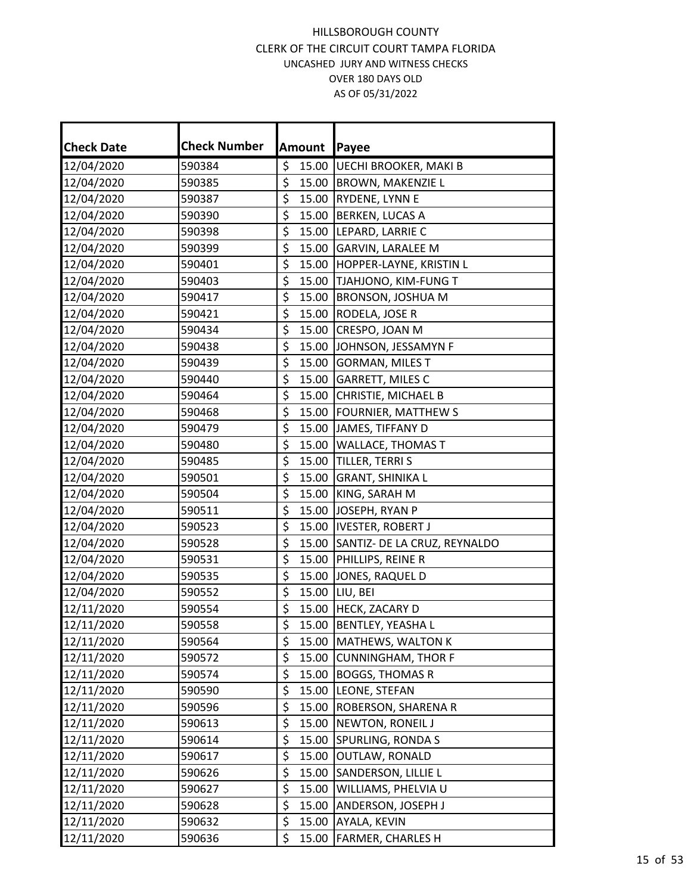HILLSBOROUGH COUNTY
CLERK OF THE CIRCUIT COURT TAMPA FLORIDA
UNCASHED JURY AND WITNESS CHECKS
OVER 180 DAYS OLD
AS OF 05/31/2022

| Check Date | Check Number | Amount | Payee |
|---|---|---|---|
| 12/04/2020 | 590384 | $ 15.00 | UECHI BROOKER, MAKI B |
| 12/04/2020 | 590385 | $ 15.00 | BROWN, MAKENZIE L |
| 12/04/2020 | 590387 | $ 15.00 | RYDENE, LYNN E |
| 12/04/2020 | 590390 | $ 15.00 | BERKEN, LUCAS A |
| 12/04/2020 | 590398 | $ 15.00 | LEPARD, LARRIE C |
| 12/04/2020 | 590399 | $ 15.00 | GARVIN, LARALEE M |
| 12/04/2020 | 590401 | $ 15.00 | HOPPER-LAYNE, KRISTIN L |
| 12/04/2020 | 590403 | $ 15.00 | TJAHJONO, KIM-FUNG T |
| 12/04/2020 | 590417 | $ 15.00 | BRONSON, JOSHUA M |
| 12/04/2020 | 590421 | $ 15.00 | RODELA, JOSE R |
| 12/04/2020 | 590434 | $ 15.00 | CRESPO, JOAN M |
| 12/04/2020 | 590438 | $ 15.00 | JOHNSON, JESSAMYN F |
| 12/04/2020 | 590439 | $ 15.00 | GORMAN, MILES T |
| 12/04/2020 | 590440 | $ 15.00 | GARRETT, MILES C |
| 12/04/2020 | 590464 | $ 15.00 | CHRISTIE, MICHAEL B |
| 12/04/2020 | 590468 | $ 15.00 | FOURNIER, MATTHEW S |
| 12/04/2020 | 590479 | $ 15.00 | JAMES, TIFFANY D |
| 12/04/2020 | 590480 | $ 15.00 | WALLACE, THOMAS T |
| 12/04/2020 | 590485 | $ 15.00 | TILLER, TERRI S |
| 12/04/2020 | 590501 | $ 15.00 | GRANT, SHINIKA L |
| 12/04/2020 | 590504 | $ 15.00 | KING, SARAH M |
| 12/04/2020 | 590511 | $ 15.00 | JOSEPH, RYAN P |
| 12/04/2020 | 590523 | $ 15.00 | IVESTER, ROBERT J |
| 12/04/2020 | 590528 | $ 15.00 | SANTIZ- DE LA CRUZ, REYNALDO |
| 12/04/2020 | 590531 | $ 15.00 | PHILLIPS, REINE R |
| 12/04/2020 | 590535 | $ 15.00 | JONES, RAQUEL D |
| 12/04/2020 | 590552 | $ 15.00 | LIU, BEI |
| 12/11/2020 | 590554 | $ 15.00 | HECK, ZACARY D |
| 12/11/2020 | 590558 | $ 15.00 | BENTLEY, YEASHA L |
| 12/11/2020 | 590564 | $ 15.00 | MATHEWS, WALTON K |
| 12/11/2020 | 590572 | $ 15.00 | CUNNINGHAM, THOR F |
| 12/11/2020 | 590574 | $ 15.00 | BOGGS, THOMAS R |
| 12/11/2020 | 590590 | $ 15.00 | LEONE, STEFAN |
| 12/11/2020 | 590596 | $ 15.00 | ROBERSON, SHARENA R |
| 12/11/2020 | 590613 | $ 15.00 | NEWTON, RONEIL J |
| 12/11/2020 | 590614 | $ 15.00 | SPURLING, RONDA S |
| 12/11/2020 | 590617 | $ 15.00 | OUTLAW, RONALD |
| 12/11/2020 | 590626 | $ 15.00 | SANDERSON, LILLIE L |
| 12/11/2020 | 590627 | $ 15.00 | WILLIAMS, PHELVIA U |
| 12/11/2020 | 590628 | $ 15.00 | ANDERSON, JOSEPH J |
| 12/11/2020 | 590632 | $ 15.00 | AYALA, KEVIN |
| 12/11/2020 | 590636 | $ 15.00 | FARMER, CHARLES H |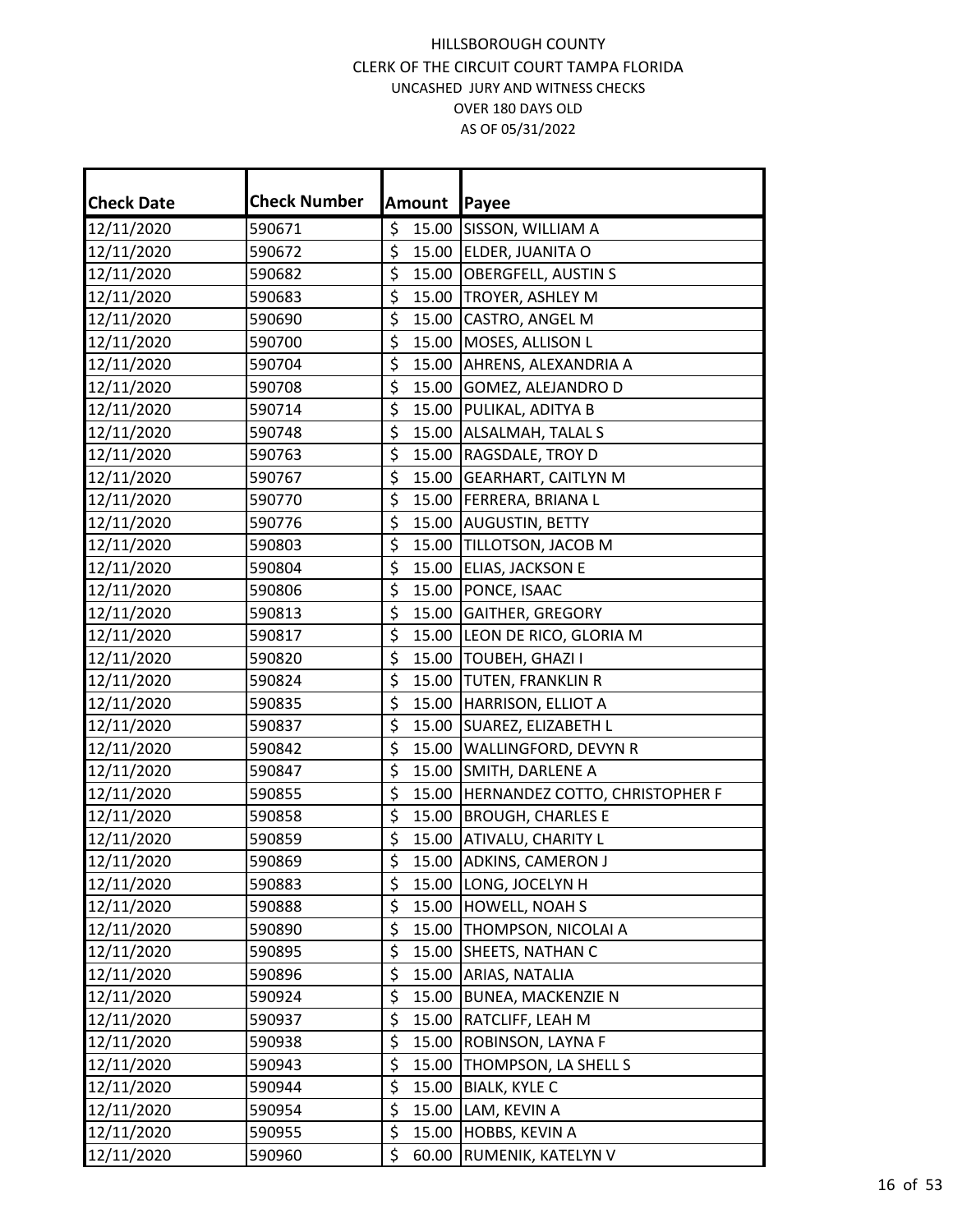HILLSBOROUGH COUNTY
CLERK OF THE CIRCUIT COURT TAMPA FLORIDA
UNCASHED JURY AND WITNESS CHECKS
OVER 180 DAYS OLD
AS OF 05/31/2022

| Check Date | Check Number | Amount | Payee |
|---|---|---|---|
| 12/11/2020 | 590671 | $ 15.00 | SISSON, WILLIAM A |
| 12/11/2020 | 590672 | $ 15.00 | ELDER, JUANITA O |
| 12/11/2020 | 590682 | $ 15.00 | OBERGFELL, AUSTIN S |
| 12/11/2020 | 590683 | $ 15.00 | TROYER, ASHLEY M |
| 12/11/2020 | 590690 | $ 15.00 | CASTRO, ANGEL M |
| 12/11/2020 | 590700 | $ 15.00 | MOSES, ALLISON L |
| 12/11/2020 | 590704 | $ 15.00 | AHRENS, ALEXANDRIA A |
| 12/11/2020 | 590708 | $ 15.00 | GOMEZ, ALEJANDRO D |
| 12/11/2020 | 590714 | $ 15.00 | PULIKAL, ADITYA B |
| 12/11/2020 | 590748 | $ 15.00 | ALSALMAH, TALAL S |
| 12/11/2020 | 590763 | $ 15.00 | RAGSDALE, TROY D |
| 12/11/2020 | 590767 | $ 15.00 | GEARHART, CAITLYN M |
| 12/11/2020 | 590770 | $ 15.00 | FERRERA, BRIANA L |
| 12/11/2020 | 590776 | $ 15.00 | AUGUSTIN, BETTY |
| 12/11/2020 | 590803 | $ 15.00 | TILLOTSON, JACOB M |
| 12/11/2020 | 590804 | $ 15.00 | ELIAS, JACKSON E |
| 12/11/2020 | 590806 | $ 15.00 | PONCE, ISAAC |
| 12/11/2020 | 590813 | $ 15.00 | GAITHER, GREGORY |
| 12/11/2020 | 590817 | $ 15.00 | LEON DE RICO, GLORIA M |
| 12/11/2020 | 590820 | $ 15.00 | TOUBEH, GHAZI I |
| 12/11/2020 | 590824 | $ 15.00 | TUTEN, FRANKLIN R |
| 12/11/2020 | 590835 | $ 15.00 | HARRISON, ELLIOT A |
| 12/11/2020 | 590837 | $ 15.00 | SUAREZ, ELIZABETH L |
| 12/11/2020 | 590842 | $ 15.00 | WALLINGFORD, DEVYN R |
| 12/11/2020 | 590847 | $ 15.00 | SMITH, DARLENE A |
| 12/11/2020 | 590855 | $ 15.00 | HERNANDEZ COTTO, CHRISTOPHER F |
| 12/11/2020 | 590858 | $ 15.00 | BROUGH, CHARLES E |
| 12/11/2020 | 590859 | $ 15.00 | ATIVALU, CHARITY L |
| 12/11/2020 | 590869 | $ 15.00 | ADKINS, CAMERON J |
| 12/11/2020 | 590883 | $ 15.00 | LONG, JOCELYN H |
| 12/11/2020 | 590888 | $ 15.00 | HOWELL, NOAH S |
| 12/11/2020 | 590890 | $ 15.00 | THOMPSON, NICOLAI A |
| 12/11/2020 | 590895 | $ 15.00 | SHEETS, NATHAN C |
| 12/11/2020 | 590896 | $ 15.00 | ARIAS, NATALIA |
| 12/11/2020 | 590924 | $ 15.00 | BUNEA, MACKENZIE N |
| 12/11/2020 | 590937 | $ 15.00 | RATCLIFF, LEAH M |
| 12/11/2020 | 590938 | $ 15.00 | ROBINSON, LAYNA F |
| 12/11/2020 | 590943 | $ 15.00 | THOMPSON, LA SHELL S |
| 12/11/2020 | 590944 | $ 15.00 | BIALK, KYLE C |
| 12/11/2020 | 590954 | $ 15.00 | LAM, KEVIN A |
| 12/11/2020 | 590955 | $ 15.00 | HOBBS, KEVIN A |
| 12/11/2020 | 590960 | $ 60.00 | RUMENIK, KATELYN V |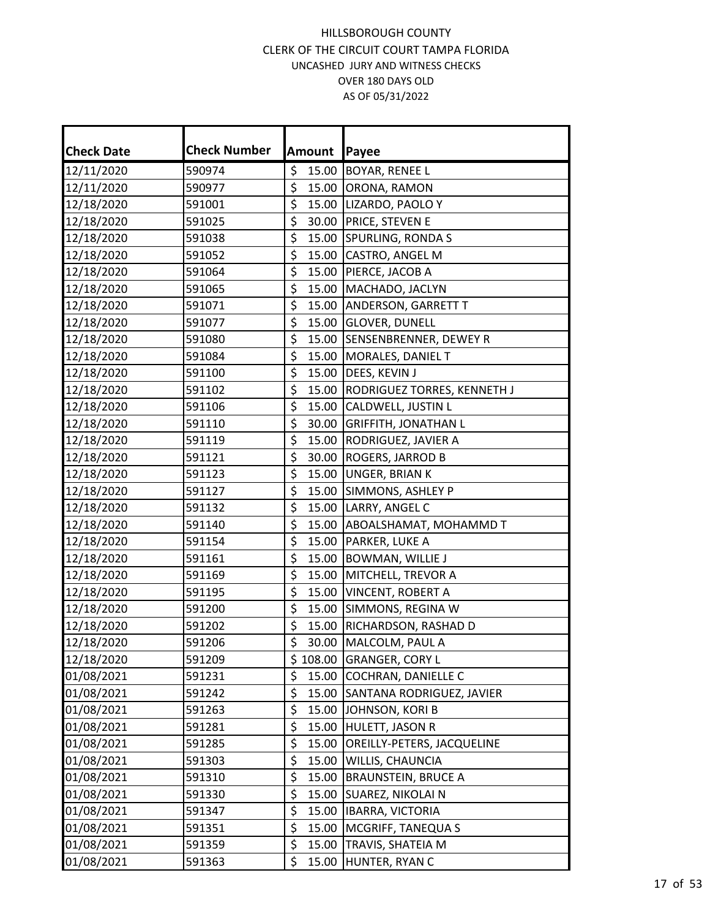HILLSBOROUGH COUNTY
CLERK OF THE CIRCUIT COURT TAMPA FLORIDA
UNCASHED JURY AND WITNESS CHECKS
OVER 180 DAYS OLD
AS OF 05/31/2022

| Check Date | Check Number | Amount | Payee |
|---|---|---|---|
| 12/11/2020 | 590974 | $ 15.00 | BOYAR, RENEE L |
| 12/11/2020 | 590977 | $ 15.00 | ORONA, RAMON |
| 12/18/2020 | 591001 | $ 15.00 | LIZARDO, PAOLO Y |
| 12/18/2020 | 591025 | $ 30.00 | PRICE, STEVEN E |
| 12/18/2020 | 591038 | $ 15.00 | SPURLING, RONDA S |
| 12/18/2020 | 591052 | $ 15.00 | CASTRO, ANGEL M |
| 12/18/2020 | 591064 | $ 15.00 | PIERCE, JACOB A |
| 12/18/2020 | 591065 | $ 15.00 | MACHADO, JACLYN |
| 12/18/2020 | 591071 | $ 15.00 | ANDERSON, GARRETT T |
| 12/18/2020 | 591077 | $ 15.00 | GLOVER, DUNELL |
| 12/18/2020 | 591080 | $ 15.00 | SENSENBRENNER, DEWEY R |
| 12/18/2020 | 591084 | $ 15.00 | MORALES, DANIEL T |
| 12/18/2020 | 591100 | $ 15.00 | DEES, KEVIN J |
| 12/18/2020 | 591102 | $ 15.00 | RODRIGUEZ TORRES, KENNETH J |
| 12/18/2020 | 591106 | $ 15.00 | CALDWELL, JUSTIN L |
| 12/18/2020 | 591110 | $ 30.00 | GRIFFITH, JONATHAN L |
| 12/18/2020 | 591119 | $ 15.00 | RODRIGUEZ, JAVIER A |
| 12/18/2020 | 591121 | $ 30.00 | ROGERS, JARROD B |
| 12/18/2020 | 591123 | $ 15.00 | UNGER, BRIAN K |
| 12/18/2020 | 591127 | $ 15.00 | SIMMONS, ASHLEY P |
| 12/18/2020 | 591132 | $ 15.00 | LARRY, ANGEL C |
| 12/18/2020 | 591140 | $ 15.00 | ABOALSHAMAT, MOHAMMD T |
| 12/18/2020 | 591154 | $ 15.00 | PARKER, LUKE A |
| 12/18/2020 | 591161 | $ 15.00 | BOWMAN, WILLIE J |
| 12/18/2020 | 591169 | $ 15.00 | MITCHELL, TREVOR A |
| 12/18/2020 | 591195 | $ 15.00 | VINCENT, ROBERT A |
| 12/18/2020 | 591200 | $ 15.00 | SIMMONS, REGINA W |
| 12/18/2020 | 591202 | $ 15.00 | RICHARDSON, RASHAD D |
| 12/18/2020 | 591206 | $ 30.00 | MALCOLM, PAUL A |
| 12/18/2020 | 591209 | $ 108.00 | GRANGER, CORY L |
| 01/08/2021 | 591231 | $ 15.00 | COCHRAN, DANIELLE C |
| 01/08/2021 | 591242 | $ 15.00 | SANTANA RODRIGUEZ, JAVIER |
| 01/08/2021 | 591263 | $ 15.00 | JOHNSON, KORI B |
| 01/08/2021 | 591281 | $ 15.00 | HULETT, JASON R |
| 01/08/2021 | 591285 | $ 15.00 | OREILLY-PETERS, JACQUELINE |
| 01/08/2021 | 591303 | $ 15.00 | WILLIS, CHAUNCIA |
| 01/08/2021 | 591310 | $ 15.00 | BRAUNSTEIN, BRUCE A |
| 01/08/2021 | 591330 | $ 15.00 | SUAREZ, NIKOLAI N |
| 01/08/2021 | 591347 | $ 15.00 | IBARRA, VICTORIA |
| 01/08/2021 | 591351 | $ 15.00 | MCGRIFF, TANEQUA S |
| 01/08/2021 | 591359 | $ 15.00 | TRAVIS, SHATEIA M |
| 01/08/2021 | 591363 | $ 15.00 | HUNTER, RYAN C |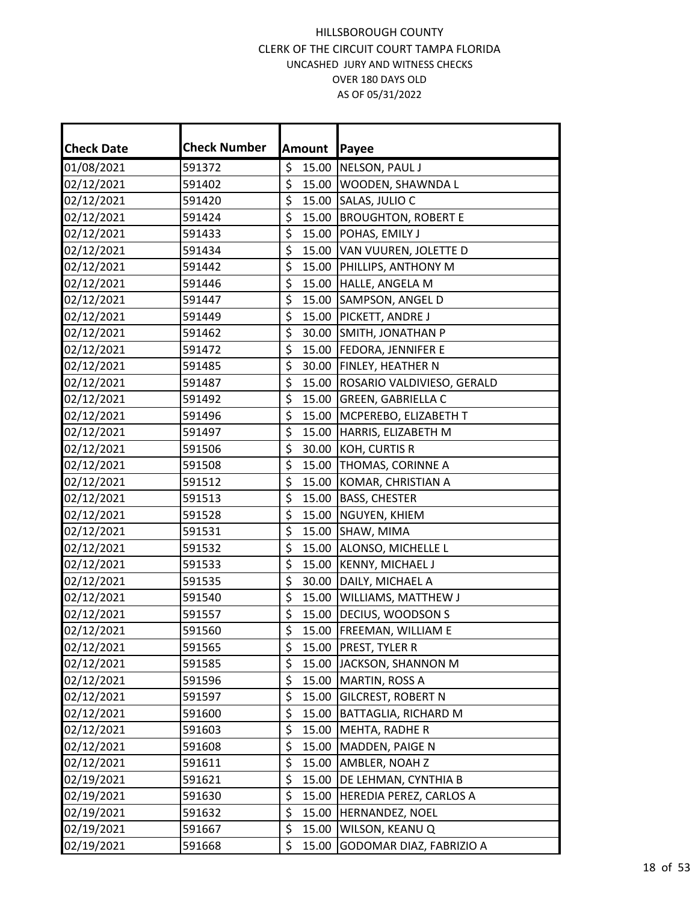HILLSBOROUGH COUNTY
CLERK OF THE CIRCUIT COURT TAMPA FLORIDA
UNCASHED JURY AND WITNESS CHECKS
OVER 180 DAYS OLD
AS OF 05/31/2022

| Check Date | Check Number | Amount | Payee |
|---|---|---|---|
| 01/08/2021 | 591372 | $ 15.00 | NELSON, PAUL J |
| 02/12/2021 | 591402 | $ 15.00 | WOODEN, SHAWNDA L |
| 02/12/2021 | 591420 | $ 15.00 | SALAS, JULIO C |
| 02/12/2021 | 591424 | $ 15.00 | BROUGHTON, ROBERT E |
| 02/12/2021 | 591433 | $ 15.00 | POHAS, EMILY J |
| 02/12/2021 | 591434 | $ 15.00 | VAN VUUREN, JOLETTE D |
| 02/12/2021 | 591442 | $ 15.00 | PHILLIPS, ANTHONY M |
| 02/12/2021 | 591446 | $ 15.00 | HALLE, ANGELA M |
| 02/12/2021 | 591447 | $ 15.00 | SAMPSON, ANGEL D |
| 02/12/2021 | 591449 | $ 15.00 | PICKETT, ANDRE J |
| 02/12/2021 | 591462 | $ 30.00 | SMITH, JONATHAN P |
| 02/12/2021 | 591472 | $ 15.00 | FEDORA, JENNIFER E |
| 02/12/2021 | 591485 | $ 30.00 | FINLEY, HEATHER N |
| 02/12/2021 | 591487 | $ 15.00 | ROSARIO VALDIVIESO, GERALD |
| 02/12/2021 | 591492 | $ 15.00 | GREEN, GABRIELLA C |
| 02/12/2021 | 591496 | $ 15.00 | MCPEREBO, ELIZABETH T |
| 02/12/2021 | 591497 | $ 15.00 | HARRIS, ELIZABETH M |
| 02/12/2021 | 591506 | $ 30.00 | KOH, CURTIS R |
| 02/12/2021 | 591508 | $ 15.00 | THOMAS, CORINNE A |
| 02/12/2021 | 591512 | $ 15.00 | KOMAR, CHRISTIAN A |
| 02/12/2021 | 591513 | $ 15.00 | BASS, CHESTER |
| 02/12/2021 | 591528 | $ 15.00 | NGUYEN, KHIEM |
| 02/12/2021 | 591531 | $ 15.00 | SHAW, MIMA |
| 02/12/2021 | 591532 | $ 15.00 | ALONSO, MICHELLE L |
| 02/12/2021 | 591533 | $ 15.00 | KENNY, MICHAEL J |
| 02/12/2021 | 591535 | $ 30.00 | DAILY, MICHAEL A |
| 02/12/2021 | 591540 | $ 15.00 | WILLIAMS, MATTHEW J |
| 02/12/2021 | 591557 | $ 15.00 | DECIUS, WOODSON S |
| 02/12/2021 | 591560 | $ 15.00 | FREEMAN, WILLIAM E |
| 02/12/2021 | 591565 | $ 15.00 | PREST, TYLER R |
| 02/12/2021 | 591585 | $ 15.00 | JACKSON, SHANNON M |
| 02/12/2021 | 591596 | $ 15.00 | MARTIN, ROSS A |
| 02/12/2021 | 591597 | $ 15.00 | GILCREST, ROBERT N |
| 02/12/2021 | 591600 | $ 15.00 | BATTAGLIA, RICHARD M |
| 02/12/2021 | 591603 | $ 15.00 | MEHTA, RADHE R |
| 02/12/2021 | 591608 | $ 15.00 | MADDEN, PAIGE N |
| 02/12/2021 | 591611 | $ 15.00 | AMBLER, NOAH Z |
| 02/19/2021 | 591621 | $ 15.00 | DE LEHMAN, CYNTHIA B |
| 02/19/2021 | 591630 | $ 15.00 | HEREDIA PEREZ, CARLOS A |
| 02/19/2021 | 591632 | $ 15.00 | HERNANDEZ, NOEL |
| 02/19/2021 | 591667 | $ 15.00 | WILSON, KEANU Q |
| 02/19/2021 | 591668 | $ 15.00 | GODOMAR DIAZ, FABRIZIO A |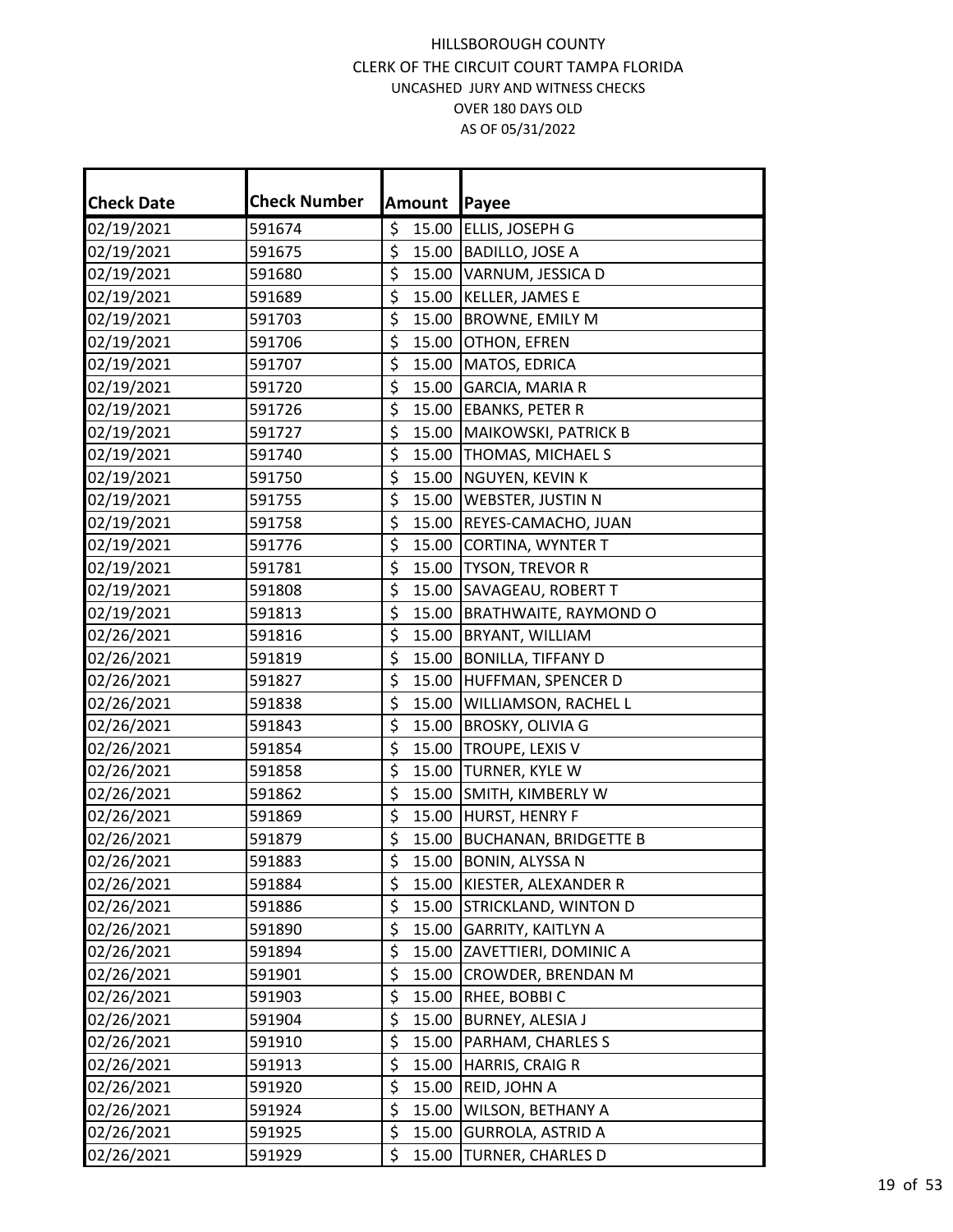HILLSBOROUGH COUNTY
CLERK OF THE CIRCUIT COURT TAMPA FLORIDA
UNCASHED JURY AND WITNESS CHECKS
OVER 180 DAYS OLD
AS OF 05/31/2022

| Check Date | Check Number | Amount | Payee |
|---|---|---|---|
| 02/19/2021 | 591674 | $ 15.00 | ELLIS, JOSEPH G |
| 02/19/2021 | 591675 | $ 15.00 | BADILLO, JOSE A |
| 02/19/2021 | 591680 | $ 15.00 | VARNUM, JESSICA D |
| 02/19/2021 | 591689 | $ 15.00 | KELLER, JAMES E |
| 02/19/2021 | 591703 | $ 15.00 | BROWNE, EMILY M |
| 02/19/2021 | 591706 | $ 15.00 | OTHON, EFREN |
| 02/19/2021 | 591707 | $ 15.00 | MATOS, EDRICA |
| 02/19/2021 | 591720 | $ 15.00 | GARCIA, MARIA R |
| 02/19/2021 | 591726 | $ 15.00 | EBANKS, PETER R |
| 02/19/2021 | 591727 | $ 15.00 | MAIKOWSKI, PATRICK B |
| 02/19/2021 | 591740 | $ 15.00 | THOMAS, MICHAEL S |
| 02/19/2021 | 591750 | $ 15.00 | NGUYEN, KEVIN K |
| 02/19/2021 | 591755 | $ 15.00 | WEBSTER, JUSTIN N |
| 02/19/2021 | 591758 | $ 15.00 | REYES-CAMACHO, JUAN |
| 02/19/2021 | 591776 | $ 15.00 | CORTINA, WYNTER T |
| 02/19/2021 | 591781 | $ 15.00 | TYSON, TREVOR R |
| 02/19/2021 | 591808 | $ 15.00 | SAVAGEAU, ROBERT T |
| 02/19/2021 | 591813 | $ 15.00 | BRATHWAITE, RAYMOND O |
| 02/26/2021 | 591816 | $ 15.00 | BRYANT, WILLIAM |
| 02/26/2021 | 591819 | $ 15.00 | BONILLA, TIFFANY D |
| 02/26/2021 | 591827 | $ 15.00 | HUFFMAN, SPENCER D |
| 02/26/2021 | 591838 | $ 15.00 | WILLIAMSON, RACHEL L |
| 02/26/2021 | 591843 | $ 15.00 | BROSKY, OLIVIA G |
| 02/26/2021 | 591854 | $ 15.00 | TROUPE, LEXIS V |
| 02/26/2021 | 591858 | $ 15.00 | TURNER, KYLE W |
| 02/26/2021 | 591862 | $ 15.00 | SMITH, KIMBERLY W |
| 02/26/2021 | 591869 | $ 15.00 | HURST, HENRY F |
| 02/26/2021 | 591879 | $ 15.00 | BUCHANAN, BRIDGETTE B |
| 02/26/2021 | 591883 | $ 15.00 | BONIN, ALYSSA N |
| 02/26/2021 | 591884 | $ 15.00 | KIESTER, ALEXANDER R |
| 02/26/2021 | 591886 | $ 15.00 | STRICKLAND, WINTON D |
| 02/26/2021 | 591890 | $ 15.00 | GARRITY, KAITLYN A |
| 02/26/2021 | 591894 | $ 15.00 | ZAVETTIERI, DOMINIC A |
| 02/26/2021 | 591901 | $ 15.00 | CROWDER, BRENDAN M |
| 02/26/2021 | 591903 | $ 15.00 | RHEE, BOBBI C |
| 02/26/2021 | 591904 | $ 15.00 | BURNEY, ALESIA J |
| 02/26/2021 | 591910 | $ 15.00 | PARHAM, CHARLES S |
| 02/26/2021 | 591913 | $ 15.00 | HARRIS, CRAIG R |
| 02/26/2021 | 591920 | $ 15.00 | REID, JOHN A |
| 02/26/2021 | 591924 | $ 15.00 | WILSON, BETHANY A |
| 02/26/2021 | 591925 | $ 15.00 | GURROLA, ASTRID A |
| 02/26/2021 | 591929 | $ 15.00 | TURNER, CHARLES D |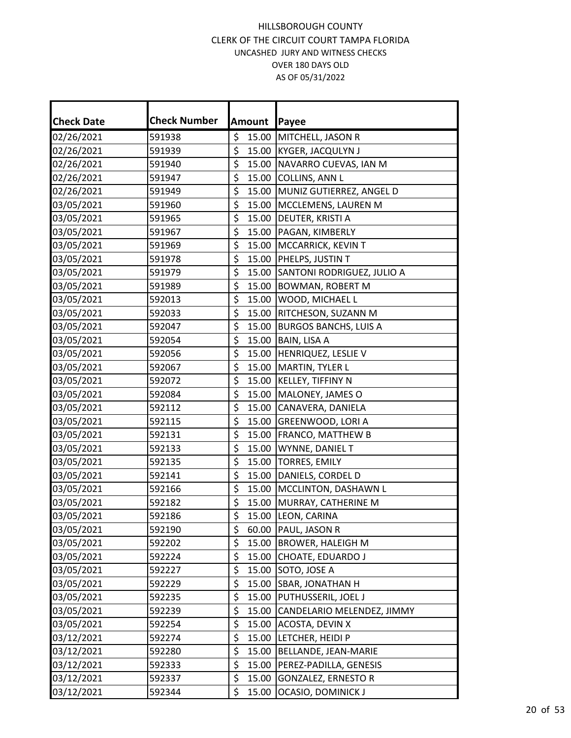HILLSBOROUGH COUNTY
CLERK OF THE CIRCUIT COURT TAMPA FLORIDA
UNCASHED JURY AND WITNESS CHECKS
OVER 180 DAYS OLD
AS OF 05/31/2022

| Check Date | Check Number | Amount | Payee |
|---|---|---|---|
| 02/26/2021 | 591938 | $ 15.00 | MITCHELL, JASON R |
| 02/26/2021 | 591939 | $ 15.00 | KYGER, JACQULYN J |
| 02/26/2021 | 591940 | $ 15.00 | NAVARRO CUEVAS, IAN M |
| 02/26/2021 | 591947 | $ 15.00 | COLLINS, ANN L |
| 02/26/2021 | 591949 | $ 15.00 | MUNIZ GUTIERREZ, ANGEL D |
| 03/05/2021 | 591960 | $ 15.00 | MCCLEMENS, LAUREN M |
| 03/05/2021 | 591965 | $ 15.00 | DEUTER, KRISTI A |
| 03/05/2021 | 591967 | $ 15.00 | PAGAN, KIMBERLY |
| 03/05/2021 | 591969 | $ 15.00 | MCCARRICK, KEVIN T |
| 03/05/2021 | 591978 | $ 15.00 | PHELPS, JUSTIN T |
| 03/05/2021 | 591979 | $ 15.00 | SANTONI RODRIGUEZ, JULIO A |
| 03/05/2021 | 591989 | $ 15.00 | BOWMAN, ROBERT M |
| 03/05/2021 | 592013 | $ 15.00 | WOOD, MICHAEL L |
| 03/05/2021 | 592033 | $ 15.00 | RITCHESON, SUZANN M |
| 03/05/2021 | 592047 | $ 15.00 | BURGOS BANCHS, LUIS A |
| 03/05/2021 | 592054 | $ 15.00 | BAIN, LISA A |
| 03/05/2021 | 592056 | $ 15.00 | HENRIQUEZ, LESLIE V |
| 03/05/2021 | 592067 | $ 15.00 | MARTIN, TYLER L |
| 03/05/2021 | 592072 | $ 15.00 | KELLEY, TIFFINY N |
| 03/05/2021 | 592084 | $ 15.00 | MALONEY, JAMES O |
| 03/05/2021 | 592112 | $ 15.00 | CANAVERA, DANIELA |
| 03/05/2021 | 592115 | $ 15.00 | GREENWOOD, LORI A |
| 03/05/2021 | 592131 | $ 15.00 | FRANCO, MATTHEW B |
| 03/05/2021 | 592133 | $ 15.00 | WYNNE, DANIEL T |
| 03/05/2021 | 592135 | $ 15.00 | TORRES, EMILY |
| 03/05/2021 | 592141 | $ 15.00 | DANIELS, CORDEL D |
| 03/05/2021 | 592166 | $ 15.00 | MCCLINTON, DASHAWN L |
| 03/05/2021 | 592182 | $ 15.00 | MURRAY, CATHERINE M |
| 03/05/2021 | 592186 | $ 15.00 | LEON, CARINA |
| 03/05/2021 | 592190 | $ 60.00 | PAUL, JASON R |
| 03/05/2021 | 592202 | $ 15.00 | BROWER, HALEIGH M |
| 03/05/2021 | 592224 | $ 15.00 | CHOATE, EDUARDO J |
| 03/05/2021 | 592227 | $ 15.00 | SOTO, JOSE A |
| 03/05/2021 | 592229 | $ 15.00 | SBAR, JONATHAN H |
| 03/05/2021 | 592235 | $ 15.00 | PUTHUSSERIL, JOEL J |
| 03/05/2021 | 592239 | $ 15.00 | CANDELARIO MELENDEZ, JIMMY |
| 03/05/2021 | 592254 | $ 15.00 | ACOSTA, DEVIN X |
| 03/12/2021 | 592274 | $ 15.00 | LETCHER, HEIDI P |
| 03/12/2021 | 592280 | $ 15.00 | BELLANDE, JEAN-MARIE |
| 03/12/2021 | 592333 | $ 15.00 | PEREZ-PADILLA, GENESIS |
| 03/12/2021 | 592337 | $ 15.00 | GONZALEZ, ERNESTO R |
| 03/12/2021 | 592344 | $ 15.00 | OCASIO, DOMINICK J |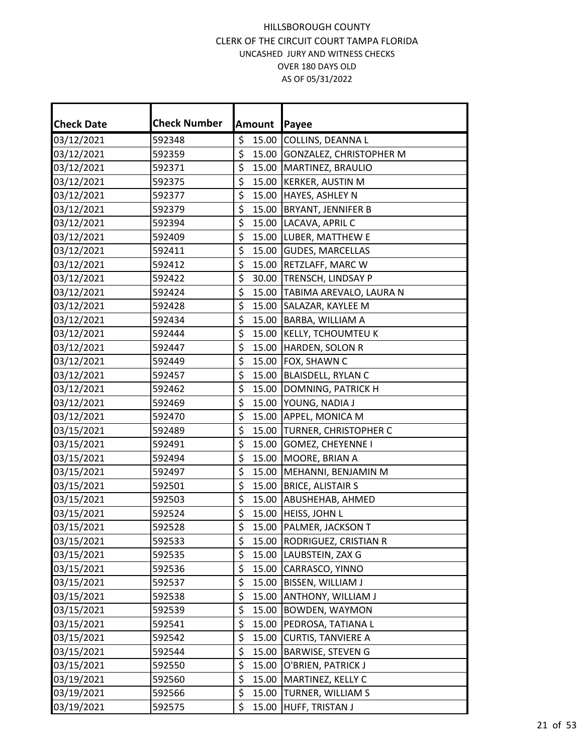HILLSBOROUGH COUNTY
CLERK OF THE CIRCUIT COURT TAMPA FLORIDA
UNCASHED JURY AND WITNESS CHECKS
OVER 180 DAYS OLD
AS OF 05/31/2022

| Check Date | Check Number | Amount | Payee |
|---|---|---|---|
| 03/12/2021 | 592348 | $ 15.00 | COLLINS, DEANNA L |
| 03/12/2021 | 592359 | $ 15.00 | GONZALEZ, CHRISTOPHER M |
| 03/12/2021 | 592371 | $ 15.00 | MARTINEZ, BRAULIO |
| 03/12/2021 | 592375 | $ 15.00 | KERKER, AUSTIN M |
| 03/12/2021 | 592377 | $ 15.00 | HAYES, ASHLEY N |
| 03/12/2021 | 592379 | $ 15.00 | BRYANT, JENNIFER B |
| 03/12/2021 | 592394 | $ 15.00 | LACAVA, APRIL C |
| 03/12/2021 | 592409 | $ 15.00 | LUBER, MATTHEW E |
| 03/12/2021 | 592411 | $ 15.00 | GUDES, MARCELLAS |
| 03/12/2021 | 592412 | $ 15.00 | RETZLAFF, MARC W |
| 03/12/2021 | 592422 | $ 30.00 | TRENSCH, LINDSAY P |
| 03/12/2021 | 592424 | $ 15.00 | TABIMA AREVALO, LAURA N |
| 03/12/2021 | 592428 | $ 15.00 | SALAZAR, KAYLEE M |
| 03/12/2021 | 592434 | $ 15.00 | BARBA, WILLIAM A |
| 03/12/2021 | 592444 | $ 15.00 | KELLY, TCHOUMTEU K |
| 03/12/2021 | 592447 | $ 15.00 | HARDEN, SOLON R |
| 03/12/2021 | 592449 | $ 15.00 | FOX, SHAWN C |
| 03/12/2021 | 592457 | $ 15.00 | BLAISDELL, RYLAN C |
| 03/12/2021 | 592462 | $ 15.00 | DOMNING, PATRICK H |
| 03/12/2021 | 592469 | $ 15.00 | YOUNG, NADIA J |
| 03/12/2021 | 592470 | $ 15.00 | APPEL, MONICA M |
| 03/15/2021 | 592489 | $ 15.00 | TURNER, CHRISTOPHER C |
| 03/15/2021 | 592491 | $ 15.00 | GOMEZ, CHEYENNE I |
| 03/15/2021 | 592494 | $ 15.00 | MOORE, BRIAN A |
| 03/15/2021 | 592497 | $ 15.00 | MEHANNI, BENJAMIN M |
| 03/15/2021 | 592501 | $ 15.00 | BRICE, ALISTAIR S |
| 03/15/2021 | 592503 | $ 15.00 | ABUSHEHAB, AHMED |
| 03/15/2021 | 592524 | $ 15.00 | HEISS, JOHN L |
| 03/15/2021 | 592528 | $ 15.00 | PALMER, JACKSON T |
| 03/15/2021 | 592533 | $ 15.00 | RODRIGUEZ, CRISTIAN R |
| 03/15/2021 | 592535 | $ 15.00 | LAUBSTEIN, ZAX G |
| 03/15/2021 | 592536 | $ 15.00 | CARRASCO, YINNO |
| 03/15/2021 | 592537 | $ 15.00 | BISSEN, WILLIAM J |
| 03/15/2021 | 592538 | $ 15.00 | ANTHONY, WILLIAM J |
| 03/15/2021 | 592539 | $ 15.00 | BOWDEN, WAYMON |
| 03/15/2021 | 592541 | $ 15.00 | PEDROSA, TATIANA L |
| 03/15/2021 | 592542 | $ 15.00 | CURTIS, TANVIERE A |
| 03/15/2021 | 592544 | $ 15.00 | BARWISE, STEVEN G |
| 03/15/2021 | 592550 | $ 15.00 | O'BRIEN, PATRICK J |
| 03/19/2021 | 592560 | $ 15.00 | MARTINEZ, KELLY C |
| 03/19/2021 | 592566 | $ 15.00 | TURNER, WILLIAM S |
| 03/19/2021 | 592575 | $ 15.00 | HUFF, TRISTAN J |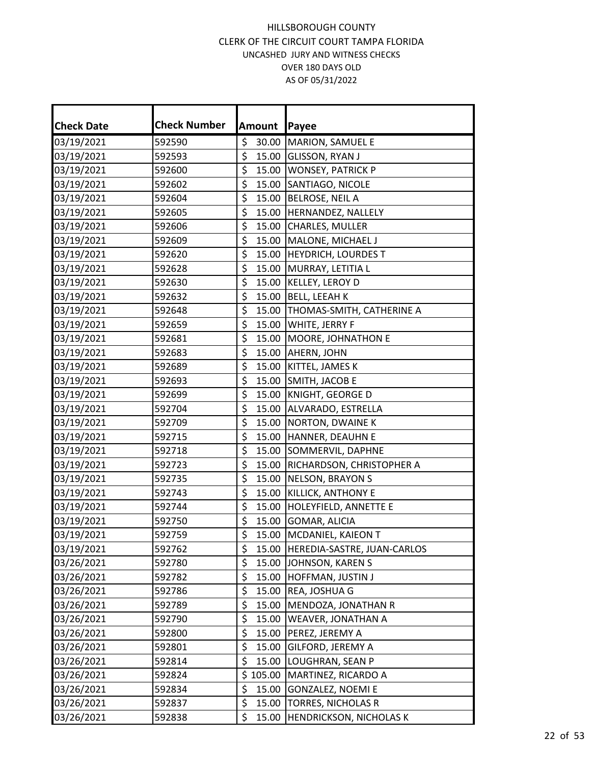HILLSBOROUGH COUNTY
CLERK OF THE CIRCUIT COURT TAMPA FLORIDA
UNCASHED JURY AND WITNESS CHECKS
OVER 180 DAYS OLD
AS OF 05/31/2022

| Check Date | Check Number | Amount | Payee |
|---|---|---|---|
| 03/19/2021 | 592590 | $ 30.00 | MARION, SAMUEL E |
| 03/19/2021 | 592593 | $ 15.00 | GLISSON, RYAN J |
| 03/19/2021 | 592600 | $ 15.00 | WONSEY, PATRICK P |
| 03/19/2021 | 592602 | $ 15.00 | SANTIAGO, NICOLE |
| 03/19/2021 | 592604 | $ 15.00 | BELROSE, NEIL A |
| 03/19/2021 | 592605 | $ 15.00 | HERNANDEZ, NALLELY |
| 03/19/2021 | 592606 | $ 15.00 | CHARLES, MULLER |
| 03/19/2021 | 592609 | $ 15.00 | MALONE, MICHAEL J |
| 03/19/2021 | 592620 | $ 15.00 | HEYDRICH, LOURDES T |
| 03/19/2021 | 592628 | $ 15.00 | MURRAY, LETITIA L |
| 03/19/2021 | 592630 | $ 15.00 | KELLEY, LEROY D |
| 03/19/2021 | 592632 | $ 15.00 | BELL, LEEAH K |
| 03/19/2021 | 592648 | $ 15.00 | THOMAS-SMITH, CATHERINE A |
| 03/19/2021 | 592659 | $ 15.00 | WHITE, JERRY F |
| 03/19/2021 | 592681 | $ 15.00 | MOORE, JOHNATHON E |
| 03/19/2021 | 592683 | $ 15.00 | AHERN, JOHN |
| 03/19/2021 | 592689 | $ 15.00 | KITTEL, JAMES K |
| 03/19/2021 | 592693 | $ 15.00 | SMITH, JACOB E |
| 03/19/2021 | 592699 | $ 15.00 | KNIGHT, GEORGE D |
| 03/19/2021 | 592704 | $ 15.00 | ALVARADO, ESTRELLA |
| 03/19/2021 | 592709 | $ 15.00 | NORTON, DWAINE K |
| 03/19/2021 | 592715 | $ 15.00 | HANNER, DEAUHN E |
| 03/19/2021 | 592718 | $ 15.00 | SOMMERVIL, DAPHNE |
| 03/19/2021 | 592723 | $ 15.00 | RICHARDSON, CHRISTOPHER A |
| 03/19/2021 | 592735 | $ 15.00 | NELSON, BRAYON S |
| 03/19/2021 | 592743 | $ 15.00 | KILLICK, ANTHONY E |
| 03/19/2021 | 592744 | $ 15.00 | HOLEYFIELD, ANNETTE E |
| 03/19/2021 | 592750 | $ 15.00 | GOMAR, ALICIA |
| 03/19/2021 | 592759 | $ 15.00 | MCDANIEL, KAIEON T |
| 03/19/2021 | 592762 | $ 15.00 | HEREDIA-SASTRE, JUAN-CARLOS |
| 03/26/2021 | 592780 | $ 15.00 | JOHNSON, KAREN S |
| 03/26/2021 | 592782 | $ 15.00 | HOFFMAN, JUSTIN J |
| 03/26/2021 | 592786 | $ 15.00 | REA, JOSHUA G |
| 03/26/2021 | 592789 | $ 15.00 | MENDOZA, JONATHAN R |
| 03/26/2021 | 592790 | $ 15.00 | WEAVER, JONATHAN A |
| 03/26/2021 | 592800 | $ 15.00 | PEREZ, JEREMY A |
| 03/26/2021 | 592801 | $ 15.00 | GILFORD, JEREMY A |
| 03/26/2021 | 592814 | $ 15.00 | LOUGHRAN, SEAN P |
| 03/26/2021 | 592824 | $ 105.00 | MARTINEZ, RICARDO A |
| 03/26/2021 | 592834 | $ 15.00 | GONZALEZ, NOEMI E |
| 03/26/2021 | 592837 | $ 15.00 | TORRES, NICHOLAS R |
| 03/26/2021 | 592838 | $ 15.00 | HENDRICKSON, NICHOLAS K |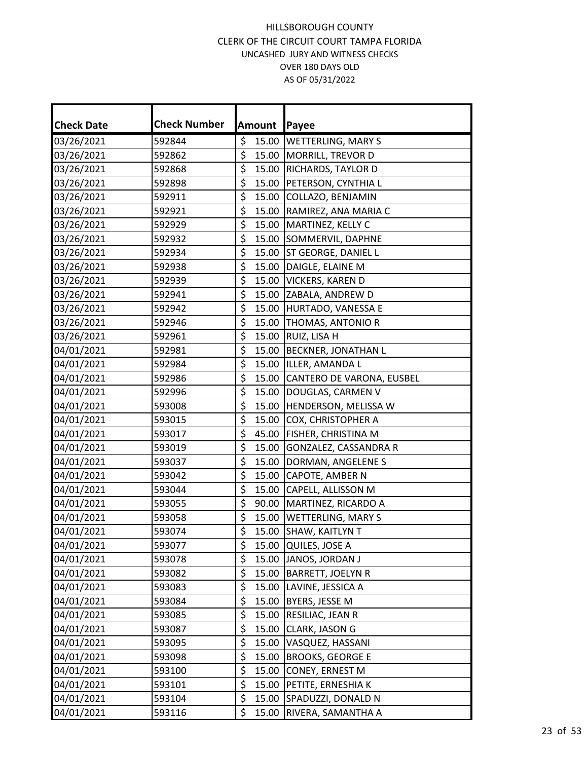HILLSBOROUGH COUNTY
CLERK OF THE CIRCUIT COURT TAMPA FLORIDA
UNCASHED JURY AND WITNESS CHECKS
OVER 180 DAYS OLD
AS OF 05/31/2022

| Check Date | Check Number | Amount | Payee |
|---|---|---|---|
| 03/26/2021 | 592844 | $ 15.00 | WETTERLING, MARY S |
| 03/26/2021 | 592862 | $ 15.00 | MORRILL, TREVOR D |
| 03/26/2021 | 592868 | $ 15.00 | RICHARDS, TAYLOR D |
| 03/26/2021 | 592898 | $ 15.00 | PETERSON, CYNTHIA L |
| 03/26/2021 | 592911 | $ 15.00 | COLLAZO, BENJAMIN |
| 03/26/2021 | 592921 | $ 15.00 | RAMIREZ, ANA MARIA C |
| 03/26/2021 | 592929 | $ 15.00 | MARTINEZ, KELLY C |
| 03/26/2021 | 592932 | $ 15.00 | SOMMERVIL, DAPHNE |
| 03/26/2021 | 592934 | $ 15.00 | ST GEORGE, DANIEL L |
| 03/26/2021 | 592938 | $ 15.00 | DAIGLE, ELAINE M |
| 03/26/2021 | 592939 | $ 15.00 | VICKERS, KAREN D |
| 03/26/2021 | 592941 | $ 15.00 | ZABALA, ANDREW D |
| 03/26/2021 | 592942 | $ 15.00 | HURTADO, VANESSA E |
| 03/26/2021 | 592946 | $ 15.00 | THOMAS, ANTONIO R |
| 03/26/2021 | 592961 | $ 15.00 | RUIZ, LISA H |
| 04/01/2021 | 592981 | $ 15.00 | BECKNER, JONATHAN L |
| 04/01/2021 | 592984 | $ 15.00 | ILLER, AMANDA L |
| 04/01/2021 | 592986 | $ 15.00 | CANTERO DE VARONA, EUSBEL |
| 04/01/2021 | 592996 | $ 15.00 | DOUGLAS, CARMEN V |
| 04/01/2021 | 593008 | $ 15.00 | HENDERSON, MELISSA W |
| 04/01/2021 | 593015 | $ 15.00 | COX, CHRISTOPHER A |
| 04/01/2021 | 593017 | $ 45.00 | FISHER, CHRISTINA M |
| 04/01/2021 | 593019 | $ 15.00 | GONZALEZ, CASSANDRA R |
| 04/01/2021 | 593037 | $ 15.00 | DORMAN, ANGELENE S |
| 04/01/2021 | 593042 | $ 15.00 | CAPOTE, AMBER N |
| 04/01/2021 | 593044 | $ 15.00 | CAPELL, ALLISSON M |
| 04/01/2021 | 593055 | $ 90.00 | MARTINEZ, RICARDO A |
| 04/01/2021 | 593058 | $ 15.00 | WETTERLING, MARY S |
| 04/01/2021 | 593074 | $ 15.00 | SHAW, KAITLYN T |
| 04/01/2021 | 593077 | $ 15.00 | QUILES, JOSE A |
| 04/01/2021 | 593078 | $ 15.00 | JANOS, JORDAN J |
| 04/01/2021 | 593082 | $ 15.00 | BARRETT, JOELYN R |
| 04/01/2021 | 593083 | $ 15.00 | LAVINE, JESSICA A |
| 04/01/2021 | 593084 | $ 15.00 | BYERS, JESSE M |
| 04/01/2021 | 593085 | $ 15.00 | RESILIAC, JEAN R |
| 04/01/2021 | 593087 | $ 15.00 | CLARK, JASON G |
| 04/01/2021 | 593095 | $ 15.00 | VASQUEZ, HASSANI |
| 04/01/2021 | 593098 | $ 15.00 | BROOKS, GEORGE E |
| 04/01/2021 | 593100 | $ 15.00 | CONEY, ERNEST M |
| 04/01/2021 | 593101 | $ 15.00 | PETITE, ERNESHIA K |
| 04/01/2021 | 593104 | $ 15.00 | SPADUZZI, DONALD N |
| 04/01/2021 | 593116 | $ 15.00 | RIVERA, SAMANTHA A |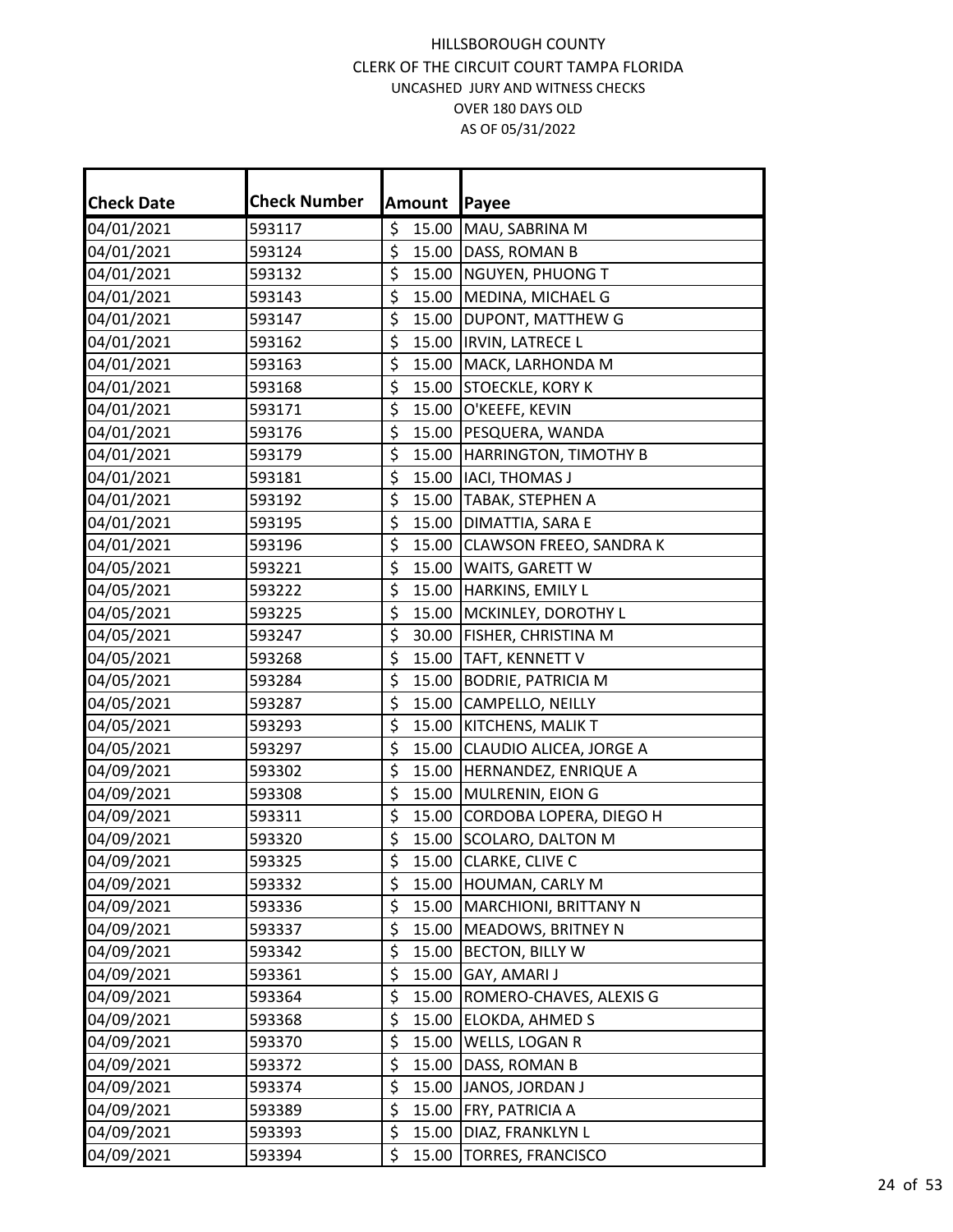HILLSBOROUGH COUNTY
CLERK OF THE CIRCUIT COURT TAMPA FLORIDA
UNCASHED JURY AND WITNESS CHECKS
OVER 180 DAYS OLD
AS OF 05/31/2022

| Check Date | Check Number | Amount | Payee |
|---|---|---|---|
| 04/01/2021 | 593117 | $ 15.00 | MAU, SABRINA M |
| 04/01/2021 | 593124 | $ 15.00 | DASS, ROMAN B |
| 04/01/2021 | 593132 | $ 15.00 | NGUYEN, PHUONG T |
| 04/01/2021 | 593143 | $ 15.00 | MEDINA, MICHAEL G |
| 04/01/2021 | 593147 | $ 15.00 | DUPONT, MATTHEW G |
| 04/01/2021 | 593162 | $ 15.00 | IRVIN, LATRECE L |
| 04/01/2021 | 593163 | $ 15.00 | MACK, LARHONDA M |
| 04/01/2021 | 593168 | $ 15.00 | STOECKLE, KORY K |
| 04/01/2021 | 593171 | $ 15.00 | O'KEEFE, KEVIN |
| 04/01/2021 | 593176 | $ 15.00 | PESQUERA, WANDA |
| 04/01/2021 | 593179 | $ 15.00 | HARRINGTON, TIMOTHY B |
| 04/01/2021 | 593181 | $ 15.00 | IACI, THOMAS J |
| 04/01/2021 | 593192 | $ 15.00 | TABAK, STEPHEN A |
| 04/01/2021 | 593195 | $ 15.00 | DIMATTIA, SARA E |
| 04/01/2021 | 593196 | $ 15.00 | CLAWSON FREEO, SANDRA K |
| 04/05/2021 | 593221 | $ 15.00 | WAITS, GARETT W |
| 04/05/2021 | 593222 | $ 15.00 | HARKINS, EMILY L |
| 04/05/2021 | 593225 | $ 15.00 | MCKINLEY, DOROTHY L |
| 04/05/2021 | 593247 | $ 30.00 | FISHER, CHRISTINA M |
| 04/05/2021 | 593268 | $ 15.00 | TAFT, KENNETT V |
| 04/05/2021 | 593284 | $ 15.00 | BODRIE, PATRICIA M |
| 04/05/2021 | 593287 | $ 15.00 | CAMPELLO, NEILLY |
| 04/05/2021 | 593293 | $ 15.00 | KITCHENS, MALIK T |
| 04/05/2021 | 593297 | $ 15.00 | CLAUDIO ALICEA, JORGE A |
| 04/09/2021 | 593302 | $ 15.00 | HERNANDEZ, ENRIQUE A |
| 04/09/2021 | 593308 | $ 15.00 | MULRENIN, EION G |
| 04/09/2021 | 593311 | $ 15.00 | CORDOBA LOPERA, DIEGO H |
| 04/09/2021 | 593320 | $ 15.00 | SCOLARO, DALTON M |
| 04/09/2021 | 593325 | $ 15.00 | CLARKE, CLIVE C |
| 04/09/2021 | 593332 | $ 15.00 | HOUMAN, CARLY M |
| 04/09/2021 | 593336 | $ 15.00 | MARCHIONI, BRITTANY N |
| 04/09/2021 | 593337 | $ 15.00 | MEADOWS, BRITNEY N |
| 04/09/2021 | 593342 | $ 15.00 | BECTON, BILLY W |
| 04/09/2021 | 593361 | $ 15.00 | GAY, AMARI J |
| 04/09/2021 | 593364 | $ 15.00 | ROMERO-CHAVES, ALEXIS G |
| 04/09/2021 | 593368 | $ 15.00 | ELOKDA, AHMED S |
| 04/09/2021 | 593370 | $ 15.00 | WELLS, LOGAN R |
| 04/09/2021 | 593372 | $ 15.00 | DASS, ROMAN B |
| 04/09/2021 | 593374 | $ 15.00 | JANOS, JORDAN J |
| 04/09/2021 | 593389 | $ 15.00 | FRY, PATRICIA A |
| 04/09/2021 | 593393 | $ 15.00 | DIAZ, FRANKLYN L |
| 04/09/2021 | 593394 | $ 15.00 | TORRES, FRANCISCO |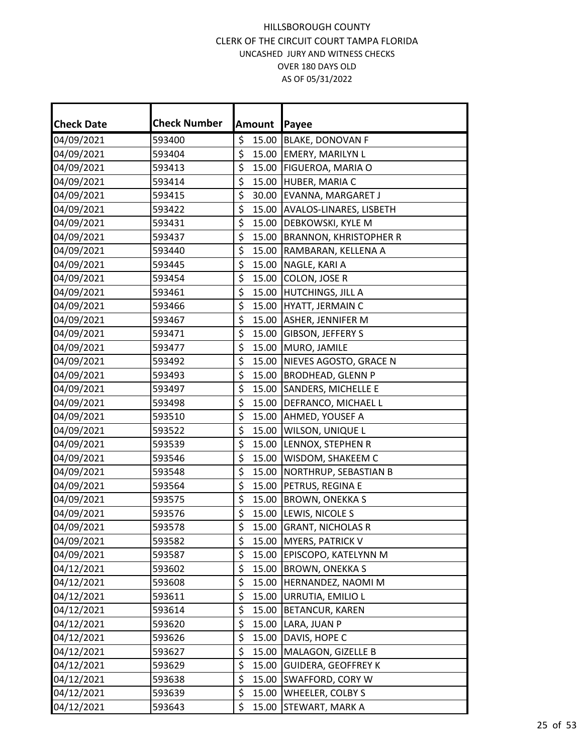HILLSBOROUGH COUNTY
CLERK OF THE CIRCUIT COURT TAMPA FLORIDA
UNCASHED JURY AND WITNESS CHECKS
OVER 180 DAYS OLD
AS OF 05/31/2022

| Check Date | Check Number | Amount | Payee |
|---|---|---|---|
| 04/09/2021 | 593400 | $ 15.00 | BLAKE, DONOVAN F |
| 04/09/2021 | 593404 | $ 15.00 | EMERY, MARILYN L |
| 04/09/2021 | 593413 | $ 15.00 | FIGUEROA, MARIA O |
| 04/09/2021 | 593414 | $ 15.00 | HUBER, MARIA C |
| 04/09/2021 | 593415 | $ 30.00 | EVANNA, MARGARET J |
| 04/09/2021 | 593422 | $ 15.00 | AVALOS-LINARES, LISBETH |
| 04/09/2021 | 593431 | $ 15.00 | DEBKOWSKI, KYLE M |
| 04/09/2021 | 593437 | $ 15.00 | BRANNON, KHRISTOPHER R |
| 04/09/2021 | 593440 | $ 15.00 | RAMBARAN, KELLENA A |
| 04/09/2021 | 593445 | $ 15.00 | NAGLE, KARI A |
| 04/09/2021 | 593454 | $ 15.00 | COLON, JOSE R |
| 04/09/2021 | 593461 | $ 15.00 | HUTCHINGS, JILL A |
| 04/09/2021 | 593466 | $ 15.00 | HYATT, JERMAIN C |
| 04/09/2021 | 593467 | $ 15.00 | ASHER, JENNIFER M |
| 04/09/2021 | 593471 | $ 15.00 | GIBSON, JEFFERY S |
| 04/09/2021 | 593477 | $ 15.00 | MURO, JAMILE |
| 04/09/2021 | 593492 | $ 15.00 | NIEVES AGOSTO, GRACE N |
| 04/09/2021 | 593493 | $ 15.00 | BRODHEAD, GLENN P |
| 04/09/2021 | 593497 | $ 15.00 | SANDERS, MICHELLE E |
| 04/09/2021 | 593498 | $ 15.00 | DEFRANCO, MICHAEL L |
| 04/09/2021 | 593510 | $ 15.00 | AHMED, YOUSEF A |
| 04/09/2021 | 593522 | $ 15.00 | WILSON, UNIQUE L |
| 04/09/2021 | 593539 | $ 15.00 | LENNOX, STEPHEN R |
| 04/09/2021 | 593546 | $ 15.00 | WISDOM, SHAKEEM C |
| 04/09/2021 | 593548 | $ 15.00 | NORTHRUP, SEBASTIAN B |
| 04/09/2021 | 593564 | $ 15.00 | PETRUS, REGINA E |
| 04/09/2021 | 593575 | $ 15.00 | BROWN, ONEKKA S |
| 04/09/2021 | 593576 | $ 15.00 | LEWIS, NICOLE S |
| 04/09/2021 | 593578 | $ 15.00 | GRANT, NICHOLAS R |
| 04/09/2021 | 593582 | $ 15.00 | MYERS, PATRICK V |
| 04/09/2021 | 593587 | $ 15.00 | EPISCOPO, KATELYNN M |
| 04/12/2021 | 593602 | $ 15.00 | BROWN, ONEKKA S |
| 04/12/2021 | 593608 | $ 15.00 | HERNANDEZ, NAOMI M |
| 04/12/2021 | 593611 | $ 15.00 | URRUTIA, EMILIO L |
| 04/12/2021 | 593614 | $ 15.00 | BETANCUR, KAREN |
| 04/12/2021 | 593620 | $ 15.00 | LARA, JUAN P |
| 04/12/2021 | 593626 | $ 15.00 | DAVIS, HOPE C |
| 04/12/2021 | 593627 | $ 15.00 | MALAGON, GIZELLE B |
| 04/12/2021 | 593629 | $ 15.00 | GUIDERA, GEOFFREY K |
| 04/12/2021 | 593638 | $ 15.00 | SWAFFORD, CORY W |
| 04/12/2021 | 593639 | $ 15.00 | WHEELER, COLBY S |
| 04/12/2021 | 593643 | $ 15.00 | STEWART, MARK A |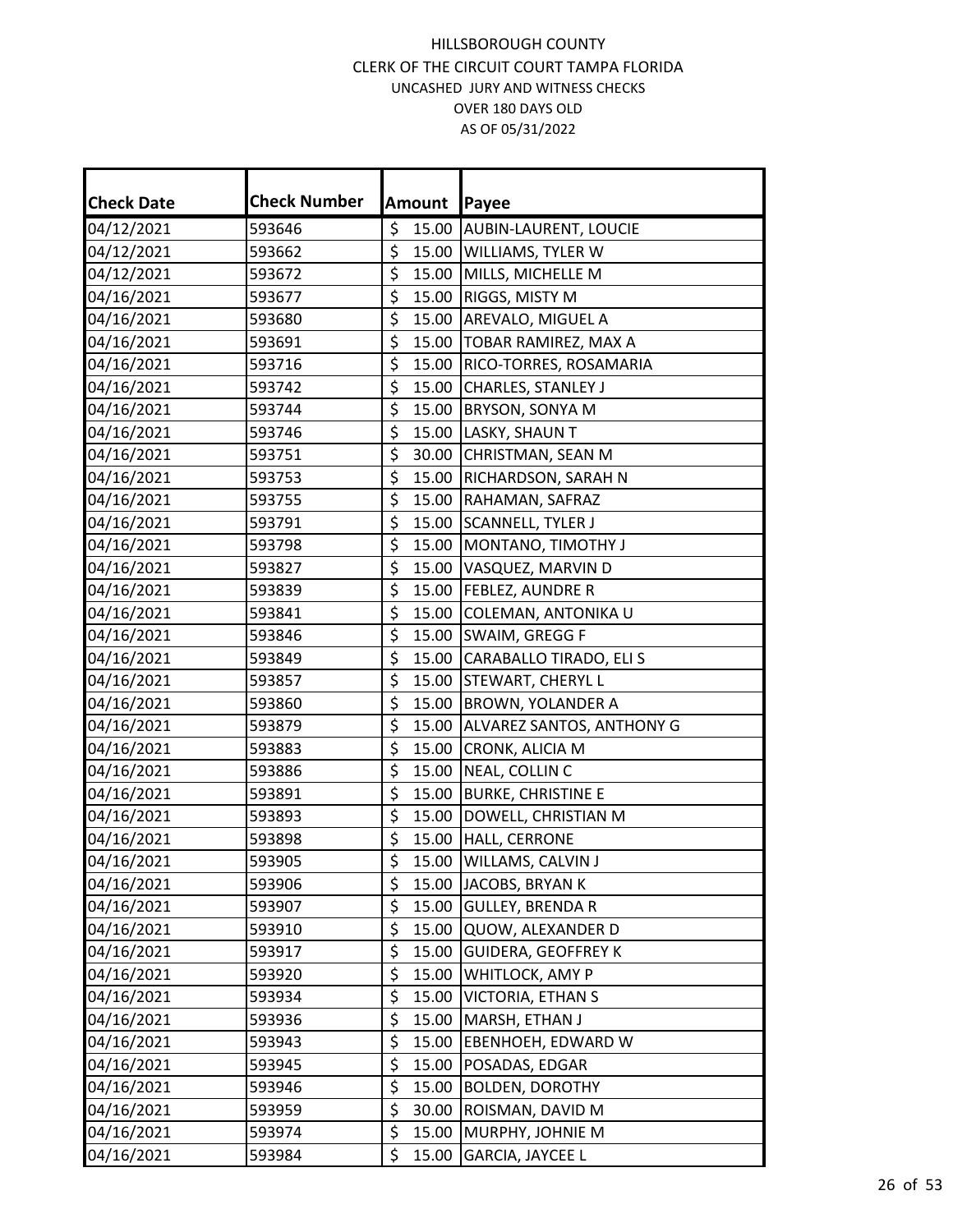HILLSBOROUGH COUNTY
CLERK OF THE CIRCUIT COURT TAMPA FLORIDA
UNCASHED JURY AND WITNESS CHECKS
OVER 180 DAYS OLD
AS OF 05/31/2022

| Check Date | Check Number | Amount | Payee |
|---|---|---|---|
| 04/12/2021 | 593646 | $ 15.00 | AUBIN-LAURENT, LOUCIE |
| 04/12/2021 | 593662 | $ 15.00 | WILLIAMS, TYLER W |
| 04/12/2021 | 593672 | $ 15.00 | MILLS, MICHELLE M |
| 04/16/2021 | 593677 | $ 15.00 | RIGGS, MISTY M |
| 04/16/2021 | 593680 | $ 15.00 | AREVALO, MIGUEL A |
| 04/16/2021 | 593691 | $ 15.00 | TOBAR RAMIREZ, MAX A |
| 04/16/2021 | 593716 | $ 15.00 | RICO-TORRES, ROSAMARIA |
| 04/16/2021 | 593742 | $ 15.00 | CHARLES, STANLEY J |
| 04/16/2021 | 593744 | $ 15.00 | BRYSON, SONYA M |
| 04/16/2021 | 593746 | $ 15.00 | LASKY, SHAUN T |
| 04/16/2021 | 593751 | $ 30.00 | CHRISTMAN, SEAN M |
| 04/16/2021 | 593753 | $ 15.00 | RICHARDSON, SARAH N |
| 04/16/2021 | 593755 | $ 15.00 | RAHAMAN, SAFRAZ |
| 04/16/2021 | 593791 | $ 15.00 | SCANNELL, TYLER J |
| 04/16/2021 | 593798 | $ 15.00 | MONTANO, TIMOTHY J |
| 04/16/2021 | 593827 | $ 15.00 | VASQUEZ, MARVIN D |
| 04/16/2021 | 593839 | $ 15.00 | FEBLEZ, AUNDRE R |
| 04/16/2021 | 593841 | $ 15.00 | COLEMAN, ANTONIKA U |
| 04/16/2021 | 593846 | $ 15.00 | SWAIM, GREGG F |
| 04/16/2021 | 593849 | $ 15.00 | CARABALLO TIRADO, ELI S |
| 04/16/2021 | 593857 | $ 15.00 | STEWART, CHERYL L |
| 04/16/2021 | 593860 | $ 15.00 | BROWN, YOLANDER A |
| 04/16/2021 | 593879 | $ 15.00 | ALVAREZ SANTOS, ANTHONY G |
| 04/16/2021 | 593883 | $ 15.00 | CRONK, ALICIA M |
| 04/16/2021 | 593886 | $ 15.00 | NEAL, COLLIN C |
| 04/16/2021 | 593891 | $ 15.00 | BURKE, CHRISTINE E |
| 04/16/2021 | 593893 | $ 15.00 | DOWELL, CHRISTIAN M |
| 04/16/2021 | 593898 | $ 15.00 | HALL, CERRONE |
| 04/16/2021 | 593905 | $ 15.00 | WILLAMS, CALVIN J |
| 04/16/2021 | 593906 | $ 15.00 | JACOBS, BRYAN K |
| 04/16/2021 | 593907 | $ 15.00 | GULLEY, BRENDA R |
| 04/16/2021 | 593910 | $ 15.00 | QUOW, ALEXANDER D |
| 04/16/2021 | 593917 | $ 15.00 | GUIDERA, GEOFFREY K |
| 04/16/2021 | 593920 | $ 15.00 | WHITLOCK, AMY P |
| 04/16/2021 | 593934 | $ 15.00 | VICTORIA, ETHAN S |
| 04/16/2021 | 593936 | $ 15.00 | MARSH, ETHAN J |
| 04/16/2021 | 593943 | $ 15.00 | EBENHOEH, EDWARD W |
| 04/16/2021 | 593945 | $ 15.00 | POSADAS, EDGAR |
| 04/16/2021 | 593946 | $ 15.00 | BOLDEN, DOROTHY |
| 04/16/2021 | 593959 | $ 30.00 | ROISMAN, DAVID M |
| 04/16/2021 | 593974 | $ 15.00 | MURPHY, JOHNIE M |
| 04/16/2021 | 593984 | $ 15.00 | GARCIA, JAYCEE L |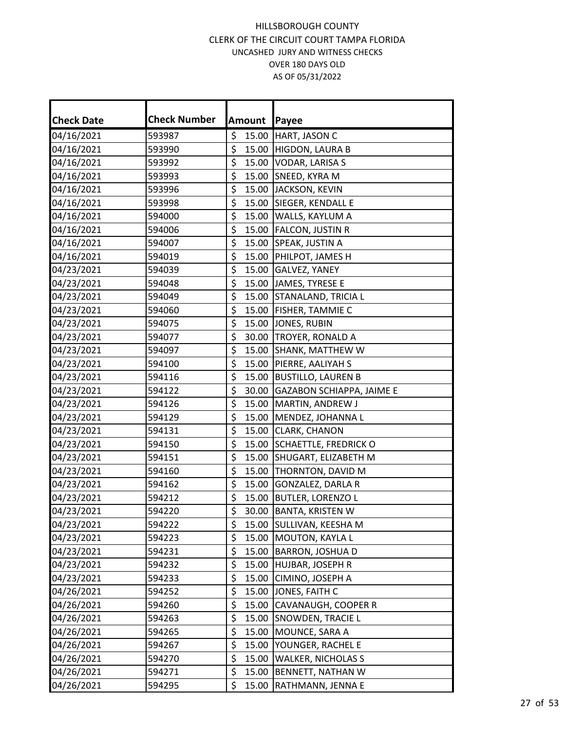HILLSBOROUGH COUNTY
CLERK OF THE CIRCUIT COURT TAMPA FLORIDA
UNCASHED JURY AND WITNESS CHECKS
OVER 180 DAYS OLD
AS OF 05/31/2022

| Check Date | Check Number | Amount | Payee |
|---|---|---|---|
| 04/16/2021 | 593987 | $ 15.00 | HART, JASON C |
| 04/16/2021 | 593990 | $ 15.00 | HIGDON, LAURA B |
| 04/16/2021 | 593992 | $ 15.00 | VODAR, LARISA S |
| 04/16/2021 | 593993 | $ 15.00 | SNEED, KYRA M |
| 04/16/2021 | 593996 | $ 15.00 | JACKSON, KEVIN |
| 04/16/2021 | 593998 | $ 15.00 | SIEGER, KENDALL E |
| 04/16/2021 | 594000 | $ 15.00 | WALLS, KAYLUM A |
| 04/16/2021 | 594006 | $ 15.00 | FALCON, JUSTIN R |
| 04/16/2021 | 594007 | $ 15.00 | SPEAK, JUSTIN A |
| 04/16/2021 | 594019 | $ 15.00 | PHILPOT, JAMES H |
| 04/23/2021 | 594039 | $ 15.00 | GALVEZ, YANEY |
| 04/23/2021 | 594048 | $ 15.00 | JAMES, TYRESE E |
| 04/23/2021 | 594049 | $ 15.00 | STANALAND, TRICIA L |
| 04/23/2021 | 594060 | $ 15.00 | FISHER, TAMMIE C |
| 04/23/2021 | 594075 | $ 15.00 | JONES, RUBIN |
| 04/23/2021 | 594077 | $ 30.00 | TROYER, RONALD A |
| 04/23/2021 | 594097 | $ 15.00 | SHANK, MATTHEW W |
| 04/23/2021 | 594100 | $ 15.00 | PIERRE, AALIYAH S |
| 04/23/2021 | 594116 | $ 15.00 | BUSTILLO, LAUREN B |
| 04/23/2021 | 594122 | $ 30.00 | GAZABON SCHIAPPA, JAIME E |
| 04/23/2021 | 594126 | $ 15.00 | MARTIN, ANDREW J |
| 04/23/2021 | 594129 | $ 15.00 | MENDEZ, JOHANNA L |
| 04/23/2021 | 594131 | $ 15.00 | CLARK, CHANON |
| 04/23/2021 | 594150 | $ 15.00 | SCHAETTLE, FREDRICK O |
| 04/23/2021 | 594151 | $ 15.00 | SHUGART, ELIZABETH M |
| 04/23/2021 | 594160 | $ 15.00 | THORNTON, DAVID M |
| 04/23/2021 | 594162 | $ 15.00 | GONZALEZ, DARLA R |
| 04/23/2021 | 594212 | $ 15.00 | BUTLER, LORENZO L |
| 04/23/2021 | 594220 | $ 30.00 | BANTA, KRISTEN W |
| 04/23/2021 | 594222 | $ 15.00 | SULLIVAN, KEESHA M |
| 04/23/2021 | 594223 | $ 15.00 | MOUTON, KAYLA L |
| 04/23/2021 | 594231 | $ 15.00 | BARRON, JOSHUA D |
| 04/23/2021 | 594232 | $ 15.00 | HUJBAR, JOSEPH R |
| 04/23/2021 | 594233 | $ 15.00 | CIMINO, JOSEPH A |
| 04/26/2021 | 594252 | $ 15.00 | JONES, FAITH C |
| 04/26/2021 | 594260 | $ 15.00 | CAVANAUGH, COOPER R |
| 04/26/2021 | 594263 | $ 15.00 | SNOWDEN, TRACIE L |
| 04/26/2021 | 594265 | $ 15.00 | MOUNCE, SARA A |
| 04/26/2021 | 594267 | $ 15.00 | YOUNGER, RACHEL E |
| 04/26/2021 | 594270 | $ 15.00 | WALKER, NICHOLAS S |
| 04/26/2021 | 594271 | $ 15.00 | BENNETT, NATHAN W |
| 04/26/2021 | 594295 | $ 15.00 | RATHMANN, JENNA E |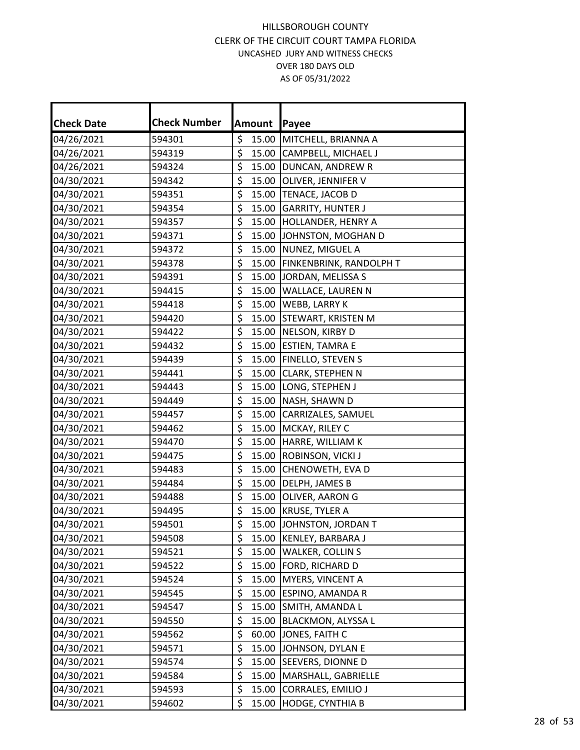HILLSBOROUGH COUNTY
CLERK OF THE CIRCUIT COURT TAMPA FLORIDA
UNCASHED JURY AND WITNESS CHECKS
OVER 180 DAYS OLD
AS OF 05/31/2022

| Check Date | Check Number | Amount | Payee |
|---|---|---|---|
| 04/26/2021 | 594301 | $ 15.00 | MITCHELL, BRIANNA A |
| 04/26/2021 | 594319 | $ 15.00 | CAMPBELL, MICHAEL J |
| 04/26/2021 | 594324 | $ 15.00 | DUNCAN, ANDREW R |
| 04/30/2021 | 594342 | $ 15.00 | OLIVER, JENNIFER V |
| 04/30/2021 | 594351 | $ 15.00 | TENACE, JACOB D |
| 04/30/2021 | 594354 | $ 15.00 | GARRITY, HUNTER J |
| 04/30/2021 | 594357 | $ 15.00 | HOLLANDER, HENRY A |
| 04/30/2021 | 594371 | $ 15.00 | JOHNSTON, MOGHAN D |
| 04/30/2021 | 594372 | $ 15.00 | NUNEZ, MIGUEL A |
| 04/30/2021 | 594378 | $ 15.00 | FINKENBRINK, RANDOLPH T |
| 04/30/2021 | 594391 | $ 15.00 | JORDAN, MELISSA S |
| 04/30/2021 | 594415 | $ 15.00 | WALLACE, LAUREN N |
| 04/30/2021 | 594418 | $ 15.00 | WEBB, LARRY K |
| 04/30/2021 | 594420 | $ 15.00 | STEWART, KRISTEN M |
| 04/30/2021 | 594422 | $ 15.00 | NELSON, KIRBY D |
| 04/30/2021 | 594432 | $ 15.00 | ESTIEN, TAMRA E |
| 04/30/2021 | 594439 | $ 15.00 | FINELLO, STEVEN S |
| 04/30/2021 | 594441 | $ 15.00 | CLARK, STEPHEN N |
| 04/30/2021 | 594443 | $ 15.00 | LONG, STEPHEN J |
| 04/30/2021 | 594449 | $ 15.00 | NASH, SHAWN D |
| 04/30/2021 | 594457 | $ 15.00 | CARRIZALES, SAMUEL |
| 04/30/2021 | 594462 | $ 15.00 | MCKAY, RILEY C |
| 04/30/2021 | 594470 | $ 15.00 | HARRE, WILLIAM K |
| 04/30/2021 | 594475 | $ 15.00 | ROBINSON, VICKI J |
| 04/30/2021 | 594483 | $ 15.00 | CHENOWETH, EVA D |
| 04/30/2021 | 594484 | $ 15.00 | DELPH, JAMES B |
| 04/30/2021 | 594488 | $ 15.00 | OLIVER, AARON G |
| 04/30/2021 | 594495 | $ 15.00 | KRUSE, TYLER A |
| 04/30/2021 | 594501 | $ 15.00 | JOHNSTON, JORDAN T |
| 04/30/2021 | 594508 | $ 15.00 | KENLEY, BARBARA J |
| 04/30/2021 | 594521 | $ 15.00 | WALKER, COLLIN S |
| 04/30/2021 | 594522 | $ 15.00 | FORD, RICHARD D |
| 04/30/2021 | 594524 | $ 15.00 | MYERS, VINCENT A |
| 04/30/2021 | 594545 | $ 15.00 | ESPINO, AMANDA R |
| 04/30/2021 | 594547 | $ 15.00 | SMITH, AMANDA L |
| 04/30/2021 | 594550 | $ 15.00 | BLACKMON, ALYSSA L |
| 04/30/2021 | 594562 | $ 60.00 | JONES, FAITH C |
| 04/30/2021 | 594571 | $ 15.00 | JOHNSON, DYLAN E |
| 04/30/2021 | 594574 | $ 15.00 | SEEVERS, DIONNE D |
| 04/30/2021 | 594584 | $ 15.00 | MARSHALL, GABRIELLE |
| 04/30/2021 | 594593 | $ 15.00 | CORRALES, EMILIO J |
| 04/30/2021 | 594602 | $ 15.00 | HODGE, CYNTHIA B |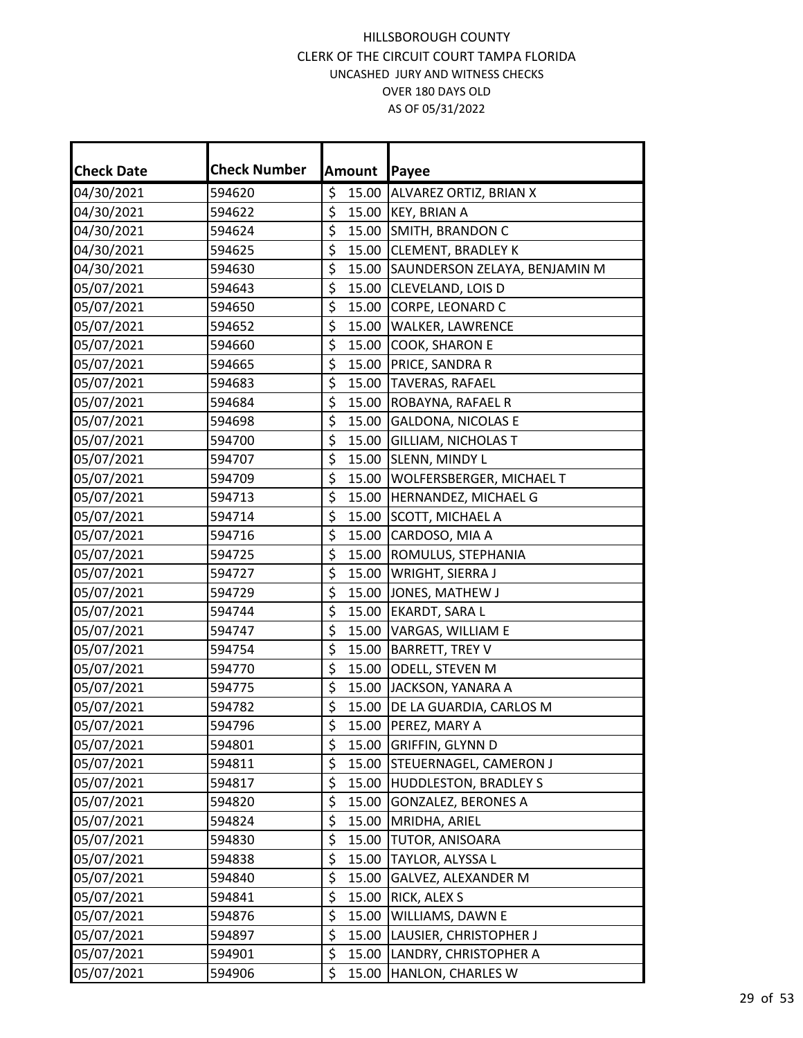HILLSBOROUGH COUNTY
CLERK OF THE CIRCUIT COURT TAMPA FLORIDA
UNCASHED JURY AND WITNESS CHECKS
OVER 180 DAYS OLD
AS OF 05/31/2022

| Check Date | Check Number | Amount | Payee |
|---|---|---|---|
| 04/30/2021 | 594620 | $ 15.00 | ALVAREZ ORTIZ, BRIAN X |
| 04/30/2021 | 594622 | $ 15.00 | KEY, BRIAN A |
| 04/30/2021 | 594624 | $ 15.00 | SMITH, BRANDON C |
| 04/30/2021 | 594625 | $ 15.00 | CLEMENT, BRADLEY K |
| 04/30/2021 | 594630 | $ 15.00 | SAUNDERSON ZELAYA, BENJAMIN M |
| 05/07/2021 | 594643 | $ 15.00 | CLEVELAND, LOIS D |
| 05/07/2021 | 594650 | $ 15.00 | CORPE, LEONARD C |
| 05/07/2021 | 594652 | $ 15.00 | WALKER, LAWRENCE |
| 05/07/2021 | 594660 | $ 15.00 | COOK, SHARON E |
| 05/07/2021 | 594665 | $ 15.00 | PRICE, SANDRA R |
| 05/07/2021 | 594683 | $ 15.00 | TAVERAS, RAFAEL |
| 05/07/2021 | 594684 | $ 15.00 | ROBAYNA, RAFAEL R |
| 05/07/2021 | 594698 | $ 15.00 | GALDONA, NICOLAS E |
| 05/07/2021 | 594700 | $ 15.00 | GILLIAM, NICHOLAS T |
| 05/07/2021 | 594707 | $ 15.00 | SLENN, MINDY L |
| 05/07/2021 | 594709 | $ 15.00 | WOLFERSBERGER, MICHAEL T |
| 05/07/2021 | 594713 | $ 15.00 | HERNANDEZ, MICHAEL G |
| 05/07/2021 | 594714 | $ 15.00 | SCOTT, MICHAEL A |
| 05/07/2021 | 594716 | $ 15.00 | CARDOSO, MIA A |
| 05/07/2021 | 594725 | $ 15.00 | ROMULUS, STEPHANIA |
| 05/07/2021 | 594727 | $ 15.00 | WRIGHT, SIERRA J |
| 05/07/2021 | 594729 | $ 15.00 | JONES, MATHEW J |
| 05/07/2021 | 594744 | $ 15.00 | EKARDT, SARA L |
| 05/07/2021 | 594747 | $ 15.00 | VARGAS, WILLIAM E |
| 05/07/2021 | 594754 | $ 15.00 | BARRETT, TREY V |
| 05/07/2021 | 594770 | $ 15.00 | ODELL, STEVEN M |
| 05/07/2021 | 594775 | $ 15.00 | JACKSON, YANARA A |
| 05/07/2021 | 594782 | $ 15.00 | DE LA GUARDIA, CARLOS M |
| 05/07/2021 | 594796 | $ 15.00 | PEREZ, MARY A |
| 05/07/2021 | 594801 | $ 15.00 | GRIFFIN, GLYNN D |
| 05/07/2021 | 594811 | $ 15.00 | STEUERNAGEL, CAMERON J |
| 05/07/2021 | 594817 | $ 15.00 | HUDDLESTON, BRADLEY S |
| 05/07/2021 | 594820 | $ 15.00 | GONZALEZ, BERONES A |
| 05/07/2021 | 594824 | $ 15.00 | MRIDHA, ARIEL |
| 05/07/2021 | 594830 | $ 15.00 | TUTOR, ANISOARA |
| 05/07/2021 | 594838 | $ 15.00 | TAYLOR, ALYSSA L |
| 05/07/2021 | 594840 | $ 15.00 | GALVEZ, ALEXANDER M |
| 05/07/2021 | 594841 | $ 15.00 | RICK, ALEX S |
| 05/07/2021 | 594876 | $ 15.00 | WILLIAMS, DAWN E |
| 05/07/2021 | 594897 | $ 15.00 | LAUSIER, CHRISTOPHER J |
| 05/07/2021 | 594901 | $ 15.00 | LANDRY, CHRISTOPHER A |
| 05/07/2021 | 594906 | $ 15.00 | HANLON, CHARLES W |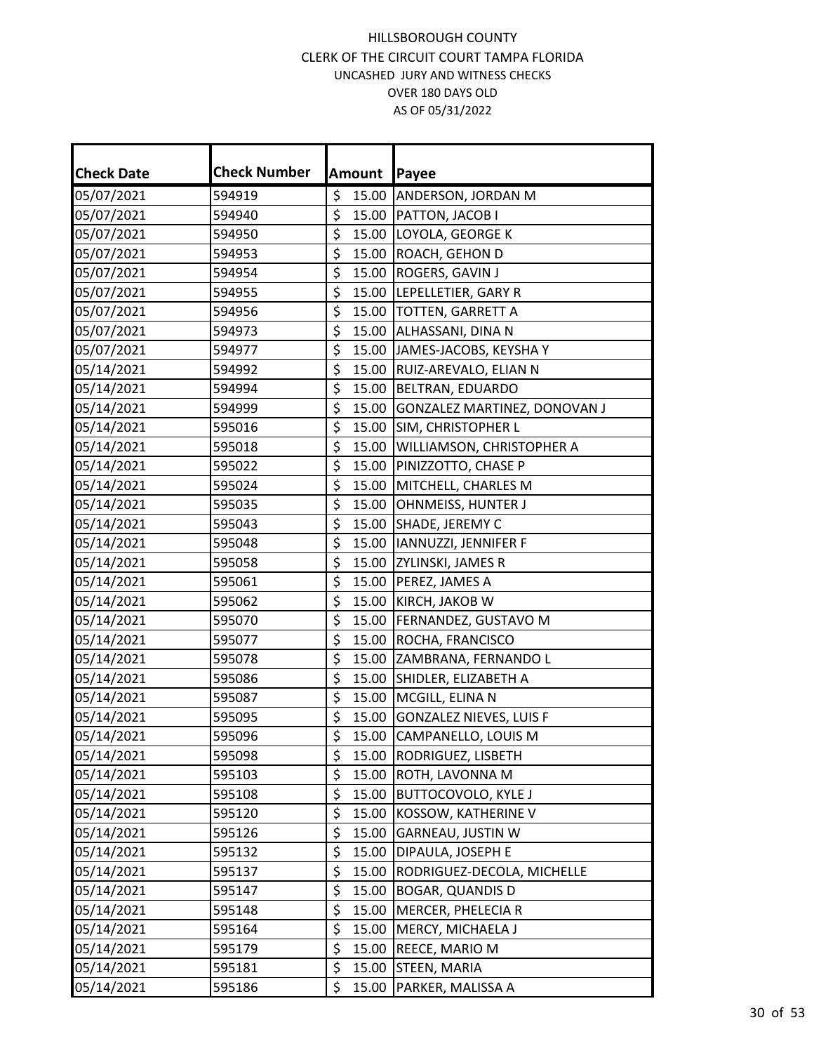HILLSBOROUGH COUNTY
CLERK OF THE CIRCUIT COURT TAMPA FLORIDA
UNCASHED JURY AND WITNESS CHECKS
OVER 180 DAYS OLD
AS OF 05/31/2022

| Check Date | Check Number | Amount | Payee |
|---|---|---|---|
| 05/07/2021 | 594919 | $ 15.00 | ANDERSON, JORDAN M |
| 05/07/2021 | 594940 | $ 15.00 | PATTON, JACOB I |
| 05/07/2021 | 594950 | $ 15.00 | LOYOLA, GEORGE K |
| 05/07/2021 | 594953 | $ 15.00 | ROACH, GEHON D |
| 05/07/2021 | 594954 | $ 15.00 | ROGERS, GAVIN J |
| 05/07/2021 | 594955 | $ 15.00 | LEPELLETIER, GARY R |
| 05/07/2021 | 594956 | $ 15.00 | TOTTEN, GARRETT A |
| 05/07/2021 | 594973 | $ 15.00 | ALHASSANI, DINA N |
| 05/07/2021 | 594977 | $ 15.00 | JAMES-JACOBS, KEYSHA Y |
| 05/14/2021 | 594992 | $ 15.00 | RUIZ-AREVALO, ELIAN N |
| 05/14/2021 | 594994 | $ 15.00 | BELTRAN, EDUARDO |
| 05/14/2021 | 594999 | $ 15.00 | GONZALEZ MARTINEZ, DONOVAN J |
| 05/14/2021 | 595016 | $ 15.00 | SIM, CHRISTOPHER L |
| 05/14/2021 | 595018 | $ 15.00 | WILLIAMSON, CHRISTOPHER A |
| 05/14/2021 | 595022 | $ 15.00 | PINIZZOTTO, CHASE P |
| 05/14/2021 | 595024 | $ 15.00 | MITCHELL, CHARLES M |
| 05/14/2021 | 595035 | $ 15.00 | OHNMEISS, HUNTER J |
| 05/14/2021 | 595043 | $ 15.00 | SHADE, JEREMY C |
| 05/14/2021 | 595048 | $ 15.00 | IANNUZZI, JENNIFER F |
| 05/14/2021 | 595058 | $ 15.00 | ZYLINSKI, JAMES R |
| 05/14/2021 | 595061 | $ 15.00 | PEREZ, JAMES A |
| 05/14/2021 | 595062 | $ 15.00 | KIRCH, JAKOB W |
| 05/14/2021 | 595070 | $ 15.00 | FERNANDEZ, GUSTAVO M |
| 05/14/2021 | 595077 | $ 15.00 | ROCHA, FRANCISCO |
| 05/14/2021 | 595078 | $ 15.00 | ZAMBRANA, FERNANDO L |
| 05/14/2021 | 595086 | $ 15.00 | SHIDLER, ELIZABETH A |
| 05/14/2021 | 595087 | $ 15.00 | MCGILL, ELINA N |
| 05/14/2021 | 595095 | $ 15.00 | GONZALEZ NIEVES, LUIS F |
| 05/14/2021 | 595096 | $ 15.00 | CAMPANELLO, LOUIS M |
| 05/14/2021 | 595098 | $ 15.00 | RODRIGUEZ, LISBETH |
| 05/14/2021 | 595103 | $ 15.00 | ROTH, LAVONNA M |
| 05/14/2021 | 595108 | $ 15.00 | BUTTOCOVOLO, KYLE J |
| 05/14/2021 | 595120 | $ 15.00 | KOSSOW, KATHERINE V |
| 05/14/2021 | 595126 | $ 15.00 | GARNEAU, JUSTIN W |
| 05/14/2021 | 595132 | $ 15.00 | DIPAULA, JOSEPH E |
| 05/14/2021 | 595137 | $ 15.00 | RODRIGUEZ-DECOLA, MICHELLE |
| 05/14/2021 | 595147 | $ 15.00 | BOGAR, QUANDIS D |
| 05/14/2021 | 595148 | $ 15.00 | MERCER, PHELECIA R |
| 05/14/2021 | 595164 | $ 15.00 | MERCY, MICHAELA J |
| 05/14/2021 | 595179 | $ 15.00 | REECE, MARIO M |
| 05/14/2021 | 595181 | $ 15.00 | STEEN, MARIA |
| 05/14/2021 | 595186 | $ 15.00 | PARKER, MALISSA A |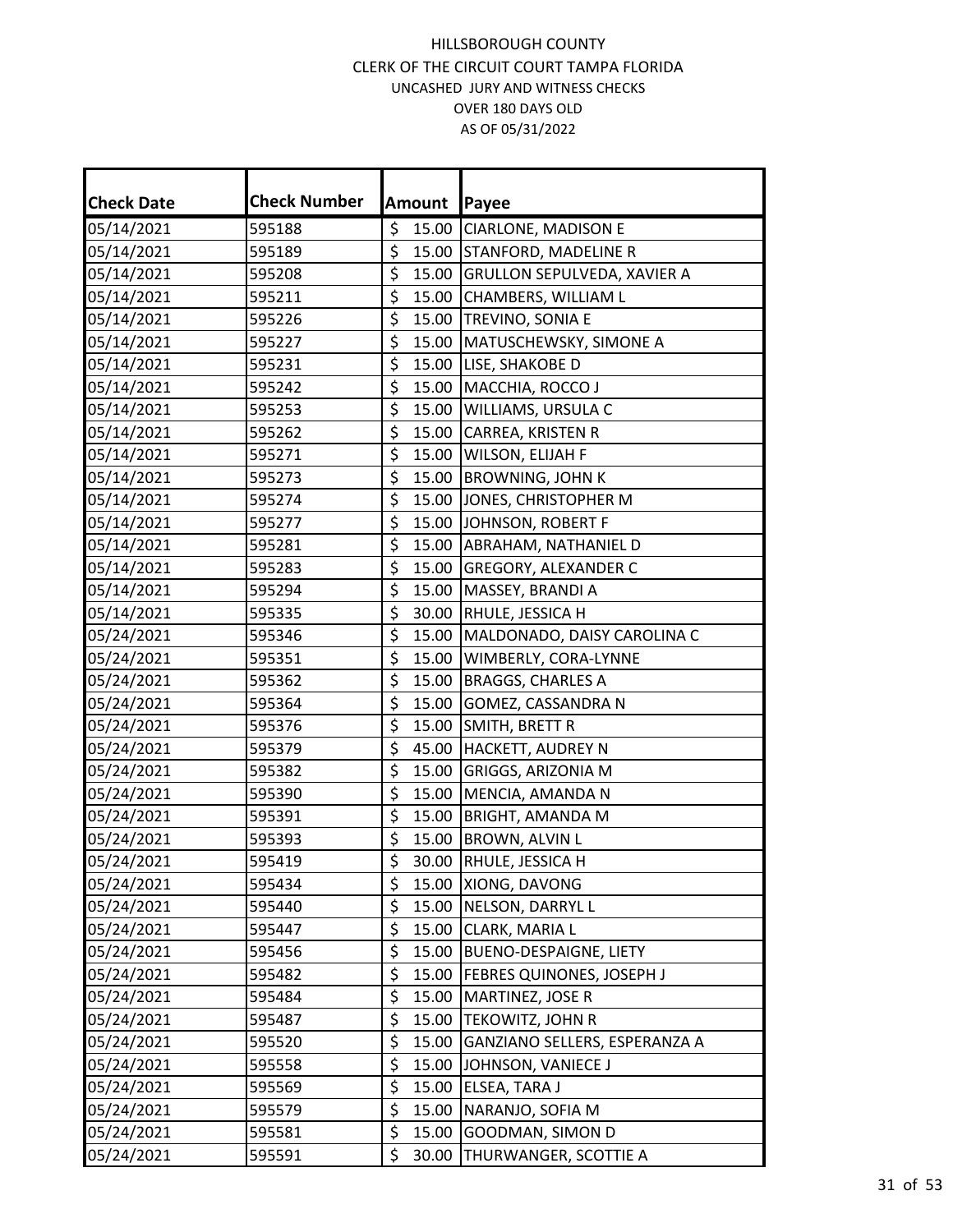HILLSBOROUGH COUNTY
CLERK OF THE CIRCUIT COURT TAMPA FLORIDA
UNCASHED JURY AND WITNESS CHECKS
OVER 180 DAYS OLD
AS OF 05/31/2022

| Check Date | Check Number | Amount | Payee |
|---|---|---|---|
| 05/14/2021 | 595188 | $ 15.00 | CIARLONE, MADISON E |
| 05/14/2021 | 595189 | $ 15.00 | STANFORD, MADELINE R |
| 05/14/2021 | 595208 | $ 15.00 | GRULLON SEPULVEDA, XAVIER A |
| 05/14/2021 | 595211 | $ 15.00 | CHAMBERS, WILLIAM L |
| 05/14/2021 | 595226 | $ 15.00 | TREVINO, SONIA E |
| 05/14/2021 | 595227 | $ 15.00 | MATUSCHEWSKY, SIMONE A |
| 05/14/2021 | 595231 | $ 15.00 | LISE, SHAKOBE D |
| 05/14/2021 | 595242 | $ 15.00 | MACCHIA, ROCCO J |
| 05/14/2021 | 595253 | $ 15.00 | WILLIAMS, URSULA C |
| 05/14/2021 | 595262 | $ 15.00 | CARREA, KRISTEN R |
| 05/14/2021 | 595271 | $ 15.00 | WILSON, ELIJAH F |
| 05/14/2021 | 595273 | $ 15.00 | BROWNING, JOHN K |
| 05/14/2021 | 595274 | $ 15.00 | JONES, CHRISTOPHER M |
| 05/14/2021 | 595277 | $ 15.00 | JOHNSON, ROBERT F |
| 05/14/2021 | 595281 | $ 15.00 | ABRAHAM, NATHANIEL D |
| 05/14/2021 | 595283 | $ 15.00 | GREGORY, ALEXANDER C |
| 05/14/2021 | 595294 | $ 15.00 | MASSEY, BRANDI A |
| 05/14/2021 | 595335 | $ 30.00 | RHULE, JESSICA H |
| 05/24/2021 | 595346 | $ 15.00 | MALDONADO, DAISY CAROLINA C |
| 05/24/2021 | 595351 | $ 15.00 | WIMBERLY, CORA-LYNNE |
| 05/24/2021 | 595362 | $ 15.00 | BRAGGS, CHARLES A |
| 05/24/2021 | 595364 | $ 15.00 | GOMEZ, CASSANDRA N |
| 05/24/2021 | 595376 | $ 15.00 | SMITH, BRETT R |
| 05/24/2021 | 595379 | $ 45.00 | HACKETT, AUDREY N |
| 05/24/2021 | 595382 | $ 15.00 | GRIGGS, ARIZONIA M |
| 05/24/2021 | 595390 | $ 15.00 | MENCIA, AMANDA N |
| 05/24/2021 | 595391 | $ 15.00 | BRIGHT, AMANDA M |
| 05/24/2021 | 595393 | $ 15.00 | BROWN, ALVIN L |
| 05/24/2021 | 595419 | $ 30.00 | RHULE, JESSICA H |
| 05/24/2021 | 595434 | $ 15.00 | XIONG, DAVONG |
| 05/24/2021 | 595440 | $ 15.00 | NELSON, DARRYL L |
| 05/24/2021 | 595447 | $ 15.00 | CLARK, MARIA L |
| 05/24/2021 | 595456 | $ 15.00 | BUENO-DESPAIGNE, LIETY |
| 05/24/2021 | 595482 | $ 15.00 | FEBRES QUINONES, JOSEPH J |
| 05/24/2021 | 595484 | $ 15.00 | MARTINEZ, JOSE R |
| 05/24/2021 | 595487 | $ 15.00 | TEKOWITZ, JOHN R |
| 05/24/2021 | 595520 | $ 15.00 | GANZIANO SELLERS, ESPERANZA A |
| 05/24/2021 | 595558 | $ 15.00 | JOHNSON, VANIECE J |
| 05/24/2021 | 595569 | $ 15.00 | ELSEA, TARA J |
| 05/24/2021 | 595579 | $ 15.00 | NARANJO, SOFIA M |
| 05/24/2021 | 595581 | $ 15.00 | GOODMAN, SIMON D |
| 05/24/2021 | 595591 | $ 30.00 | THURWANGER, SCOTTIE A |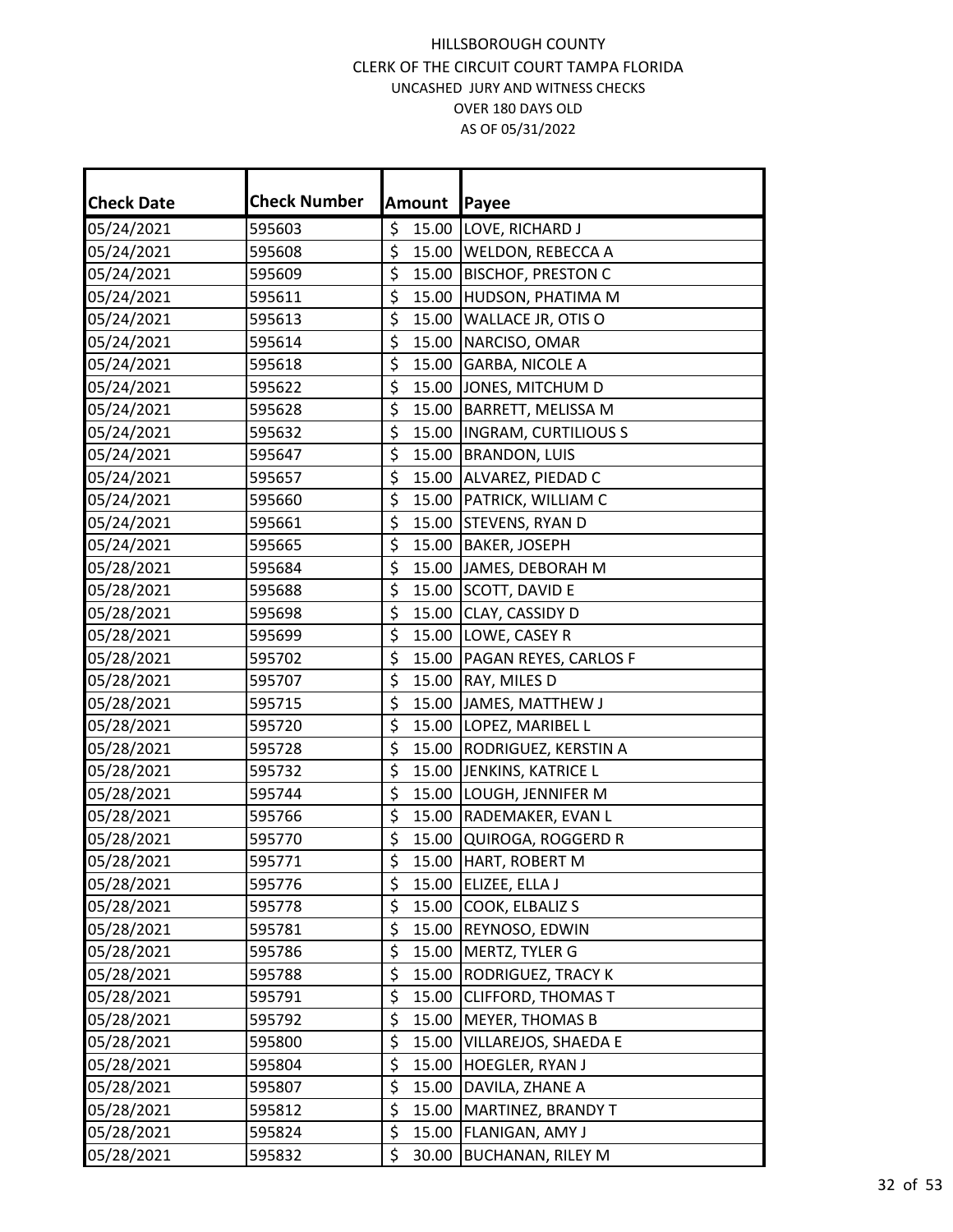HILLSBOROUGH COUNTY
CLERK OF THE CIRCUIT COURT TAMPA FLORIDA
UNCASHED JURY AND WITNESS CHECKS
OVER 180 DAYS OLD
AS OF 05/31/2022

| Check Date | Check Number | Amount | Payee |
|---|---|---|---|
| 05/24/2021 | 595603 | $ 15.00 | LOVE, RICHARD J |
| 05/24/2021 | 595608 | $ 15.00 | WELDON, REBECCA A |
| 05/24/2021 | 595609 | $ 15.00 | BISCHOF, PRESTON C |
| 05/24/2021 | 595611 | $ 15.00 | HUDSON, PHATIMA M |
| 05/24/2021 | 595613 | $ 15.00 | WALLACE JR, OTIS O |
| 05/24/2021 | 595614 | $ 15.00 | NARCISO, OMAR |
| 05/24/2021 | 595618 | $ 15.00 | GARBA, NICOLE A |
| 05/24/2021 | 595622 | $ 15.00 | JONES, MITCHUM D |
| 05/24/2021 | 595628 | $ 15.00 | BARRETT, MELISSA M |
| 05/24/2021 | 595632 | $ 15.00 | INGRAM, CURTILIOUS S |
| 05/24/2021 | 595647 | $ 15.00 | BRANDON, LUIS |
| 05/24/2021 | 595657 | $ 15.00 | ALVAREZ, PIEDAD C |
| 05/24/2021 | 595660 | $ 15.00 | PATRICK, WILLIAM C |
| 05/24/2021 | 595661 | $ 15.00 | STEVENS, RYAN D |
| 05/24/2021 | 595665 | $ 15.00 | BAKER, JOSEPH |
| 05/28/2021 | 595684 | $ 15.00 | JAMES, DEBORAH M |
| 05/28/2021 | 595688 | $ 15.00 | SCOTT, DAVID E |
| 05/28/2021 | 595698 | $ 15.00 | CLAY, CASSIDY D |
| 05/28/2021 | 595699 | $ 15.00 | LOWE, CASEY R |
| 05/28/2021 | 595702 | $ 15.00 | PAGAN REYES, CARLOS F |
| 05/28/2021 | 595707 | $ 15.00 | RAY, MILES D |
| 05/28/2021 | 595715 | $ 15.00 | JAMES, MATTHEW J |
| 05/28/2021 | 595720 | $ 15.00 | LOPEZ, MARIBEL L |
| 05/28/2021 | 595728 | $ 15.00 | RODRIGUEZ, KERSTIN A |
| 05/28/2021 | 595732 | $ 15.00 | JENKINS, KATRICE L |
| 05/28/2021 | 595744 | $ 15.00 | LOUGH, JENNIFER M |
| 05/28/2021 | 595766 | $ 15.00 | RADEMAKER, EVAN L |
| 05/28/2021 | 595770 | $ 15.00 | QUIROGA, ROGGERD R |
| 05/28/2021 | 595771 | $ 15.00 | HART, ROBERT M |
| 05/28/2021 | 595776 | $ 15.00 | ELIZEE, ELLA J |
| 05/28/2021 | 595778 | $ 15.00 | COOK, ELBALIZ S |
| 05/28/2021 | 595781 | $ 15.00 | REYNOSO, EDWIN |
| 05/28/2021 | 595786 | $ 15.00 | MERTZ, TYLER G |
| 05/28/2021 | 595788 | $ 15.00 | RODRIGUEZ, TRACY K |
| 05/28/2021 | 595791 | $ 15.00 | CLIFFORD, THOMAS T |
| 05/28/2021 | 595792 | $ 15.00 | MEYER, THOMAS B |
| 05/28/2021 | 595800 | $ 15.00 | VILLAREJOS, SHAEDA E |
| 05/28/2021 | 595804 | $ 15.00 | HOEGLER, RYAN J |
| 05/28/2021 | 595807 | $ 15.00 | DAVILA, ZHANE A |
| 05/28/2021 | 595812 | $ 15.00 | MARTINEZ, BRANDY T |
| 05/28/2021 | 595824 | $ 15.00 | FLANIGAN, AMY J |
| 05/28/2021 | 595832 | $ 30.00 | BUCHANAN, RILEY M |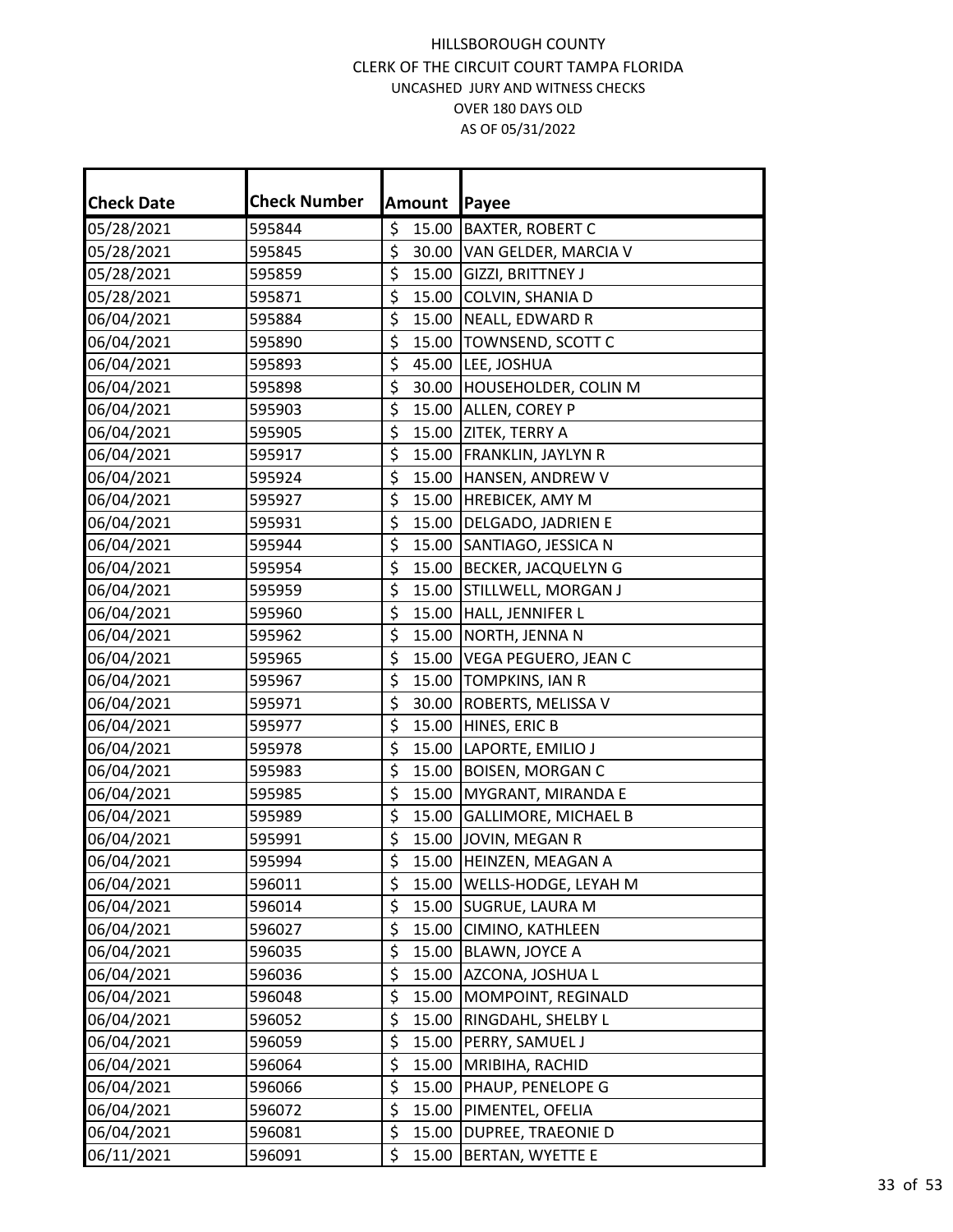HILLSBOROUGH COUNTY
CLERK OF THE CIRCUIT COURT TAMPA FLORIDA
UNCASHED JURY AND WITNESS CHECKS
OVER 180 DAYS OLD
AS OF 05/31/2022

| Check Date | Check Number | Amount | Payee |
|---|---|---|---|
| 05/28/2021 | 595844 | $ 15.00 | BAXTER, ROBERT C |
| 05/28/2021 | 595845 | $ 30.00 | VAN GELDER, MARCIA V |
| 05/28/2021 | 595859 | $ 15.00 | GIZZI, BRITTNEY J |
| 05/28/2021 | 595871 | $ 15.00 | COLVIN, SHANIA D |
| 06/04/2021 | 595884 | $ 15.00 | NEALL, EDWARD R |
| 06/04/2021 | 595890 | $ 15.00 | TOWNSEND, SCOTT C |
| 06/04/2021 | 595893 | $ 45.00 | LEE, JOSHUA |
| 06/04/2021 | 595898 | $ 30.00 | HOUSEHOLDER, COLIN M |
| 06/04/2021 | 595903 | $ 15.00 | ALLEN, COREY P |
| 06/04/2021 | 595905 | $ 15.00 | ZITEK, TERRY A |
| 06/04/2021 | 595917 | $ 15.00 | FRANKLIN, JAYLYN R |
| 06/04/2021 | 595924 | $ 15.00 | HANSEN, ANDREW V |
| 06/04/2021 | 595927 | $ 15.00 | HREBICEK, AMY M |
| 06/04/2021 | 595931 | $ 15.00 | DELGADO, JADRIEN E |
| 06/04/2021 | 595944 | $ 15.00 | SANTIAGO, JESSICA N |
| 06/04/2021 | 595954 | $ 15.00 | BECKER, JACQUELYN G |
| 06/04/2021 | 595959 | $ 15.00 | STILLWELL, MORGAN J |
| 06/04/2021 | 595960 | $ 15.00 | HALL, JENNIFER L |
| 06/04/2021 | 595962 | $ 15.00 | NORTH, JENNA N |
| 06/04/2021 | 595965 | $ 15.00 | VEGA PEGUERO, JEAN C |
| 06/04/2021 | 595967 | $ 15.00 | TOMPKINS, IAN R |
| 06/04/2021 | 595971 | $ 30.00 | ROBERTS, MELISSA V |
| 06/04/2021 | 595977 | $ 15.00 | HINES, ERIC B |
| 06/04/2021 | 595978 | $ 15.00 | LAPORTE, EMILIO J |
| 06/04/2021 | 595983 | $ 15.00 | BOISEN, MORGAN C |
| 06/04/2021 | 595985 | $ 15.00 | MYGRANT, MIRANDA E |
| 06/04/2021 | 595989 | $ 15.00 | GALLIMORE, MICHAEL B |
| 06/04/2021 | 595991 | $ 15.00 | JOVIN, MEGAN R |
| 06/04/2021 | 595994 | $ 15.00 | HEINZEN, MEAGAN A |
| 06/04/2021 | 596011 | $ 15.00 | WELLS-HODGE, LEYAH M |
| 06/04/2021 | 596014 | $ 15.00 | SUGRUE, LAURA M |
| 06/04/2021 | 596027 | $ 15.00 | CIMINO, KATHLEEN |
| 06/04/2021 | 596035 | $ 15.00 | BLAWN, JOYCE A |
| 06/04/2021 | 596036 | $ 15.00 | AZCONA, JOSHUA L |
| 06/04/2021 | 596048 | $ 15.00 | MOMPOINT, REGINALD |
| 06/04/2021 | 596052 | $ 15.00 | RINGDAHL, SHELBY L |
| 06/04/2021 | 596059 | $ 15.00 | PERRY, SAMUEL J |
| 06/04/2021 | 596064 | $ 15.00 | MRIBIHA, RACHID |
| 06/04/2021 | 596066 | $ 15.00 | PHAUP, PENELOPE G |
| 06/04/2021 | 596072 | $ 15.00 | PIMENTEL, OFELIA |
| 06/04/2021 | 596081 | $ 15.00 | DUPREE, TRAEONIE D |
| 06/11/2021 | 596091 | $ 15.00 | BERTAN, WYETTE E |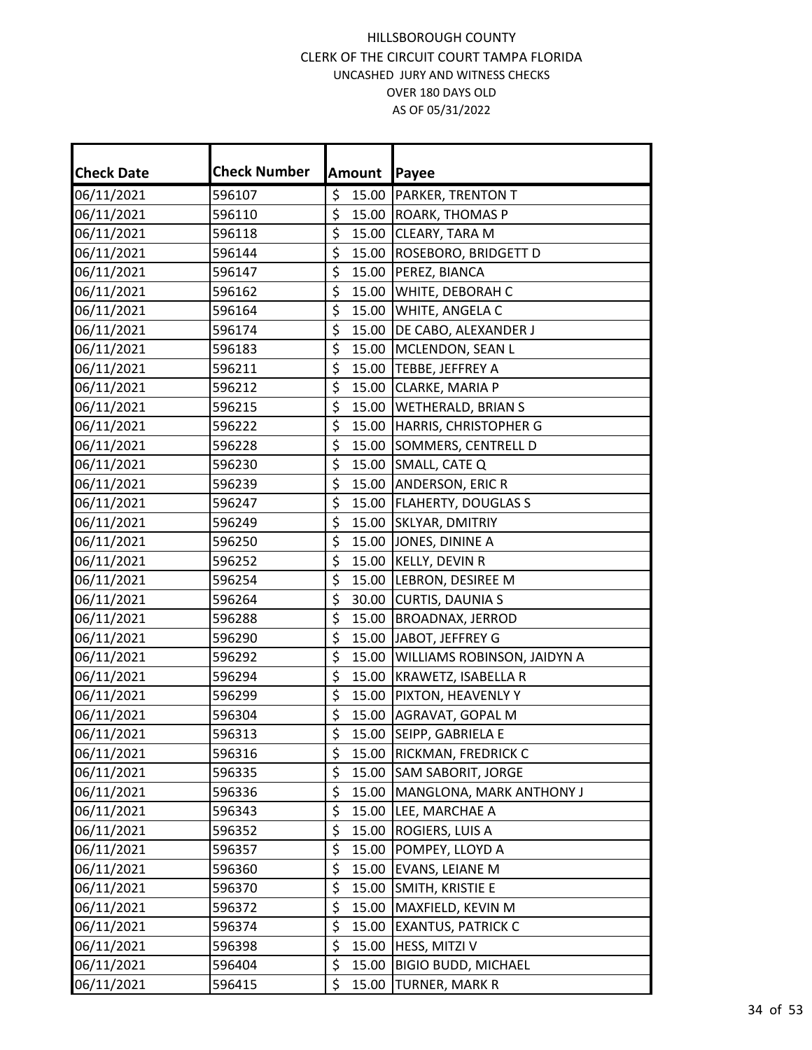HILLSBOROUGH COUNTY
CLERK OF THE CIRCUIT COURT TAMPA FLORIDA
UNCASHED JURY AND WITNESS CHECKS
OVER 180 DAYS OLD
AS OF 05/31/2022

| Check Date | Check Number | Amount | Payee |
|---|---|---|---|
| 06/11/2021 | 596107 | $ 15.00 | PARKER, TRENTON T |
| 06/11/2021 | 596110 | $ 15.00 | ROARK, THOMAS P |
| 06/11/2021 | 596118 | $ 15.00 | CLEARY, TARA M |
| 06/11/2021 | 596144 | $ 15.00 | ROSEBORO, BRIDGETT D |
| 06/11/2021 | 596147 | $ 15.00 | PEREZ, BIANCA |
| 06/11/2021 | 596162 | $ 15.00 | WHITE, DEBORAH C |
| 06/11/2021 | 596164 | $ 15.00 | WHITE, ANGELA C |
| 06/11/2021 | 596174 | $ 15.00 | DE CABO, ALEXANDER J |
| 06/11/2021 | 596183 | $ 15.00 | MCLENDON, SEAN L |
| 06/11/2021 | 596211 | $ 15.00 | TEBBE, JEFFREY A |
| 06/11/2021 | 596212 | $ 15.00 | CLARKE, MARIA P |
| 06/11/2021 | 596215 | $ 15.00 | WETHERALD, BRIAN S |
| 06/11/2021 | 596222 | $ 15.00 | HARRIS, CHRISTOPHER G |
| 06/11/2021 | 596228 | $ 15.00 | SOMMERS, CENTRELL D |
| 06/11/2021 | 596230 | $ 15.00 | SMALL, CATE Q |
| 06/11/2021 | 596239 | $ 15.00 | ANDERSON, ERIC R |
| 06/11/2021 | 596247 | $ 15.00 | FLAHERTY, DOUGLAS S |
| 06/11/2021 | 596249 | $ 15.00 | SKLYAR, DMITRIY |
| 06/11/2021 | 596250 | $ 15.00 | JONES, DININE A |
| 06/11/2021 | 596252 | $ 15.00 | KELLY, DEVIN R |
| 06/11/2021 | 596254 | $ 15.00 | LEBRON, DESIREE M |
| 06/11/2021 | 596264 | $ 30.00 | CURTIS, DAUNIA S |
| 06/11/2021 | 596288 | $ 15.00 | BROADNAX, JERROD |
| 06/11/2021 | 596290 | $ 15.00 | JABOT, JEFFREY G |
| 06/11/2021 | 596292 | $ 15.00 | WILLIAMS ROBINSON, JAIDYN A |
| 06/11/2021 | 596294 | $ 15.00 | KRAWETZ, ISABELLA R |
| 06/11/2021 | 596299 | $ 15.00 | PIXTON, HEAVENLY Y |
| 06/11/2021 | 596304 | $ 15.00 | AGRAVAT, GOPAL M |
| 06/11/2021 | 596313 | $ 15.00 | SEIPP, GABRIELA E |
| 06/11/2021 | 596316 | $ 15.00 | RICKMAN, FREDRICK C |
| 06/11/2021 | 596335 | $ 15.00 | SAM SABORIT, JORGE |
| 06/11/2021 | 596336 | $ 15.00 | MANGLONA, MARK ANTHONY J |
| 06/11/2021 | 596343 | $ 15.00 | LEE, MARCHAE A |
| 06/11/2021 | 596352 | $ 15.00 | ROGIERS, LUIS A |
| 06/11/2021 | 596357 | $ 15.00 | POMPEY, LLOYD A |
| 06/11/2021 | 596360 | $ 15.00 | EVANS, LEIANE M |
| 06/11/2021 | 596370 | $ 15.00 | SMITH, KRISTIE E |
| 06/11/2021 | 596372 | $ 15.00 | MAXFIELD, KEVIN M |
| 06/11/2021 | 596374 | $ 15.00 | EXANTUS, PATRICK C |
| 06/11/2021 | 596398 | $ 15.00 | HESS, MITZI V |
| 06/11/2021 | 596404 | $ 15.00 | BIGIO BUDD, MICHAEL |
| 06/11/2021 | 596415 | $ 15.00 | TURNER, MARK R |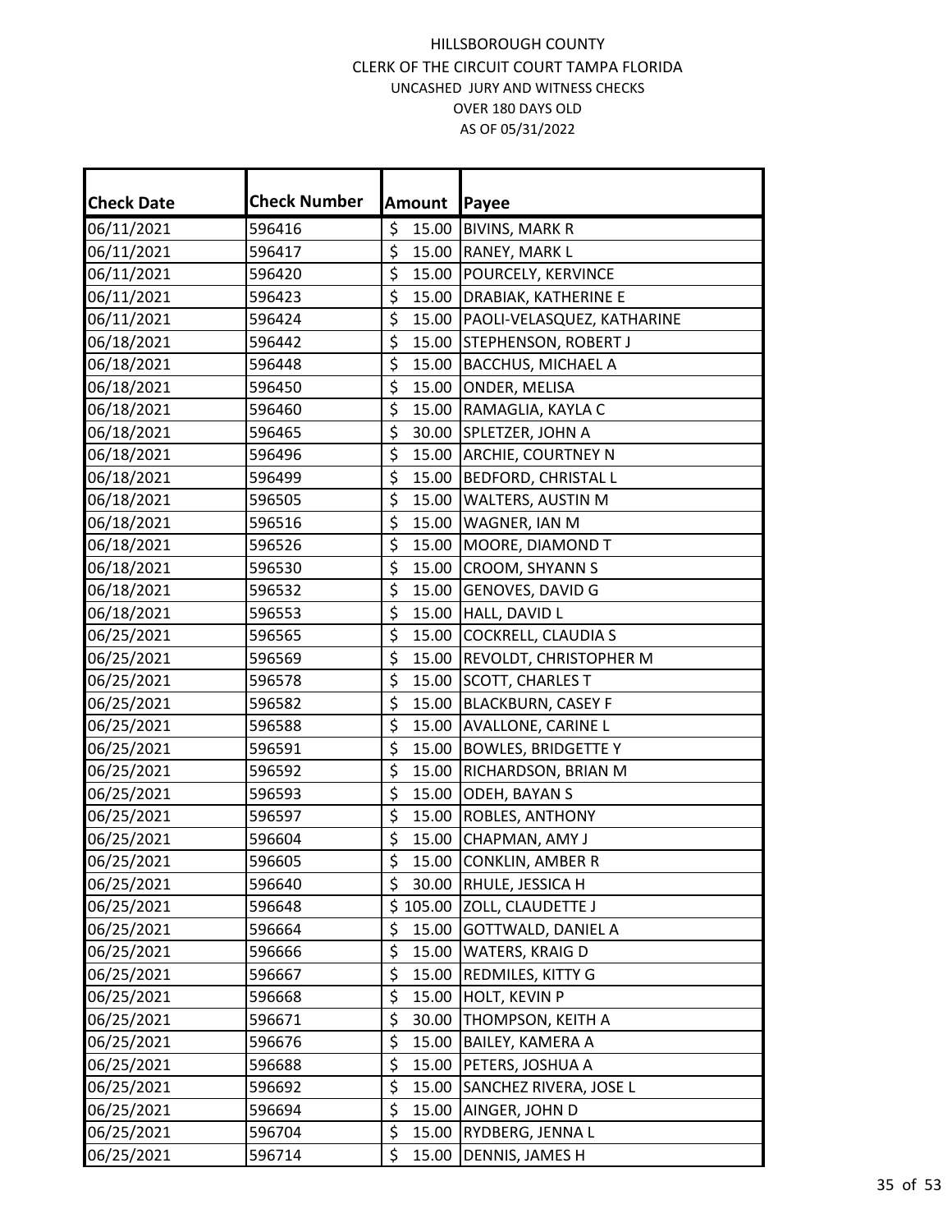HILLSBOROUGH COUNTY
CLERK OF THE CIRCUIT COURT TAMPA FLORIDA
UNCASHED JURY AND WITNESS CHECKS
OVER 180 DAYS OLD
AS OF 05/31/2022

| Check Date | Check Number | Amount | Payee |
|---|---|---|---|
| 06/11/2021 | 596416 | $ 15.00 | BIVINS, MARK R |
| 06/11/2021 | 596417 | $ 15.00 | RANEY, MARK L |
| 06/11/2021 | 596420 | $ 15.00 | POURCELY, KERVINCE |
| 06/11/2021 | 596423 | $ 15.00 | DRABIAK, KATHERINE E |
| 06/11/2021 | 596424 | $ 15.00 | PAOLI-VELASQUEZ, KATHARINE |
| 06/18/2021 | 596442 | $ 15.00 | STEPHENSON, ROBERT J |
| 06/18/2021 | 596448 | $ 15.00 | BACCHUS, MICHAEL A |
| 06/18/2021 | 596450 | $ 15.00 | ONDER, MELISA |
| 06/18/2021 | 596460 | $ 15.00 | RAMAGLIA, KAYLA C |
| 06/18/2021 | 596465 | $ 30.00 | SPLETZER, JOHN A |
| 06/18/2021 | 596496 | $ 15.00 | ARCHIE, COURTNEY N |
| 06/18/2021 | 596499 | $ 15.00 | BEDFORD, CHRISTAL L |
| 06/18/2021 | 596505 | $ 15.00 | WALTERS, AUSTIN M |
| 06/18/2021 | 596516 | $ 15.00 | WAGNER, IAN M |
| 06/18/2021 | 596526 | $ 15.00 | MOORE, DIAMOND T |
| 06/18/2021 | 596530 | $ 15.00 | CROOM, SHYANN S |
| 06/18/2021 | 596532 | $ 15.00 | GENOVES, DAVID G |
| 06/18/2021 | 596553 | $ 15.00 | HALL, DAVID L |
| 06/25/2021 | 596565 | $ 15.00 | COCKRELL, CLAUDIA S |
| 06/25/2021 | 596569 | $ 15.00 | REVOLDT, CHRISTOPHER M |
| 06/25/2021 | 596578 | $ 15.00 | SCOTT, CHARLES T |
| 06/25/2021 | 596582 | $ 15.00 | BLACKBURN, CASEY F |
| 06/25/2021 | 596588 | $ 15.00 | AVALLONE, CARINE L |
| 06/25/2021 | 596591 | $ 15.00 | BOWLES, BRIDGETTE Y |
| 06/25/2021 | 596592 | $ 15.00 | RICHARDSON, BRIAN M |
| 06/25/2021 | 596593 | $ 15.00 | ODEH, BAYAN S |
| 06/25/2021 | 596597 | $ 15.00 | ROBLES, ANTHONY |
| 06/25/2021 | 596604 | $ 15.00 | CHAPMAN, AMY J |
| 06/25/2021 | 596605 | $ 15.00 | CONKLIN, AMBER R |
| 06/25/2021 | 596640 | $ 30.00 | RHULE, JESSICA H |
| 06/25/2021 | 596648 | $ 105.00 | ZOLL, CLAUDETTE J |
| 06/25/2021 | 596664 | $ 15.00 | GOTTWALD, DANIEL A |
| 06/25/2021 | 596666 | $ 15.00 | WATERS, KRAIG D |
| 06/25/2021 | 596667 | $ 15.00 | REDMILES, KITTY G |
| 06/25/2021 | 596668 | $ 15.00 | HOLT, KEVIN P |
| 06/25/2021 | 596671 | $ 30.00 | THOMPSON, KEITH A |
| 06/25/2021 | 596676 | $ 15.00 | BAILEY, KAMERA A |
| 06/25/2021 | 596688 | $ 15.00 | PETERS, JOSHUA A |
| 06/25/2021 | 596692 | $ 15.00 | SANCHEZ RIVERA, JOSE L |
| 06/25/2021 | 596694 | $ 15.00 | AINGER, JOHN D |
| 06/25/2021 | 596704 | $ 15.00 | RYDBERG, JENNA L |
| 06/25/2021 | 596714 | $ 15.00 | DENNIS, JAMES H |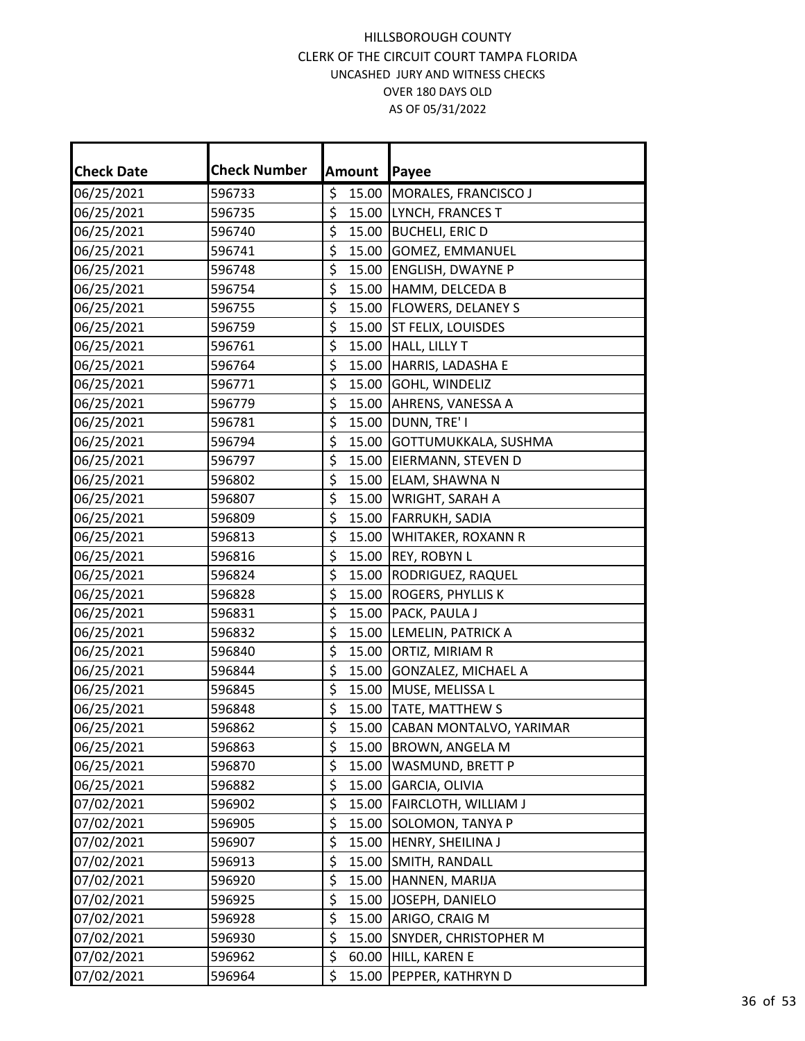HILLSBOROUGH COUNTY
CLERK OF THE CIRCUIT COURT TAMPA FLORIDA
UNCASHED JURY AND WITNESS CHECKS
OVER 180 DAYS OLD
AS OF 05/31/2022

| Check Date | Check Number | Amount | Payee |
|---|---|---|---|
| 06/25/2021 | 596733 | $ 15.00 | MORALES, FRANCISCO J |
| 06/25/2021 | 596735 | $ 15.00 | LYNCH, FRANCES T |
| 06/25/2021 | 596740 | $ 15.00 | BUCHELI, ERIC D |
| 06/25/2021 | 596741 | $ 15.00 | GOMEZ, EMMANUEL |
| 06/25/2021 | 596748 | $ 15.00 | ENGLISH, DWAYNE P |
| 06/25/2021 | 596754 | $ 15.00 | HAMM, DELCEDA B |
| 06/25/2021 | 596755 | $ 15.00 | FLOWERS, DELANEY S |
| 06/25/2021 | 596759 | $ 15.00 | ST FELIX, LOUISDES |
| 06/25/2021 | 596761 | $ 15.00 | HALL, LILLY T |
| 06/25/2021 | 596764 | $ 15.00 | HARRIS, LADASHA E |
| 06/25/2021 | 596771 | $ 15.00 | GOHL, WINDELIZ |
| 06/25/2021 | 596779 | $ 15.00 | AHRENS, VANESSA A |
| 06/25/2021 | 596781 | $ 15.00 | DUNN, TRE' I |
| 06/25/2021 | 596794 | $ 15.00 | GOTTUMUKKALA, SUSHMA |
| 06/25/2021 | 596797 | $ 15.00 | EIERMANN, STEVEN D |
| 06/25/2021 | 596802 | $ 15.00 | ELAM, SHAWNA N |
| 06/25/2021 | 596807 | $ 15.00 | WRIGHT, SARAH A |
| 06/25/2021 | 596809 | $ 15.00 | FARRUKH, SADIA |
| 06/25/2021 | 596813 | $ 15.00 | WHITAKER, ROXANN R |
| 06/25/2021 | 596816 | $ 15.00 | REY, ROBYN L |
| 06/25/2021 | 596824 | $ 15.00 | RODRIGUEZ, RAQUEL |
| 06/25/2021 | 596828 | $ 15.00 | ROGERS, PHYLLIS K |
| 06/25/2021 | 596831 | $ 15.00 | PACK, PAULA J |
| 06/25/2021 | 596832 | $ 15.00 | LEMELIN, PATRICK A |
| 06/25/2021 | 596840 | $ 15.00 | ORTIZ, MIRIAM R |
| 06/25/2021 | 596844 | $ 15.00 | GONZALEZ, MICHAEL A |
| 06/25/2021 | 596845 | $ 15.00 | MUSE, MELISSA L |
| 06/25/2021 | 596848 | $ 15.00 | TATE, MATTHEW S |
| 06/25/2021 | 596862 | $ 15.00 | CABAN MONTALVO, YARIMAR |
| 06/25/2021 | 596863 | $ 15.00 | BROWN, ANGELA M |
| 06/25/2021 | 596870 | $ 15.00 | WASMUND, BRETT P |
| 06/25/2021 | 596882 | $ 15.00 | GARCIA, OLIVIA |
| 07/02/2021 | 596902 | $ 15.00 | FAIRCLOTH, WILLIAM J |
| 07/02/2021 | 596905 | $ 15.00 | SOLOMON, TANYA P |
| 07/02/2021 | 596907 | $ 15.00 | HENRY, SHEILINA J |
| 07/02/2021 | 596913 | $ 15.00 | SMITH, RANDALL |
| 07/02/2021 | 596920 | $ 15.00 | HANNEN, MARIJA |
| 07/02/2021 | 596925 | $ 15.00 | JOSEPH, DANIELO |
| 07/02/2021 | 596928 | $ 15.00 | ARIGO, CRAIG M |
| 07/02/2021 | 596930 | $ 15.00 | SNYDER, CHRISTOPHER M |
| 07/02/2021 | 596962 | $ 60.00 | HILL, KAREN E |
| 07/02/2021 | 596964 | $ 15.00 | PEPPER, KATHRYN D |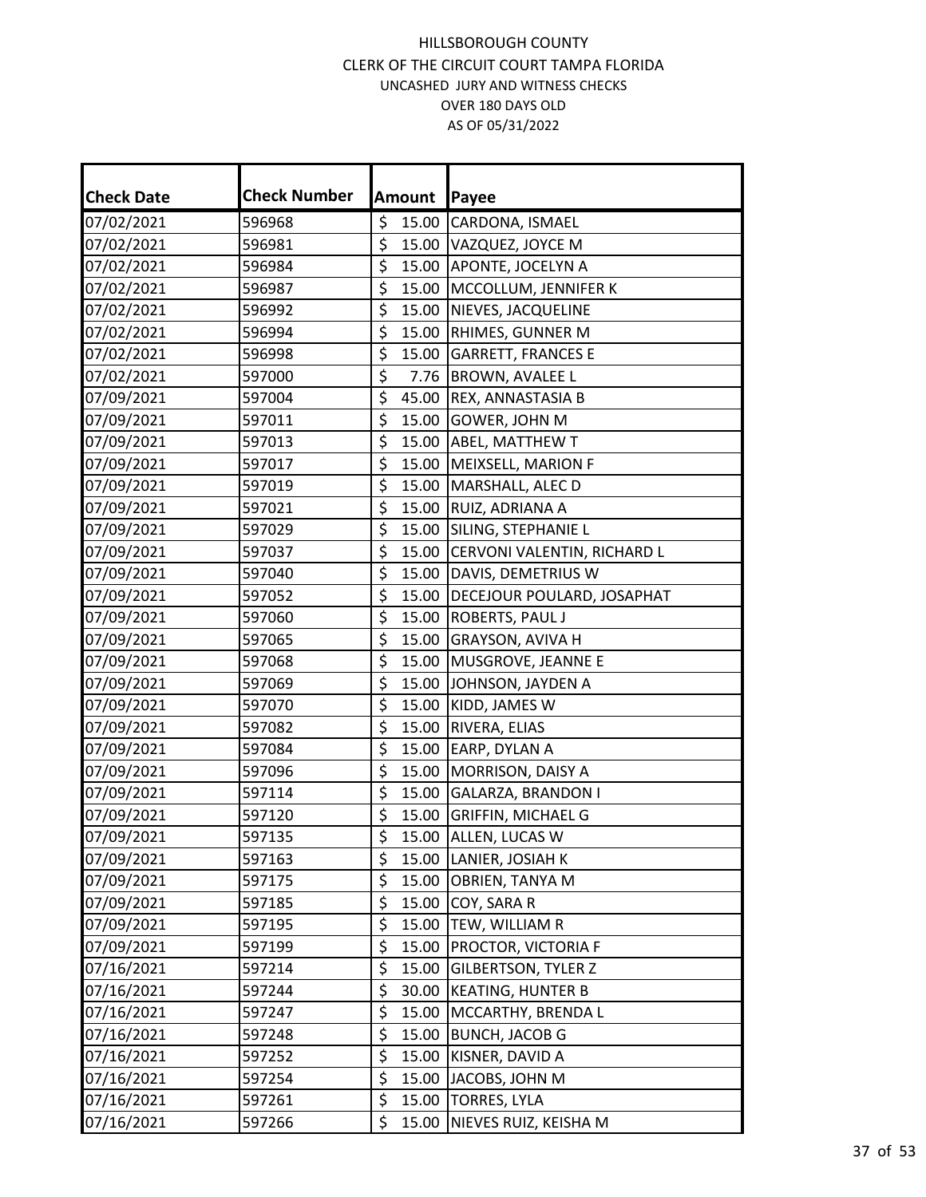HILLSBOROUGH COUNTY
CLERK OF THE CIRCUIT COURT TAMPA FLORIDA
UNCASHED JURY AND WITNESS CHECKS
OVER 180 DAYS OLD
AS OF 05/31/2022

| Check Date | Check Number | Amount | Payee |
|---|---|---|---|
| 07/02/2021 | 596968 | $ 15.00 | CARDONA, ISMAEL |
| 07/02/2021 | 596981 | $ 15.00 | VAZQUEZ, JOYCE M |
| 07/02/2021 | 596984 | $ 15.00 | APONTE, JOCELYN A |
| 07/02/2021 | 596987 | $ 15.00 | MCCOLLUM, JENNIFER K |
| 07/02/2021 | 596992 | $ 15.00 | NIEVES, JACQUELINE |
| 07/02/2021 | 596994 | $ 15.00 | RHIMES, GUNNER M |
| 07/02/2021 | 596998 | $ 15.00 | GARRETT, FRANCES E |
| 07/02/2021 | 597000 | $ 7.76 | BROWN, AVALEE L |
| 07/09/2021 | 597004 | $ 45.00 | REX, ANNASTASIA B |
| 07/09/2021 | 597011 | $ 15.00 | GOWER, JOHN M |
| 07/09/2021 | 597013 | $ 15.00 | ABEL, MATTHEW T |
| 07/09/2021 | 597017 | $ 15.00 | MEIXSELL, MARION F |
| 07/09/2021 | 597019 | $ 15.00 | MARSHALL, ALEC D |
| 07/09/2021 | 597021 | $ 15.00 | RUIZ, ADRIANA A |
| 07/09/2021 | 597029 | $ 15.00 | SILING, STEPHANIE L |
| 07/09/2021 | 597037 | $ 15.00 | CERVONI VALENTIN, RICHARD L |
| 07/09/2021 | 597040 | $ 15.00 | DAVIS, DEMETRIUS W |
| 07/09/2021 | 597052 | $ 15.00 | DECEJOUR POULARD, JOSAPHAT |
| 07/09/2021 | 597060 | $ 15.00 | ROBERTS, PAUL J |
| 07/09/2021 | 597065 | $ 15.00 | GRAYSON, AVIVA H |
| 07/09/2021 | 597068 | $ 15.00 | MUSGROVE, JEANNE E |
| 07/09/2021 | 597069 | $ 15.00 | JOHNSON, JAYDEN A |
| 07/09/2021 | 597070 | $ 15.00 | KIDD, JAMES W |
| 07/09/2021 | 597082 | $ 15.00 | RIVERA, ELIAS |
| 07/09/2021 | 597084 | $ 15.00 | EARP, DYLAN A |
| 07/09/2021 | 597096 | $ 15.00 | MORRISON, DAISY A |
| 07/09/2021 | 597114 | $ 15.00 | GALARZA, BRANDON I |
| 07/09/2021 | 597120 | $ 15.00 | GRIFFIN, MICHAEL G |
| 07/09/2021 | 597135 | $ 15.00 | ALLEN, LUCAS W |
| 07/09/2021 | 597163 | $ 15.00 | LANIER, JOSIAH K |
| 07/09/2021 | 597175 | $ 15.00 | OBRIEN, TANYA M |
| 07/09/2021 | 597185 | $ 15.00 | COY, SARA R |
| 07/09/2021 | 597195 | $ 15.00 | TEW, WILLIAM R |
| 07/09/2021 | 597199 | $ 15.00 | PROCTOR, VICTORIA F |
| 07/16/2021 | 597214 | $ 15.00 | GILBERTSON, TYLER Z |
| 07/16/2021 | 597244 | $ 30.00 | KEATING, HUNTER B |
| 07/16/2021 | 597247 | $ 15.00 | MCCARTHY, BRENDA L |
| 07/16/2021 | 597248 | $ 15.00 | BUNCH, JACOB G |
| 07/16/2021 | 597252 | $ 15.00 | KISNER, DAVID A |
| 07/16/2021 | 597254 | $ 15.00 | JACOBS, JOHN M |
| 07/16/2021 | 597261 | $ 15.00 | TORRES, LYLA |
| 07/16/2021 | 597266 | $ 15.00 | NIEVES RUIZ, KEISHA M |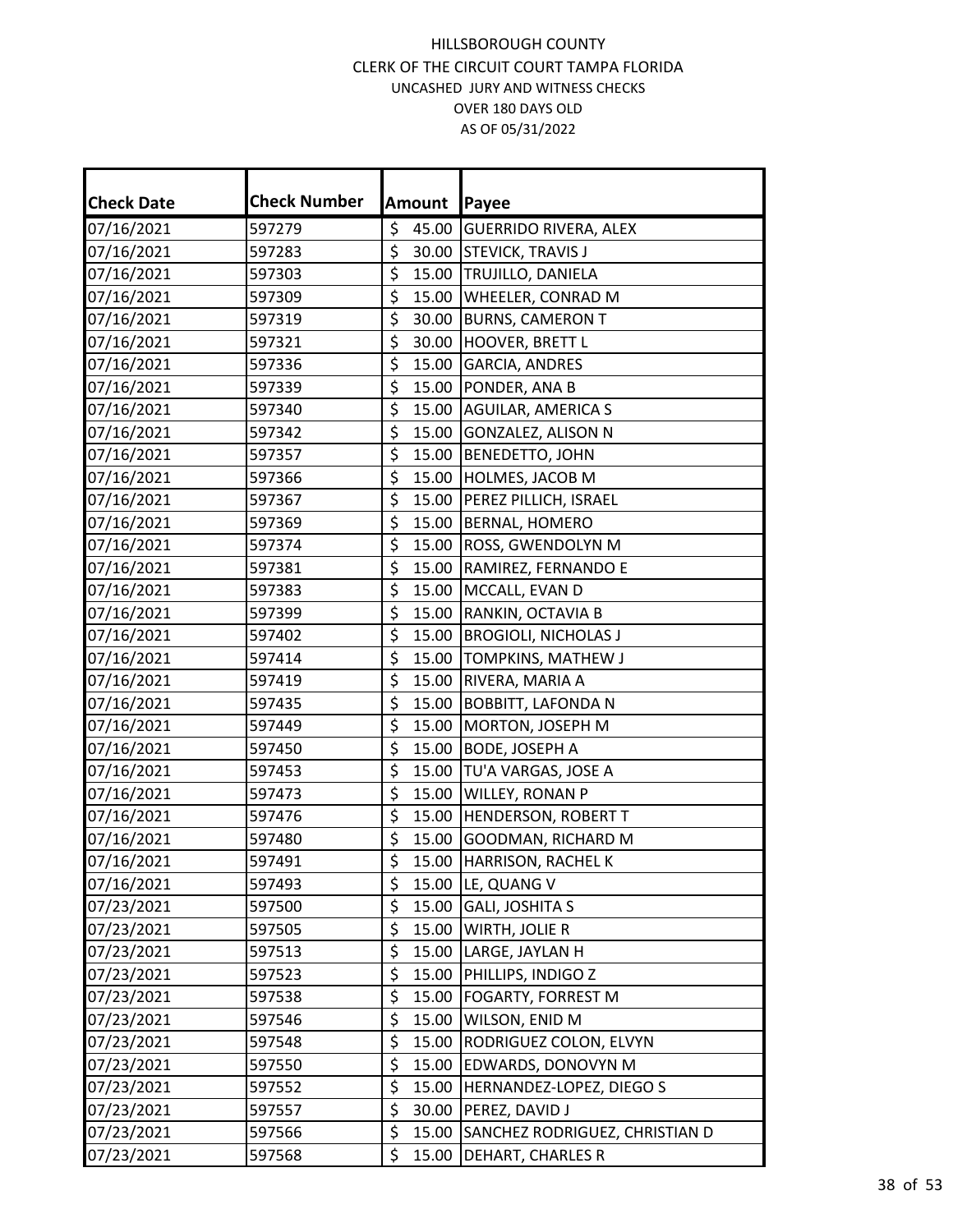HILLSBOROUGH COUNTY
CLERK OF THE CIRCUIT COURT TAMPA FLORIDA
UNCASHED JURY AND WITNESS CHECKS
OVER 180 DAYS OLD
AS OF 05/31/2022

| Check Date | Check Number | Amount | Payee |
|---|---|---|---|
| 07/16/2021 | 597279 | $ 45.00 | GUERRIDO RIVERA, ALEX |
| 07/16/2021 | 597283 | $ 30.00 | STEVICK, TRAVIS J |
| 07/16/2021 | 597303 | $ 15.00 | TRUJILLO, DANIELA |
| 07/16/2021 | 597309 | $ 15.00 | WHEELER, CONRAD M |
| 07/16/2021 | 597319 | $ 30.00 | BURNS, CAMERON T |
| 07/16/2021 | 597321 | $ 30.00 | HOOVER, BRETT L |
| 07/16/2021 | 597336 | $ 15.00 | GARCIA, ANDRES |
| 07/16/2021 | 597339 | $ 15.00 | PONDER, ANA B |
| 07/16/2021 | 597340 | $ 15.00 | AGUILAR, AMERICA S |
| 07/16/2021 | 597342 | $ 15.00 | GONZALEZ, ALISON N |
| 07/16/2021 | 597357 | $ 15.00 | BENEDETTO, JOHN |
| 07/16/2021 | 597366 | $ 15.00 | HOLMES, JACOB M |
| 07/16/2021 | 597367 | $ 15.00 | PEREZ PILLICH, ISRAEL |
| 07/16/2021 | 597369 | $ 15.00 | BERNAL, HOMERO |
| 07/16/2021 | 597374 | $ 15.00 | ROSS, GWENDOLYN M |
| 07/16/2021 | 597381 | $ 15.00 | RAMIREZ, FERNANDO E |
| 07/16/2021 | 597383 | $ 15.00 | MCCALL, EVAN D |
| 07/16/2021 | 597399 | $ 15.00 | RANKIN, OCTAVIA B |
| 07/16/2021 | 597402 | $ 15.00 | BROGIOLI, NICHOLAS J |
| 07/16/2021 | 597414 | $ 15.00 | TOMPKINS, MATHEW J |
| 07/16/2021 | 597419 | $ 15.00 | RIVERA, MARIA A |
| 07/16/2021 | 597435 | $ 15.00 | BOBBITT, LAFONDA N |
| 07/16/2021 | 597449 | $ 15.00 | MORTON, JOSEPH M |
| 07/16/2021 | 597450 | $ 15.00 | BODE, JOSEPH A |
| 07/16/2021 | 597453 | $ 15.00 | TU'A VARGAS, JOSE A |
| 07/16/2021 | 597473 | $ 15.00 | WILLEY, RONAN P |
| 07/16/2021 | 597476 | $ 15.00 | HENDERSON, ROBERT T |
| 07/16/2021 | 597480 | $ 15.00 | GOODMAN, RICHARD M |
| 07/16/2021 | 597491 | $ 15.00 | HARRISON, RACHEL K |
| 07/16/2021 | 597493 | $ 15.00 | LE, QUANG V |
| 07/23/2021 | 597500 | $ 15.00 | GALI, JOSHITA S |
| 07/23/2021 | 597505 | $ 15.00 | WIRTH, JOLIE R |
| 07/23/2021 | 597513 | $ 15.00 | LARGE, JAYLAN H |
| 07/23/2021 | 597523 | $ 15.00 | PHILLIPS, INDIGO Z |
| 07/23/2021 | 597538 | $ 15.00 | FOGARTY, FORREST M |
| 07/23/2021 | 597546 | $ 15.00 | WILSON, ENID M |
| 07/23/2021 | 597548 | $ 15.00 | RODRIGUEZ COLON, ELVYN |
| 07/23/2021 | 597550 | $ 15.00 | EDWARDS, DONOVYN M |
| 07/23/2021 | 597552 | $ 15.00 | HERNANDEZ-LOPEZ, DIEGO S |
| 07/23/2021 | 597557 | $ 30.00 | PEREZ, DAVID J |
| 07/23/2021 | 597566 | $ 15.00 | SANCHEZ RODRIGUEZ, CHRISTIAN D |
| 07/23/2021 | 597568 | $ 15.00 | DEHART, CHARLES R |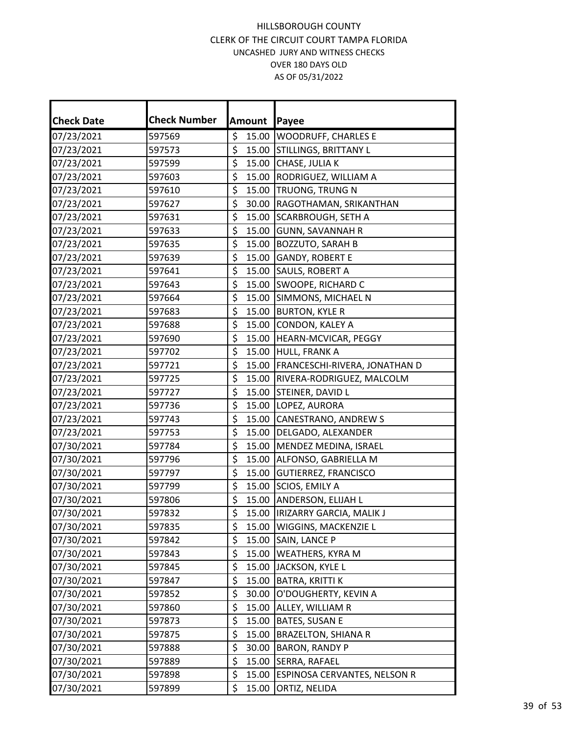HILLSBOROUGH COUNTY
CLERK OF THE CIRCUIT COURT TAMPA FLORIDA
UNCASHED JURY AND WITNESS CHECKS
OVER 180 DAYS OLD
AS OF 05/31/2022

| Check Date | Check Number | Amount | Payee |
|---|---|---|---|
| 07/23/2021 | 597569 | $ 15.00 | WOODRUFF, CHARLES E |
| 07/23/2021 | 597573 | $ 15.00 | STILLINGS, BRITTANY L |
| 07/23/2021 | 597599 | $ 15.00 | CHASE, JULIA K |
| 07/23/2021 | 597603 | $ 15.00 | RODRIGUEZ, WILLIAM A |
| 07/23/2021 | 597610 | $ 15.00 | TRUONG, TRUNG N |
| 07/23/2021 | 597627 | $ 30.00 | RAGOTHAMAN, SRIKANTHAN |
| 07/23/2021 | 597631 | $ 15.00 | SCARBROUGH, SETH A |
| 07/23/2021 | 597633 | $ 15.00 | GUNN, SAVANNAH R |
| 07/23/2021 | 597635 | $ 15.00 | BOZZUTO, SARAH B |
| 07/23/2021 | 597639 | $ 15.00 | GANDY, ROBERT E |
| 07/23/2021 | 597641 | $ 15.00 | SAULS, ROBERT A |
| 07/23/2021 | 597643 | $ 15.00 | SWOOPE, RICHARD C |
| 07/23/2021 | 597664 | $ 15.00 | SIMMONS, MICHAEL N |
| 07/23/2021 | 597683 | $ 15.00 | BURTON, KYLE R |
| 07/23/2021 | 597688 | $ 15.00 | CONDON, KALEY A |
| 07/23/2021 | 597690 | $ 15.00 | HEARN-MCVICAR, PEGGY |
| 07/23/2021 | 597702 | $ 15.00 | HULL, FRANK A |
| 07/23/2021 | 597721 | $ 15.00 | FRANCESCHI-RIVERA, JONATHAN D |
| 07/23/2021 | 597725 | $ 15.00 | RIVERA-RODRIGUEZ, MALCOLM |
| 07/23/2021 | 597727 | $ 15.00 | STEINER, DAVID L |
| 07/23/2021 | 597736 | $ 15.00 | LOPEZ, AURORA |
| 07/23/2021 | 597743 | $ 15.00 | CANESTRANO, ANDREW S |
| 07/23/2021 | 597753 | $ 15.00 | DELGADO, ALEXANDER |
| 07/30/2021 | 597784 | $ 15.00 | MENDEZ MEDINA, ISRAEL |
| 07/30/2021 | 597796 | $ 15.00 | ALFONSO, GABRIELLA M |
| 07/30/2021 | 597797 | $ 15.00 | GUTIERREZ, FRANCISCO |
| 07/30/2021 | 597799 | $ 15.00 | SCIOS, EMILY A |
| 07/30/2021 | 597806 | $ 15.00 | ANDERSON, ELIJAH L |
| 07/30/2021 | 597832 | $ 15.00 | IRIZARRY GARCIA, MALIK J |
| 07/30/2021 | 597835 | $ 15.00 | WIGGINS, MACKENZIE L |
| 07/30/2021 | 597842 | $ 15.00 | SAIN, LANCE P |
| 07/30/2021 | 597843 | $ 15.00 | WEATHERS, KYRA M |
| 07/30/2021 | 597845 | $ 15.00 | JACKSON, KYLE L |
| 07/30/2021 | 597847 | $ 15.00 | BATRA, KRITTI K |
| 07/30/2021 | 597852 | $ 30.00 | O'DOUGHERTY, KEVIN A |
| 07/30/2021 | 597860 | $ 15.00 | ALLEY, WILLIAM R |
| 07/30/2021 | 597873 | $ 15.00 | BATES, SUSAN E |
| 07/30/2021 | 597875 | $ 15.00 | BRAZELTON, SHIANA R |
| 07/30/2021 | 597888 | $ 30.00 | BARON, RANDY P |
| 07/30/2021 | 597889 | $ 15.00 | SERRA, RAFAEL |
| 07/30/2021 | 597898 | $ 15.00 | ESPINOSA CERVANTES, NELSON R |
| 07/30/2021 | 597899 | $ 15.00 | ORTIZ, NELIDA |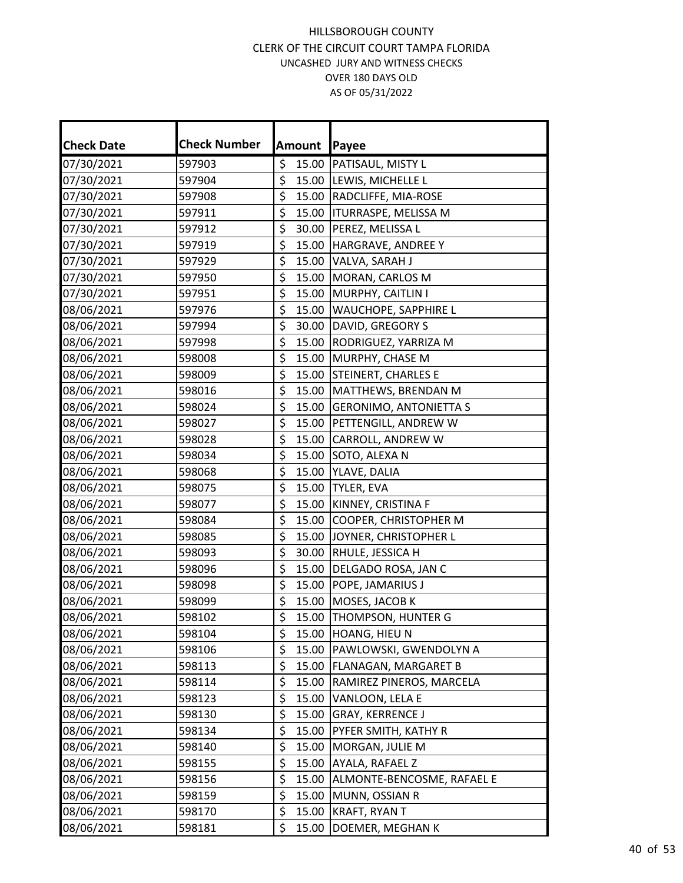HILLSBOROUGH COUNTY
CLERK OF THE CIRCUIT COURT TAMPA FLORIDA
UNCASHED JURY AND WITNESS CHECKS
OVER 180 DAYS OLD
AS OF 05/31/2022

| Check Date | Check Number | Amount | Payee |
|---|---|---|---|
| 07/30/2021 | 597903 | $ 15.00 | PATISAUL, MISTY L |
| 07/30/2021 | 597904 | $ 15.00 | LEWIS, MICHELLE L |
| 07/30/2021 | 597908 | $ 15.00 | RADCLIFFE, MIA-ROSE |
| 07/30/2021 | 597911 | $ 15.00 | ITURRASPE, MELISSA M |
| 07/30/2021 | 597912 | $ 30.00 | PEREZ, MELISSA L |
| 07/30/2021 | 597919 | $ 15.00 | HARGRAVE, ANDREE Y |
| 07/30/2021 | 597929 | $ 15.00 | VALVA, SARAH J |
| 07/30/2021 | 597950 | $ 15.00 | MORAN, CARLOS M |
| 07/30/2021 | 597951 | $ 15.00 | MURPHY, CAITLIN I |
| 08/06/2021 | 597976 | $ 15.00 | WAUCHOPE, SAPPHIRE L |
| 08/06/2021 | 597994 | $ 30.00 | DAVID, GREGORY S |
| 08/06/2021 | 597998 | $ 15.00 | RODRIGUEZ, YARRIZA M |
| 08/06/2021 | 598008 | $ 15.00 | MURPHY, CHASE M |
| 08/06/2021 | 598009 | $ 15.00 | STEINERT, CHARLES E |
| 08/06/2021 | 598016 | $ 15.00 | MATTHEWS, BRENDAN M |
| 08/06/2021 | 598024 | $ 15.00 | GERONIMO, ANTONIETTA S |
| 08/06/2021 | 598027 | $ 15.00 | PETTENGILL, ANDREW W |
| 08/06/2021 | 598028 | $ 15.00 | CARROLL, ANDREW W |
| 08/06/2021 | 598034 | $ 15.00 | SOTO, ALEXA N |
| 08/06/2021 | 598068 | $ 15.00 | YLAVE, DALIA |
| 08/06/2021 | 598075 | $ 15.00 | TYLER, EVA |
| 08/06/2021 | 598077 | $ 15.00 | KINNEY, CRISTINA F |
| 08/06/2021 | 598084 | $ 15.00 | COOPER, CHRISTOPHER M |
| 08/06/2021 | 598085 | $ 15.00 | JOYNER, CHRISTOPHER L |
| 08/06/2021 | 598093 | $ 30.00 | RHULE, JESSICA H |
| 08/06/2021 | 598096 | $ 15.00 | DELGADO ROSA, JAN C |
| 08/06/2021 | 598098 | $ 15.00 | POPE, JAMARIUS J |
| 08/06/2021 | 598099 | $ 15.00 | MOSES, JACOB K |
| 08/06/2021 | 598102 | $ 15.00 | THOMPSON, HUNTER G |
| 08/06/2021 | 598104 | $ 15.00 | HOANG, HIEU N |
| 08/06/2021 | 598106 | $ 15.00 | PAWLOWSKI, GWENDOLYN A |
| 08/06/2021 | 598113 | $ 15.00 | FLANAGAN, MARGARET B |
| 08/06/2021 | 598114 | $ 15.00 | RAMIREZ PINEROS, MARCELA |
| 08/06/2021 | 598123 | $ 15.00 | VANLOON, LELA E |
| 08/06/2021 | 598130 | $ 15.00 | GRAY, KERRENCE J |
| 08/06/2021 | 598134 | $ 15.00 | PYFER SMITH, KATHY R |
| 08/06/2021 | 598140 | $ 15.00 | MORGAN, JULIE M |
| 08/06/2021 | 598155 | $ 15.00 | AYALA, RAFAEL Z |
| 08/06/2021 | 598156 | $ 15.00 | ALMONTE-BENCOSME, RAFAEL E |
| 08/06/2021 | 598159 | $ 15.00 | MUNN, OSSIAN R |
| 08/06/2021 | 598170 | $ 15.00 | KRAFT, RYAN T |
| 08/06/2021 | 598181 | $ 15.00 | DOEMER, MEGHAN K |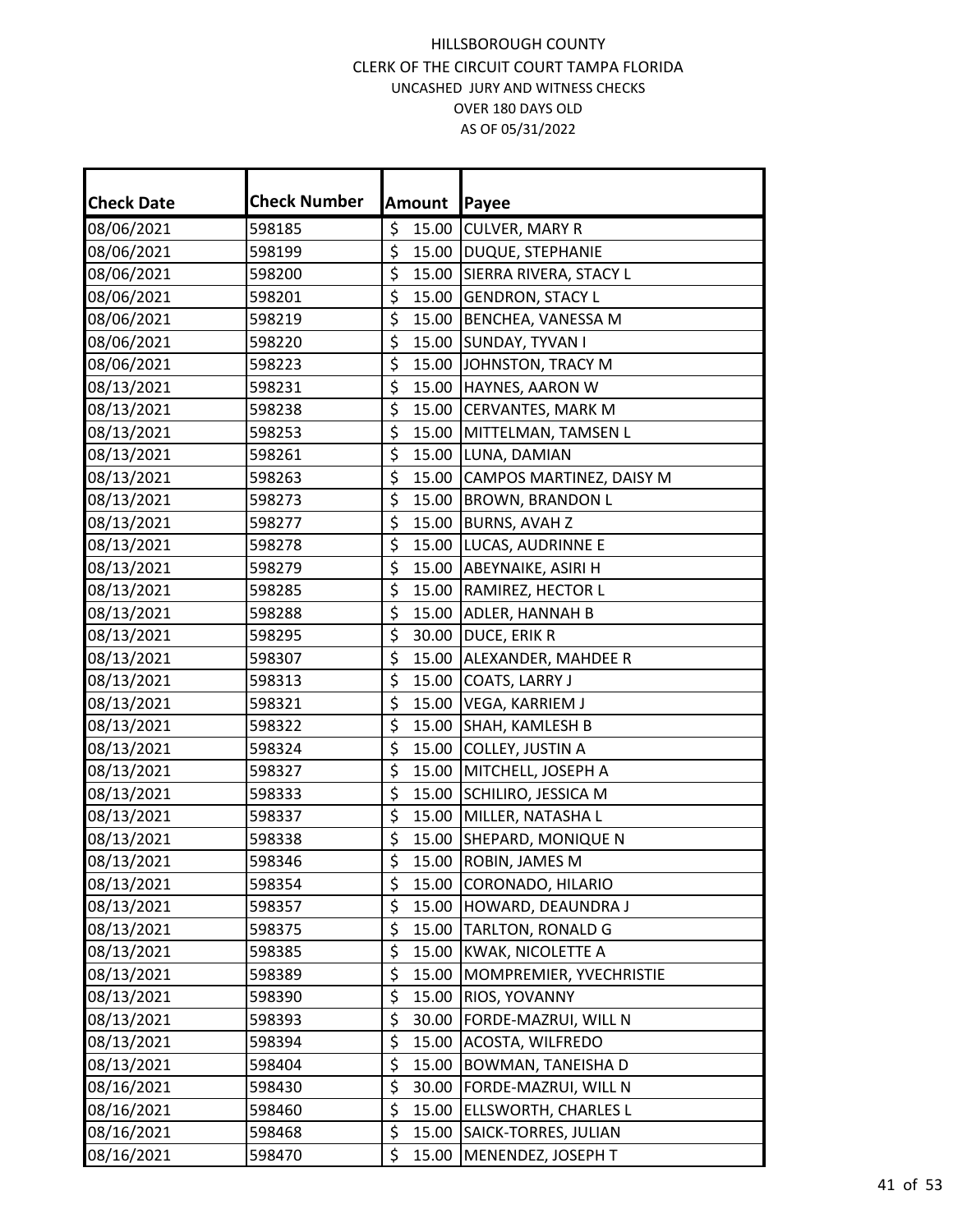HILLSBOROUGH COUNTY
CLERK OF THE CIRCUIT COURT TAMPA FLORIDA
UNCASHED JURY AND WITNESS CHECKS
OVER 180 DAYS OLD
AS OF 05/31/2022

| Check Date | Check Number | Amount | Payee |
|---|---|---|---|
| 08/06/2021 | 598185 | $ 15.00 | CULVER, MARY R |
| 08/06/2021 | 598199 | $ 15.00 | DUQUE, STEPHANIE |
| 08/06/2021 | 598200 | $ 15.00 | SIERRA RIVERA, STACY L |
| 08/06/2021 | 598201 | $ 15.00 | GENDRON, STACY L |
| 08/06/2021 | 598219 | $ 15.00 | BENCHEA, VANESSA M |
| 08/06/2021 | 598220 | $ 15.00 | SUNDAY, TYVAN I |
| 08/06/2021 | 598223 | $ 15.00 | JOHNSTON, TRACY M |
| 08/13/2021 | 598231 | $ 15.00 | HAYNES, AARON W |
| 08/13/2021 | 598238 | $ 15.00 | CERVANTES, MARK M |
| 08/13/2021 | 598253 | $ 15.00 | MITTELMAN, TAMSEN L |
| 08/13/2021 | 598261 | $ 15.00 | LUNA, DAMIAN |
| 08/13/2021 | 598263 | $ 15.00 | CAMPOS MARTINEZ, DAISY M |
| 08/13/2021 | 598273 | $ 15.00 | BROWN, BRANDON L |
| 08/13/2021 | 598277 | $ 15.00 | BURNS, AVAH Z |
| 08/13/2021 | 598278 | $ 15.00 | LUCAS, AUDRINNE E |
| 08/13/2021 | 598279 | $ 15.00 | ABEYNAIKE, ASIRI H |
| 08/13/2021 | 598285 | $ 15.00 | RAMIREZ, HECTOR L |
| 08/13/2021 | 598288 | $ 15.00 | ADLER, HANNAH B |
| 08/13/2021 | 598295 | $ 30.00 | DUCE, ERIK R |
| 08/13/2021 | 598307 | $ 15.00 | ALEXANDER, MAHDEE R |
| 08/13/2021 | 598313 | $ 15.00 | COATS, LARRY J |
| 08/13/2021 | 598321 | $ 15.00 | VEGA, KARRIEM J |
| 08/13/2021 | 598322 | $ 15.00 | SHAH, KAMLESH B |
| 08/13/2021 | 598324 | $ 15.00 | COLLEY, JUSTIN A |
| 08/13/2021 | 598327 | $ 15.00 | MITCHELL, JOSEPH A |
| 08/13/2021 | 598333 | $ 15.00 | SCHILIRO, JESSICA M |
| 08/13/2021 | 598337 | $ 15.00 | MILLER, NATASHA L |
| 08/13/2021 | 598338 | $ 15.00 | SHEPARD, MONIQUE N |
| 08/13/2021 | 598346 | $ 15.00 | ROBIN, JAMES M |
| 08/13/2021 | 598354 | $ 15.00 | CORONADO, HILARIO |
| 08/13/2021 | 598357 | $ 15.00 | HOWARD, DEAUNDRA J |
| 08/13/2021 | 598375 | $ 15.00 | TARLTON, RONALD G |
| 08/13/2021 | 598385 | $ 15.00 | KWAK, NICOLETTE A |
| 08/13/2021 | 598389 | $ 15.00 | MOMPREMIER, YVECHRISTIE |
| 08/13/2021 | 598390 | $ 15.00 | RIOS, YOVANNY |
| 08/13/2021 | 598393 | $ 30.00 | FORDE-MAZRUI, WILL N |
| 08/13/2021 | 598394 | $ 15.00 | ACOSTA, WILFREDO |
| 08/13/2021 | 598404 | $ 15.00 | BOWMAN, TANEISHA D |
| 08/16/2021 | 598430 | $ 30.00 | FORDE-MAZRUI, WILL N |
| 08/16/2021 | 598460 | $ 15.00 | ELLSWORTH, CHARLES L |
| 08/16/2021 | 598468 | $ 15.00 | SAICK-TORRES, JULIAN |
| 08/16/2021 | 598470 | $ 15.00 | MENENDEZ, JOSEPH T |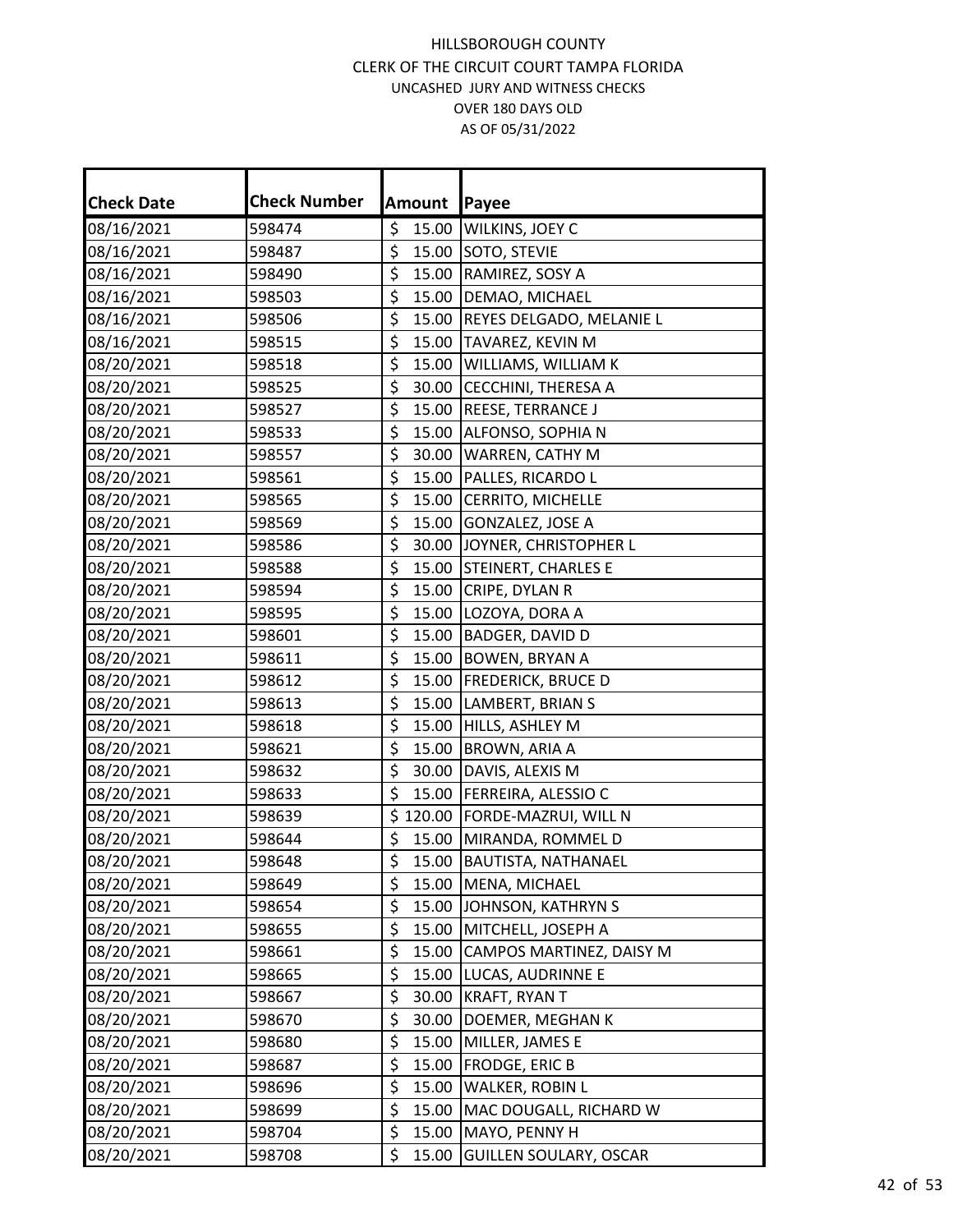HILLSBOROUGH COUNTY
CLERK OF THE CIRCUIT COURT TAMPA FLORIDA
UNCASHED JURY AND WITNESS CHECKS
OVER 180 DAYS OLD
AS OF 05/31/2022

| Check Date | Check Number | Amount | Payee |
|---|---|---|---|
| 08/16/2021 | 598474 | $ 15.00 | WILKINS, JOEY C |
| 08/16/2021 | 598487 | $ 15.00 | SOTO, STEVIE |
| 08/16/2021 | 598490 | $ 15.00 | RAMIREZ, SOSY A |
| 08/16/2021 | 598503 | $ 15.00 | DEMAO, MICHAEL |
| 08/16/2021 | 598506 | $ 15.00 | REYES DELGADO, MELANIE L |
| 08/16/2021 | 598515 | $ 15.00 | TAVAREZ, KEVIN M |
| 08/20/2021 | 598518 | $ 15.00 | WILLIAMS, WILLIAM K |
| 08/20/2021 | 598525 | $ 30.00 | CECCHINI, THERESA A |
| 08/20/2021 | 598527 | $ 15.00 | REESE, TERRANCE J |
| 08/20/2021 | 598533 | $ 15.00 | ALFONSO, SOPHIA N |
| 08/20/2021 | 598557 | $ 30.00 | WARREN, CATHY M |
| 08/20/2021 | 598561 | $ 15.00 | PALLES, RICARDO L |
| 08/20/2021 | 598565 | $ 15.00 | CERRITO, MICHELLE |
| 08/20/2021 | 598569 | $ 15.00 | GONZALEZ, JOSE A |
| 08/20/2021 | 598586 | $ 30.00 | JOYNER, CHRISTOPHER L |
| 08/20/2021 | 598588 | $ 15.00 | STEINERT, CHARLES E |
| 08/20/2021 | 598594 | $ 15.00 | CRIPE, DYLAN R |
| 08/20/2021 | 598595 | $ 15.00 | LOZOYA, DORA A |
| 08/20/2021 | 598601 | $ 15.00 | BADGER, DAVID D |
| 08/20/2021 | 598611 | $ 15.00 | BOWEN, BRYAN A |
| 08/20/2021 | 598612 | $ 15.00 | FREDERICK, BRUCE D |
| 08/20/2021 | 598613 | $ 15.00 | LAMBERT, BRIAN S |
| 08/20/2021 | 598618 | $ 15.00 | HILLS, ASHLEY M |
| 08/20/2021 | 598621 | $ 15.00 | BROWN, ARIA A |
| 08/20/2021 | 598632 | $ 30.00 | DAVIS, ALEXIS M |
| 08/20/2021 | 598633 | $ 15.00 | FERREIRA, ALESSIO C |
| 08/20/2021 | 598639 | $ 120.00 | FORDE-MAZRUI, WILL N |
| 08/20/2021 | 598644 | $ 15.00 | MIRANDA, ROMMEL D |
| 08/20/2021 | 598648 | $ 15.00 | BAUTISTA, NATHANAEL |
| 08/20/2021 | 598649 | $ 15.00 | MENA, MICHAEL |
| 08/20/2021 | 598654 | $ 15.00 | JOHNSON, KATHRYN S |
| 08/20/2021 | 598655 | $ 15.00 | MITCHELL, JOSEPH A |
| 08/20/2021 | 598661 | $ 15.00 | CAMPOS MARTINEZ, DAISY M |
| 08/20/2021 | 598665 | $ 15.00 | LUCAS, AUDRINNE E |
| 08/20/2021 | 598667 | $ 30.00 | KRAFT, RYAN T |
| 08/20/2021 | 598670 | $ 30.00 | DOEMER, MEGHAN K |
| 08/20/2021 | 598680 | $ 15.00 | MILLER, JAMES E |
| 08/20/2021 | 598687 | $ 15.00 | FRODGE, ERIC B |
| 08/20/2021 | 598696 | $ 15.00 | WALKER, ROBIN L |
| 08/20/2021 | 598699 | $ 15.00 | MAC DOUGALL, RICHARD W |
| 08/20/2021 | 598704 | $ 15.00 | MAYO, PENNY H |
| 08/20/2021 | 598708 | $ 15.00 | GUILLEN SOULARY, OSCAR |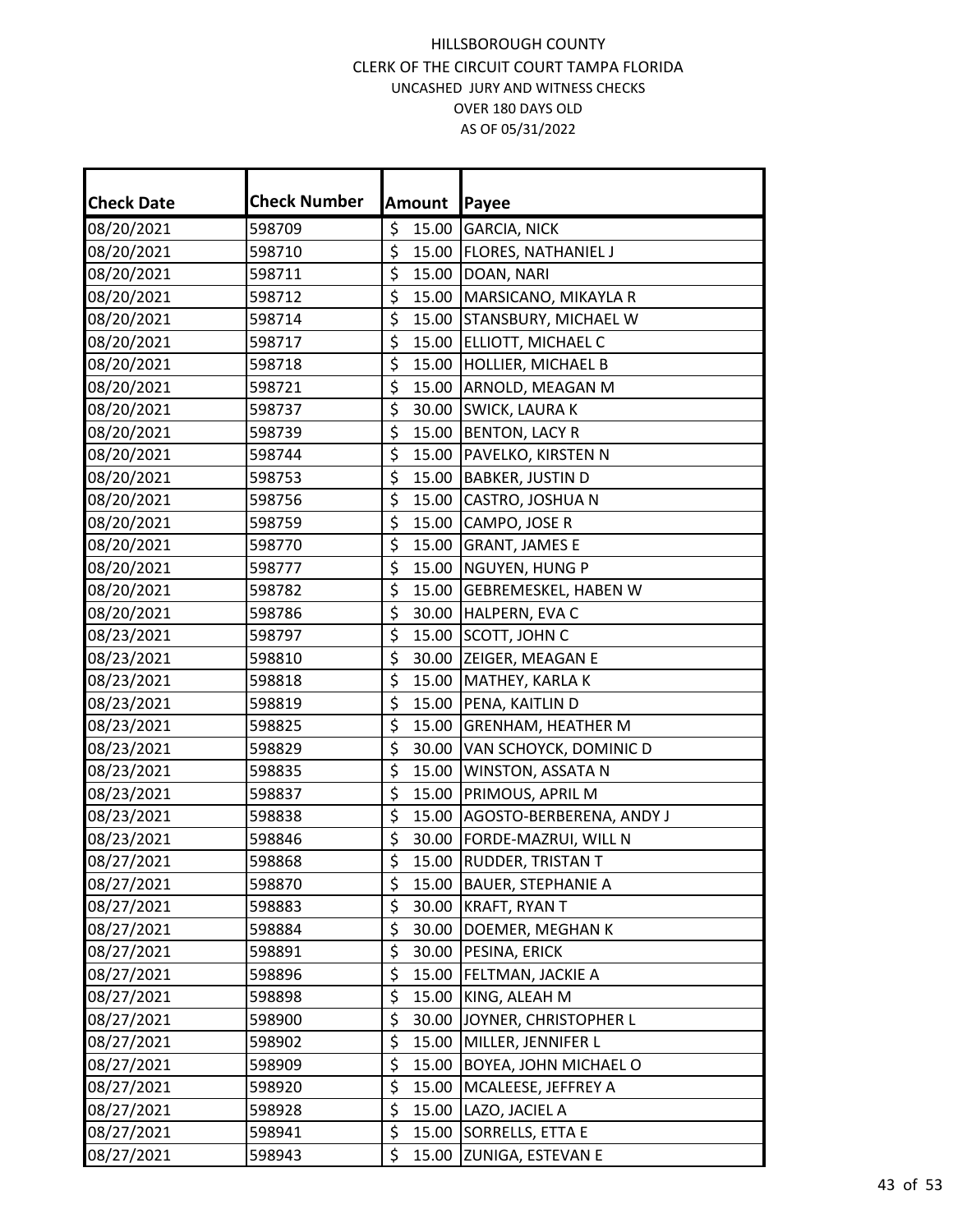HILLSBOROUGH COUNTY
CLERK OF THE CIRCUIT COURT TAMPA FLORIDA
UNCASHED JURY AND WITNESS CHECKS
OVER 180 DAYS OLD
AS OF 05/31/2022

| Check Date | Check Number | Amount | Payee |
|---|---|---|---|
| 08/20/2021 | 598709 | $ 15.00 | GARCIA, NICK |
| 08/20/2021 | 598710 | $ 15.00 | FLORES, NATHANIEL J |
| 08/20/2021 | 598711 | $ 15.00 | DOAN, NARI |
| 08/20/2021 | 598712 | $ 15.00 | MARSICANO, MIKAYLA R |
| 08/20/2021 | 598714 | $ 15.00 | STANSBURY, MICHAEL W |
| 08/20/2021 | 598717 | $ 15.00 | ELLIOTT, MICHAEL C |
| 08/20/2021 | 598718 | $ 15.00 | HOLLIER, MICHAEL B |
| 08/20/2021 | 598721 | $ 15.00 | ARNOLD, MEAGAN M |
| 08/20/2021 | 598737 | $ 30.00 | SWICK, LAURA K |
| 08/20/2021 | 598739 | $ 15.00 | BENTON, LACY R |
| 08/20/2021 | 598744 | $ 15.00 | PAVELKO, KIRSTEN N |
| 08/20/2021 | 598753 | $ 15.00 | BABKER, JUSTIN D |
| 08/20/2021 | 598756 | $ 15.00 | CASTRO, JOSHUA N |
| 08/20/2021 | 598759 | $ 15.00 | CAMPO, JOSE R |
| 08/20/2021 | 598770 | $ 15.00 | GRANT, JAMES E |
| 08/20/2021 | 598777 | $ 15.00 | NGUYEN, HUNG P |
| 08/20/2021 | 598782 | $ 15.00 | GEBREMESKEL, HABEN W |
| 08/20/2021 | 598786 | $ 30.00 | HALPERN, EVA C |
| 08/23/2021 | 598797 | $ 15.00 | SCOTT, JOHN C |
| 08/23/2021 | 598810 | $ 30.00 | ZEIGER, MEAGAN E |
| 08/23/2021 | 598818 | $ 15.00 | MATHEY, KARLA K |
| 08/23/2021 | 598819 | $ 15.00 | PENA, KAITLIN D |
| 08/23/2021 | 598825 | $ 15.00 | GRENHAM, HEATHER M |
| 08/23/2021 | 598829 | $ 30.00 | VAN SCHOYCK, DOMINIC D |
| 08/23/2021 | 598835 | $ 15.00 | WINSTON, ASSATA N |
| 08/23/2021 | 598837 | $ 15.00 | PRIMOUS, APRIL M |
| 08/23/2021 | 598838 | $ 15.00 | AGOSTO-BERBERENA, ANDY J |
| 08/23/2021 | 598846 | $ 30.00 | FORDE-MAZRUI, WILL N |
| 08/27/2021 | 598868 | $ 15.00 | RUDDER, TRISTAN T |
| 08/27/2021 | 598870 | $ 15.00 | BAUER, STEPHANIE A |
| 08/27/2021 | 598883 | $ 30.00 | KRAFT, RYAN T |
| 08/27/2021 | 598884 | $ 30.00 | DOEMER, MEGHAN K |
| 08/27/2021 | 598891 | $ 30.00 | PESINA, ERICK |
| 08/27/2021 | 598896 | $ 15.00 | FELTMAN, JACKIE A |
| 08/27/2021 | 598898 | $ 15.00 | KING, ALEAH M |
| 08/27/2021 | 598900 | $ 30.00 | JOYNER, CHRISTOPHER L |
| 08/27/2021 | 598902 | $ 15.00 | MILLER, JENNIFER L |
| 08/27/2021 | 598909 | $ 15.00 | BOYEA, JOHN MICHAEL O |
| 08/27/2021 | 598920 | $ 15.00 | MCALEESE, JEFFREY A |
| 08/27/2021 | 598928 | $ 15.00 | LAZO, JACIEL A |
| 08/27/2021 | 598941 | $ 15.00 | SORRELLS, ETTA E |
| 08/27/2021 | 598943 | $ 15.00 | ZUNIGA, ESTEVAN E |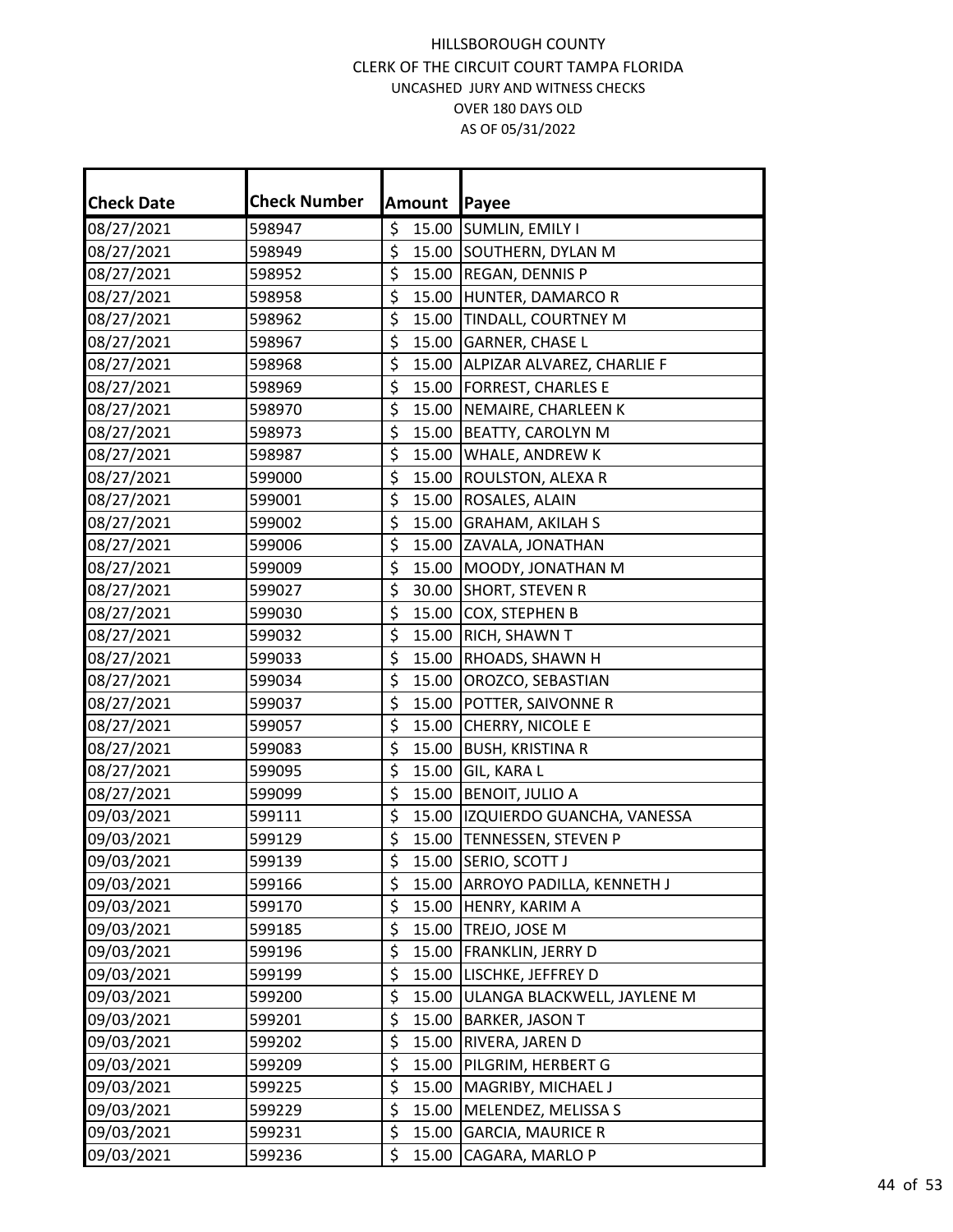HILLSBOROUGH COUNTY
CLERK OF THE CIRCUIT COURT TAMPA FLORIDA
UNCASHED JURY AND WITNESS CHECKS
OVER 180 DAYS OLD
AS OF 05/31/2022

| Check Date | Check Number | Amount | Payee |
|---|---|---|---|
| 08/27/2021 | 598947 | $ 15.00 | SUMLIN, EMILY I |
| 08/27/2021 | 598949 | $ 15.00 | SOUTHERN, DYLAN M |
| 08/27/2021 | 598952 | $ 15.00 | REGAN, DENNIS P |
| 08/27/2021 | 598958 | $ 15.00 | HUNTER, DAMARCO R |
| 08/27/2021 | 598962 | $ 15.00 | TINDALL, COURTNEY M |
| 08/27/2021 | 598967 | $ 15.00 | GARNER, CHASE L |
| 08/27/2021 | 598968 | $ 15.00 | ALPIZAR ALVAREZ, CHARLIE F |
| 08/27/2021 | 598969 | $ 15.00 | FORREST, CHARLES E |
| 08/27/2021 | 598970 | $ 15.00 | NEMAIRE, CHARLEEN K |
| 08/27/2021 | 598973 | $ 15.00 | BEATTY, CAROLYN M |
| 08/27/2021 | 598987 | $ 15.00 | WHALE, ANDREW K |
| 08/27/2021 | 599000 | $ 15.00 | ROULSTON, ALEXA R |
| 08/27/2021 | 599001 | $ 15.00 | ROSALES, ALAIN |
| 08/27/2021 | 599002 | $ 15.00 | GRAHAM, AKILAH S |
| 08/27/2021 | 599006 | $ 15.00 | ZAVALA, JONATHAN |
| 08/27/2021 | 599009 | $ 15.00 | MOODY, JONATHAN M |
| 08/27/2021 | 599027 | $ 30.00 | SHORT, STEVEN R |
| 08/27/2021 | 599030 | $ 15.00 | COX, STEPHEN B |
| 08/27/2021 | 599032 | $ 15.00 | RICH, SHAWN T |
| 08/27/2021 | 599033 | $ 15.00 | RHOADS, SHAWN H |
| 08/27/2021 | 599034 | $ 15.00 | OROZCO, SEBASTIAN |
| 08/27/2021 | 599037 | $ 15.00 | POTTER, SAIVONNE R |
| 08/27/2021 | 599057 | $ 15.00 | CHERRY, NICOLE E |
| 08/27/2021 | 599083 | $ 15.00 | BUSH, KRISTINA R |
| 08/27/2021 | 599095 | $ 15.00 | GIL, KARA L |
| 08/27/2021 | 599099 | $ 15.00 | BENOIT, JULIO A |
| 09/03/2021 | 599111 | $ 15.00 | IZQUIERDO GUANCHA, VANESSA |
| 09/03/2021 | 599129 | $ 15.00 | TENNESSEN, STEVEN P |
| 09/03/2021 | 599139 | $ 15.00 | SERIO, SCOTT J |
| 09/03/2021 | 599166 | $ 15.00 | ARROYO PADILLA, KENNETH J |
| 09/03/2021 | 599170 | $ 15.00 | HENRY, KARIM A |
| 09/03/2021 | 599185 | $ 15.00 | TREJO, JOSE M |
| 09/03/2021 | 599196 | $ 15.00 | FRANKLIN, JERRY D |
| 09/03/2021 | 599199 | $ 15.00 | LISCHKE, JEFFREY D |
| 09/03/2021 | 599200 | $ 15.00 | ULANGA BLACKWELL, JAYLENE M |
| 09/03/2021 | 599201 | $ 15.00 | BARKER, JASON T |
| 09/03/2021 | 599202 | $ 15.00 | RIVERA, JAREN D |
| 09/03/2021 | 599209 | $ 15.00 | PILGRIM, HERBERT G |
| 09/03/2021 | 599225 | $ 15.00 | MAGRIBY, MICHAEL J |
| 09/03/2021 | 599229 | $ 15.00 | MELENDEZ, MELISSA S |
| 09/03/2021 | 599231 | $ 15.00 | GARCIA, MAURICE R |
| 09/03/2021 | 599236 | $ 15.00 | CAGARA, MARLO P |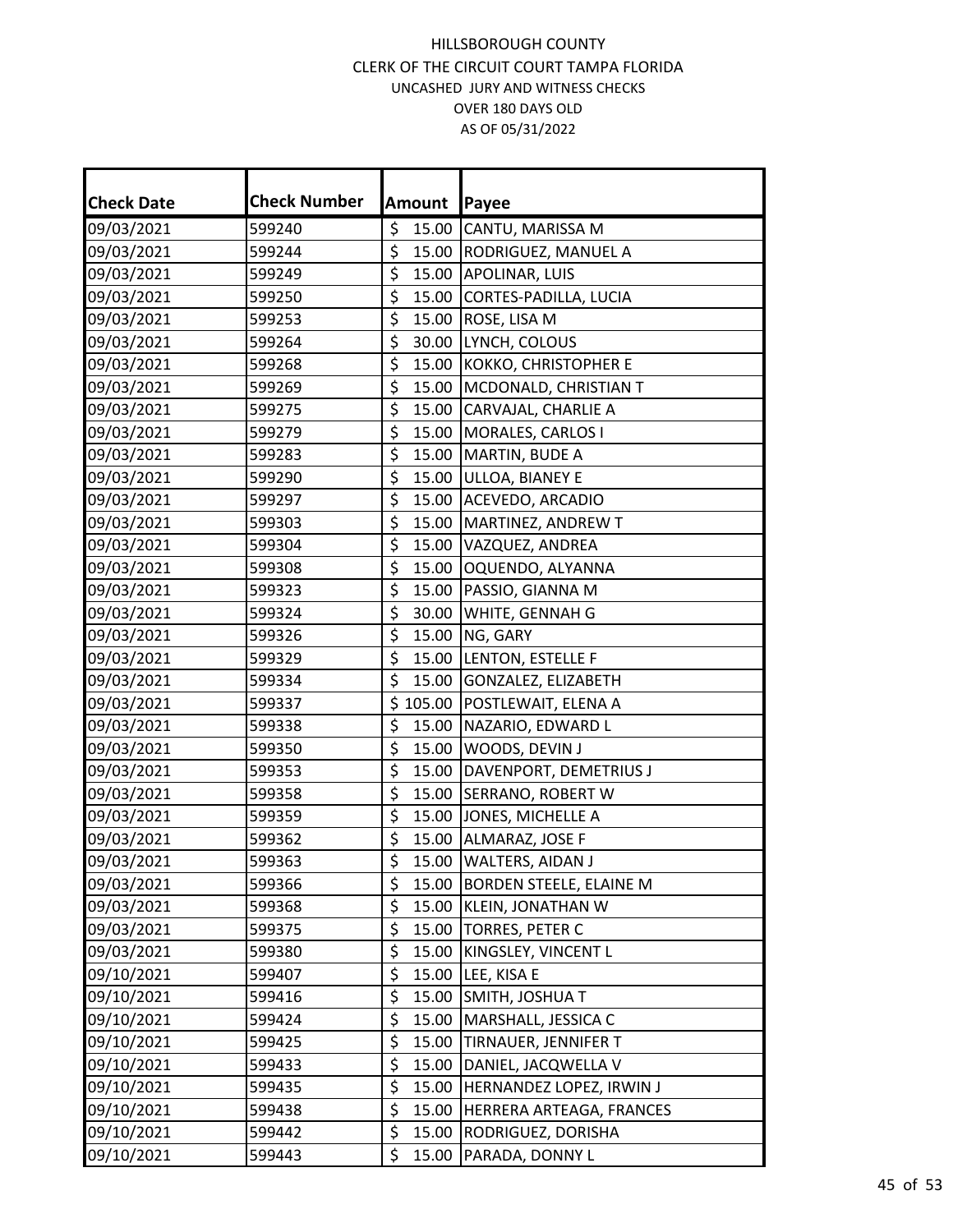HILLSBOROUGH COUNTY
CLERK OF THE CIRCUIT COURT TAMPA FLORIDA
UNCASHED JURY AND WITNESS CHECKS
OVER 180 DAYS OLD
AS OF 05/31/2022

| Check Date | Check Number | Amount | Payee |
|---|---|---|---|
| 09/03/2021 | 599240 | $ 15.00 | CANTU, MARISSA M |
| 09/03/2021 | 599244 | $ 15.00 | RODRIGUEZ, MANUEL A |
| 09/03/2021 | 599249 | $ 15.00 | APOLINAR, LUIS |
| 09/03/2021 | 599250 | $ 15.00 | CORTES-PADILLA, LUCIA |
| 09/03/2021 | 599253 | $ 15.00 | ROSE, LISA M |
| 09/03/2021 | 599264 | $ 30.00 | LYNCH, COLOUS |
| 09/03/2021 | 599268 | $ 15.00 | KOKKO, CHRISTOPHER E |
| 09/03/2021 | 599269 | $ 15.00 | MCDONALD, CHRISTIAN T |
| 09/03/2021 | 599275 | $ 15.00 | CARVAJAL, CHARLIE A |
| 09/03/2021 | 599279 | $ 15.00 | MORALES, CARLOS I |
| 09/03/2021 | 599283 | $ 15.00 | MARTIN, BUDE A |
| 09/03/2021 | 599290 | $ 15.00 | ULLOA, BIANEY E |
| 09/03/2021 | 599297 | $ 15.00 | ACEVEDO, ARCADIO |
| 09/03/2021 | 599303 | $ 15.00 | MARTINEZ, ANDREW T |
| 09/03/2021 | 599304 | $ 15.00 | VAZQUEZ, ANDREA |
| 09/03/2021 | 599308 | $ 15.00 | OQUENDO, ALYANNA |
| 09/03/2021 | 599323 | $ 15.00 | PASSIO, GIANNA M |
| 09/03/2021 | 599324 | $ 30.00 | WHITE, GENNAH G |
| 09/03/2021 | 599326 | $ 15.00 | NG, GARY |
| 09/03/2021 | 599329 | $ 15.00 | LENTON, ESTELLE F |
| 09/03/2021 | 599334 | $ 15.00 | GONZALEZ, ELIZABETH |
| 09/03/2021 | 599337 | $ 105.00 | POSTLEWAIT, ELENA A |
| 09/03/2021 | 599338 | $ 15.00 | NAZARIO, EDWARD L |
| 09/03/2021 | 599350 | $ 15.00 | WOODS, DEVIN J |
| 09/03/2021 | 599353 | $ 15.00 | DAVENPORT, DEMETRIUS J |
| 09/03/2021 | 599358 | $ 15.00 | SERRANO, ROBERT W |
| 09/03/2021 | 599359 | $ 15.00 | JONES, MICHELLE A |
| 09/03/2021 | 599362 | $ 15.00 | ALMARAZ, JOSE F |
| 09/03/2021 | 599363 | $ 15.00 | WALTERS, AIDAN J |
| 09/03/2021 | 599366 | $ 15.00 | BORDEN STEELE, ELAINE M |
| 09/03/2021 | 599368 | $ 15.00 | KLEIN, JONATHAN W |
| 09/03/2021 | 599375 | $ 15.00 | TORRES, PETER C |
| 09/03/2021 | 599380 | $ 15.00 | KINGSLEY, VINCENT L |
| 09/10/2021 | 599407 | $ 15.00 | LEE, KISA E |
| 09/10/2021 | 599416 | $ 15.00 | SMITH, JOSHUA T |
| 09/10/2021 | 599424 | $ 15.00 | MARSHALL, JESSICA C |
| 09/10/2021 | 599425 | $ 15.00 | TIRNAUER, JENNIFER T |
| 09/10/2021 | 599433 | $ 15.00 | DANIEL, JACQWELLA V |
| 09/10/2021 | 599435 | $ 15.00 | HERNANDEZ LOPEZ, IRWIN J |
| 09/10/2021 | 599438 | $ 15.00 | HERRERA ARTEAGA, FRANCES |
| 09/10/2021 | 599442 | $ 15.00 | RODRIGUEZ, DORISHA |
| 09/10/2021 | 599443 | $ 15.00 | PARADA, DONNY L |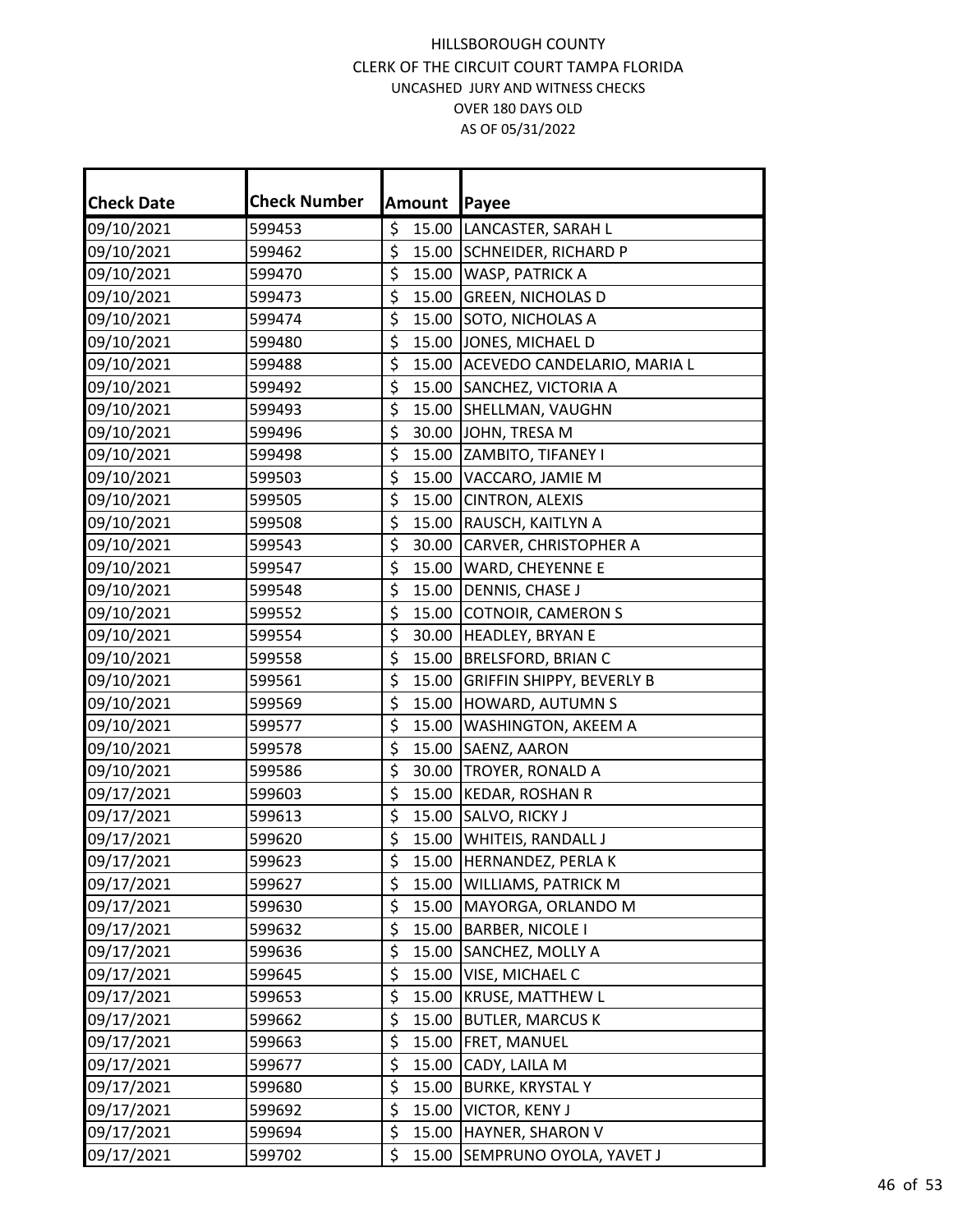HILLSBOROUGH COUNTY
CLERK OF THE CIRCUIT COURT TAMPA FLORIDA
UNCASHED JURY AND WITNESS CHECKS
OVER 180 DAYS OLD
AS OF 05/31/2022

| Check Date | Check Number | Amount | Payee |
|---|---|---|---|
| 09/10/2021 | 599453 | $ 15.00 | LANCASTER, SARAH L |
| 09/10/2021 | 599462 | $ 15.00 | SCHNEIDER, RICHARD P |
| 09/10/2021 | 599470 | $ 15.00 | WASP, PATRICK A |
| 09/10/2021 | 599473 | $ 15.00 | GREEN, NICHOLAS D |
| 09/10/2021 | 599474 | $ 15.00 | SOTO, NICHOLAS A |
| 09/10/2021 | 599480 | $ 15.00 | JONES, MICHAEL D |
| 09/10/2021 | 599488 | $ 15.00 | ACEVEDO CANDELARIO, MARIA L |
| 09/10/2021 | 599492 | $ 15.00 | SANCHEZ, VICTORIA A |
| 09/10/2021 | 599493 | $ 15.00 | SHELLMAN, VAUGHN |
| 09/10/2021 | 599496 | $ 30.00 | JOHN, TRESA M |
| 09/10/2021 | 599498 | $ 15.00 | ZAMBITO, TIFANEY I |
| 09/10/2021 | 599503 | $ 15.00 | VACCARO, JAMIE M |
| 09/10/2021 | 599505 | $ 15.00 | CINTRON, ALEXIS |
| 09/10/2021 | 599508 | $ 15.00 | RAUSCH, KAITLYN A |
| 09/10/2021 | 599543 | $ 30.00 | CARVER, CHRISTOPHER A |
| 09/10/2021 | 599547 | $ 15.00 | WARD, CHEYENNE E |
| 09/10/2021 | 599548 | $ 15.00 | DENNIS, CHASE J |
| 09/10/2021 | 599552 | $ 15.00 | COTNOIR, CAMERON S |
| 09/10/2021 | 599554 | $ 30.00 | HEADLEY, BRYAN E |
| 09/10/2021 | 599558 | $ 15.00 | BRELSFORD, BRIAN C |
| 09/10/2021 | 599561 | $ 15.00 | GRIFFIN SHIPPY, BEVERLY B |
| 09/10/2021 | 599569 | $ 15.00 | HOWARD, AUTUMN S |
| 09/10/2021 | 599577 | $ 15.00 | WASHINGTON, AKEEM A |
| 09/10/2021 | 599578 | $ 15.00 | SAENZ, AARON |
| 09/10/2021 | 599586 | $ 30.00 | TROYER, RONALD A |
| 09/17/2021 | 599603 | $ 15.00 | KEDAR, ROSHAN R |
| 09/17/2021 | 599613 | $ 15.00 | SALVO, RICKY J |
| 09/17/2021 | 599620 | $ 15.00 | WHITEIS, RANDALL J |
| 09/17/2021 | 599623 | $ 15.00 | HERNANDEZ, PERLA K |
| 09/17/2021 | 599627 | $ 15.00 | WILLIAMS, PATRICK M |
| 09/17/2021 | 599630 | $ 15.00 | MAYORGA, ORLANDO M |
| 09/17/2021 | 599632 | $ 15.00 | BARBER, NICOLE I |
| 09/17/2021 | 599636 | $ 15.00 | SANCHEZ, MOLLY A |
| 09/17/2021 | 599645 | $ 15.00 | VISE, MICHAEL C |
| 09/17/2021 | 599653 | $ 15.00 | KRUSE, MATTHEW L |
| 09/17/2021 | 599662 | $ 15.00 | BUTLER, MARCUS K |
| 09/17/2021 | 599663 | $ 15.00 | FRET, MANUEL |
| 09/17/2021 | 599677 | $ 15.00 | CADY, LAILA M |
| 09/17/2021 | 599680 | $ 15.00 | BURKE, KRYSTAL Y |
| 09/17/2021 | 599692 | $ 15.00 | VICTOR, KENY J |
| 09/17/2021 | 599694 | $ 15.00 | HAYNER, SHARON V |
| 09/17/2021 | 599702 | $ 15.00 | SEMPRUNO OYOLA, YAVET J |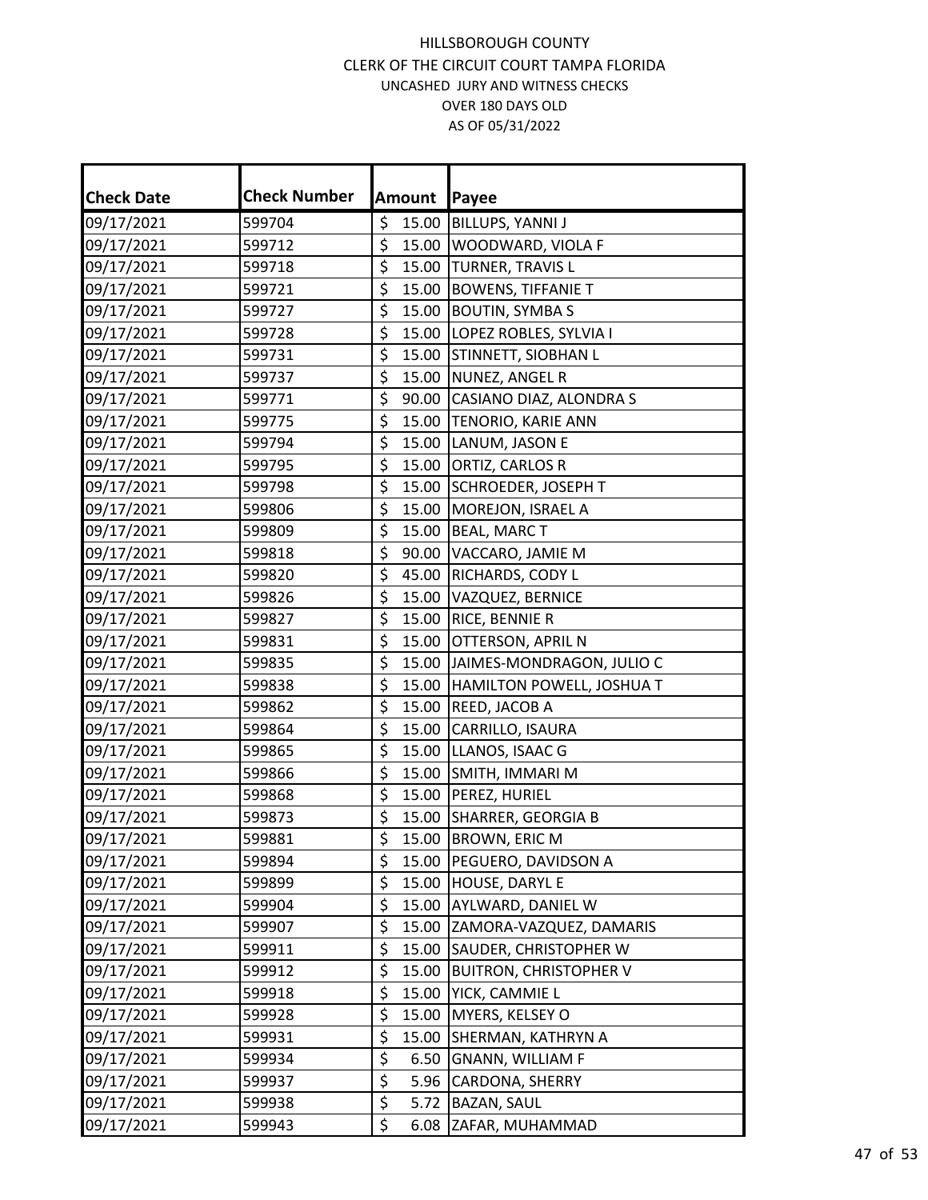HILLSBOROUGH COUNTY
CLERK OF THE CIRCUIT COURT TAMPA FLORIDA
UNCASHED JURY AND WITNESS CHECKS
OVER 180 DAYS OLD
AS OF 05/31/2022

| Check Date | Check Number | Amount | Payee |
|---|---|---|---|
| 09/17/2021 | 599704 | $ 15.00 | BILLUPS, YANNI J |
| 09/17/2021 | 599712 | $ 15.00 | WOODWARD, VIOLA F |
| 09/17/2021 | 599718 | $ 15.00 | TURNER, TRAVIS L |
| 09/17/2021 | 599721 | $ 15.00 | BOWENS, TIFFANIE T |
| 09/17/2021 | 599727 | $ 15.00 | BOUTIN, SYMBA S |
| 09/17/2021 | 599728 | $ 15.00 | LOPEZ ROBLES, SYLVIA I |
| 09/17/2021 | 599731 | $ 15.00 | STINNETT, SIOBHAN L |
| 09/17/2021 | 599737 | $ 15.00 | NUNEZ, ANGEL R |
| 09/17/2021 | 599771 | $ 90.00 | CASIANO DIAZ, ALONDRA S |
| 09/17/2021 | 599775 | $ 15.00 | TENORIO, KARIE ANN |
| 09/17/2021 | 599794 | $ 15.00 | LANUM, JASON E |
| 09/17/2021 | 599795 | $ 15.00 | ORTIZ, CARLOS R |
| 09/17/2021 | 599798 | $ 15.00 | SCHROEDER, JOSEPH T |
| 09/17/2021 | 599806 | $ 15.00 | MOREJON, ISRAEL A |
| 09/17/2021 | 599809 | $ 15.00 | BEAL, MARC T |
| 09/17/2021 | 599818 | $ 90.00 | VACCARO, JAMIE M |
| 09/17/2021 | 599820 | $ 45.00 | RICHARDS, CODY L |
| 09/17/2021 | 599826 | $ 15.00 | VAZQUEZ, BERNICE |
| 09/17/2021 | 599827 | $ 15.00 | RICE, BENNIE R |
| 09/17/2021 | 599831 | $ 15.00 | OTTERSON, APRIL N |
| 09/17/2021 | 599835 | $ 15.00 | JAIMES-MONDRAGON, JULIO C |
| 09/17/2021 | 599838 | $ 15.00 | HAMILTON POWELL, JOSHUA T |
| 09/17/2021 | 599862 | $ 15.00 | REED, JACOB A |
| 09/17/2021 | 599864 | $ 15.00 | CARRILLO, ISAURA |
| 09/17/2021 | 599865 | $ 15.00 | LLANOS, ISAAC G |
| 09/17/2021 | 599866 | $ 15.00 | SMITH, IMMARI M |
| 09/17/2021 | 599868 | $ 15.00 | PEREZ, HURIEL |
| 09/17/2021 | 599873 | $ 15.00 | SHARRER, GEORGIA B |
| 09/17/2021 | 599881 | $ 15.00 | BROWN, ERIC M |
| 09/17/2021 | 599894 | $ 15.00 | PEGUERO, DAVIDSON A |
| 09/17/2021 | 599899 | $ 15.00 | HOUSE, DARYL E |
| 09/17/2021 | 599904 | $ 15.00 | AYLWARD, DANIEL W |
| 09/17/2021 | 599907 | $ 15.00 | ZAMORA-VAZQUEZ, DAMARIS |
| 09/17/2021 | 599911 | $ 15.00 | SAUDER, CHRISTOPHER W |
| 09/17/2021 | 599912 | $ 15.00 | BUITRON, CHRISTOPHER V |
| 09/17/2021 | 599918 | $ 15.00 | YICK, CAMMIE L |
| 09/17/2021 | 599928 | $ 15.00 | MYERS, KELSEY O |
| 09/17/2021 | 599931 | $ 15.00 | SHERMAN, KATHRYN A |
| 09/17/2021 | 599934 | $ 6.50 | GNANN, WILLIAM F |
| 09/17/2021 | 599937 | $ 5.96 | CARDONA, SHERRY |
| 09/17/2021 | 599938 | $ 5.72 | BAZAN, SAUL |
| 09/17/2021 | 599943 | $ 6.08 | ZAFAR, MUHAMMAD |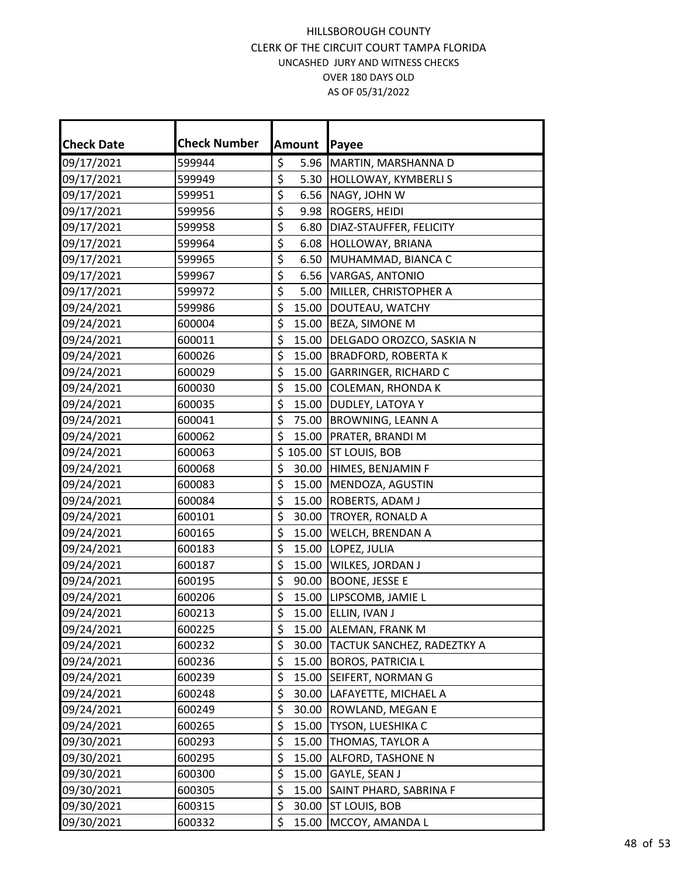HILLSBOROUGH COUNTY
CLERK OF THE CIRCUIT COURT TAMPA FLORIDA
UNCASHED JURY AND WITNESS CHECKS
OVER 180 DAYS OLD
AS OF 05/31/2022

| Check Date | Check Number | Amount | Payee |
|---|---|---|---|
| 09/17/2021 | 599944 | $ 5.96 | MARTIN, MARSHANNA D |
| 09/17/2021 | 599949 | $ 5.30 | HOLLOWAY, KYMBERLI S |
| 09/17/2021 | 599951 | $ 6.56 | NAGY, JOHN W |
| 09/17/2021 | 599956 | $ 9.98 | ROGERS, HEIDI |
| 09/17/2021 | 599958 | $ 6.80 | DIAZ-STAUFFER, FELICITY |
| 09/17/2021 | 599964 | $ 6.08 | HOLLOWAY, BRIANA |
| 09/17/2021 | 599965 | $ 6.50 | MUHAMMAD, BIANCA C |
| 09/17/2021 | 599967 | $ 6.56 | VARGAS, ANTONIO |
| 09/17/2021 | 599972 | $ 5.00 | MILLER, CHRISTOPHER A |
| 09/24/2021 | 599986 | $ 15.00 | DOUTEAU, WATCHY |
| 09/24/2021 | 600004 | $ 15.00 | BEZA, SIMONE M |
| 09/24/2021 | 600011 | $ 15.00 | DELGADO OROZCO, SASKIA N |
| 09/24/2021 | 600026 | $ 15.00 | BRADFORD, ROBERTA K |
| 09/24/2021 | 600029 | $ 15.00 | GARRINGER, RICHARD C |
| 09/24/2021 | 600030 | $ 15.00 | COLEMAN, RHONDA K |
| 09/24/2021 | 600035 | $ 15.00 | DUDLEY, LATOYA Y |
| 09/24/2021 | 600041 | $ 75.00 | BROWNING, LEANN A |
| 09/24/2021 | 600062 | $ 15.00 | PRATER, BRANDI M |
| 09/24/2021 | 600063 | $ 105.00 | ST LOUIS, BOB |
| 09/24/2021 | 600068 | $ 30.00 | HIMES, BENJAMIN F |
| 09/24/2021 | 600083 | $ 15.00 | MENDOZA, AGUSTIN |
| 09/24/2021 | 600084 | $ 15.00 | ROBERTS, ADAM J |
| 09/24/2021 | 600101 | $ 30.00 | TROYER, RONALD A |
| 09/24/2021 | 600165 | $ 15.00 | WELCH, BRENDAN A |
| 09/24/2021 | 600183 | $ 15.00 | LOPEZ, JULIA |
| 09/24/2021 | 600187 | $ 15.00 | WILKES, JORDAN J |
| 09/24/2021 | 600195 | $ 90.00 | BOONE, JESSE E |
| 09/24/2021 | 600206 | $ 15.00 | LIPSCOMB, JAMIE L |
| 09/24/2021 | 600213 | $ 15.00 | ELLIN, IVAN J |
| 09/24/2021 | 600225 | $ 15.00 | ALEMAN, FRANK M |
| 09/24/2021 | 600232 | $ 30.00 | TACTUK SANCHEZ, RADEZTKY A |
| 09/24/2021 | 600236 | $ 15.00 | BOROS, PATRICIA L |
| 09/24/2021 | 600239 | $ 15.00 | SEIFERT, NORMAN G |
| 09/24/2021 | 600248 | $ 30.00 | LAFAYETTE, MICHAEL A |
| 09/24/2021 | 600249 | $ 30.00 | ROWLAND, MEGAN E |
| 09/24/2021 | 600265 | $ 15.00 | TYSON, LUESHIKA C |
| 09/30/2021 | 600293 | $ 15.00 | THOMAS, TAYLOR A |
| 09/30/2021 | 600295 | $ 15.00 | ALFORD, TASHONE N |
| 09/30/2021 | 600300 | $ 15.00 | GAYLE, SEAN J |
| 09/30/2021 | 600305 | $ 15.00 | SAINT PHARD, SABRINA F |
| 09/30/2021 | 600315 | $ 30.00 | ST LOUIS, BOB |
| 09/30/2021 | 600332 | $ 15.00 | MCCOY, AMANDA L |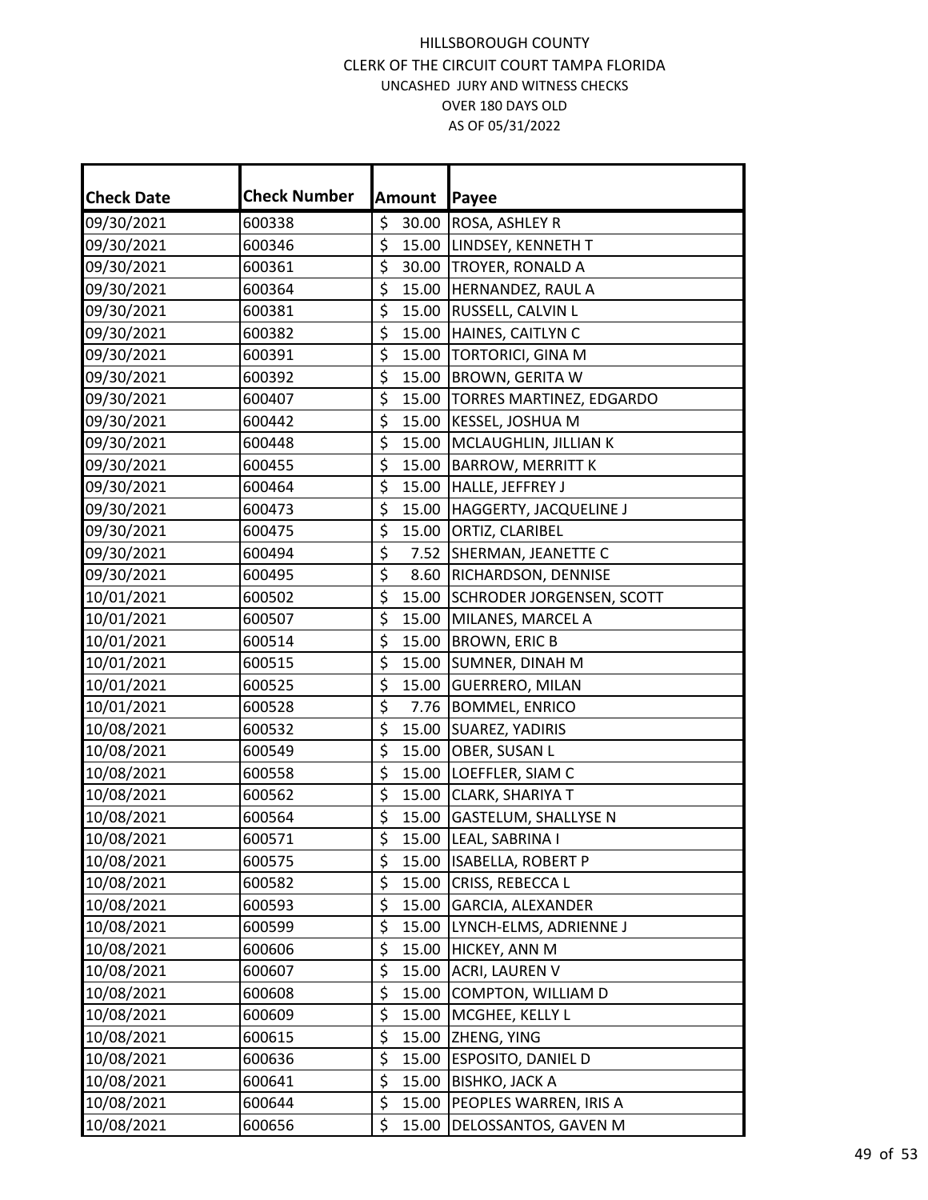HILLSBOROUGH COUNTY
CLERK OF THE CIRCUIT COURT TAMPA FLORIDA
UNCASHED JURY AND WITNESS CHECKS
OVER 180 DAYS OLD
AS OF 05/31/2022

| Check Date | Check Number | Amount | Payee |
|---|---|---|---|
| 09/30/2021 | 600338 | $ 30.00 | ROSA, ASHLEY R |
| 09/30/2021 | 600346 | $ 15.00 | LINDSEY, KENNETH T |
| 09/30/2021 | 600361 | $ 30.00 | TROYER, RONALD A |
| 09/30/2021 | 600364 | $ 15.00 | HERNANDEZ, RAUL A |
| 09/30/2021 | 600381 | $ 15.00 | RUSSELL, CALVIN L |
| 09/30/2021 | 600382 | $ 15.00 | HAINES, CAITLYN C |
| 09/30/2021 | 600391 | $ 15.00 | TORTORICI, GINA M |
| 09/30/2021 | 600392 | $ 15.00 | BROWN, GERITA W |
| 09/30/2021 | 600407 | $ 15.00 | TORRES MARTINEZ, EDGARDO |
| 09/30/2021 | 600442 | $ 15.00 | KESSEL, JOSHUA M |
| 09/30/2021 | 600448 | $ 15.00 | MCLAUGHLIN, JILLIAN K |
| 09/30/2021 | 600455 | $ 15.00 | BARROW, MERRITT K |
| 09/30/2021 | 600464 | $ 15.00 | HALLE, JEFFREY J |
| 09/30/2021 | 600473 | $ 15.00 | HAGGERTY, JACQUELINE J |
| 09/30/2021 | 600475 | $ 15.00 | ORTIZ, CLARIBEL |
| 09/30/2021 | 600494 | $ 7.52 | SHERMAN, JEANETTE C |
| 09/30/2021 | 600495 | $ 8.60 | RICHARDSON, DENNISE |
| 10/01/2021 | 600502 | $ 15.00 | SCHRODER JORGENSEN, SCOTT |
| 10/01/2021 | 600507 | $ 15.00 | MILANES, MARCEL A |
| 10/01/2021 | 600514 | $ 15.00 | BROWN, ERIC B |
| 10/01/2021 | 600515 | $ 15.00 | SUMNER, DINAH M |
| 10/01/2021 | 600525 | $ 15.00 | GUERRERO, MILAN |
| 10/01/2021 | 600528 | $ 7.76 | BOMMEL, ENRICO |
| 10/08/2021 | 600532 | $ 15.00 | SUAREZ, YADIRIS |
| 10/08/2021 | 600549 | $ 15.00 | OBER, SUSAN L |
| 10/08/2021 | 600558 | $ 15.00 | LOEFFLER, SIAM C |
| 10/08/2021 | 600562 | $ 15.00 | CLARK, SHARIYA T |
| 10/08/2021 | 600564 | $ 15.00 | GASTELUM, SHALLYSE N |
| 10/08/2021 | 600571 | $ 15.00 | LEAL, SABRINA I |
| 10/08/2021 | 600575 | $ 15.00 | ISABELLA, ROBERT P |
| 10/08/2021 | 600582 | $ 15.00 | CRISS, REBECCA L |
| 10/08/2021 | 600593 | $ 15.00 | GARCIA, ALEXANDER |
| 10/08/2021 | 600599 | $ 15.00 | LYNCH-ELMS, ADRIENNE J |
| 10/08/2021 | 600606 | $ 15.00 | HICKEY, ANN M |
| 10/08/2021 | 600607 | $ 15.00 | ACRI, LAUREN V |
| 10/08/2021 | 600608 | $ 15.00 | COMPTON, WILLIAM D |
| 10/08/2021 | 600609 | $ 15.00 | MCGHEE, KELLY L |
| 10/08/2021 | 600615 | $ 15.00 | ZHENG, YING |
| 10/08/2021 | 600636 | $ 15.00 | ESPOSITO, DANIEL D |
| 10/08/2021 | 600641 | $ 15.00 | BISHKO, JACK A |
| 10/08/2021 | 600644 | $ 15.00 | PEOPLES WARREN, IRIS A |
| 10/08/2021 | 600656 | $ 15.00 | DELOSSANTOS, GAVEN M |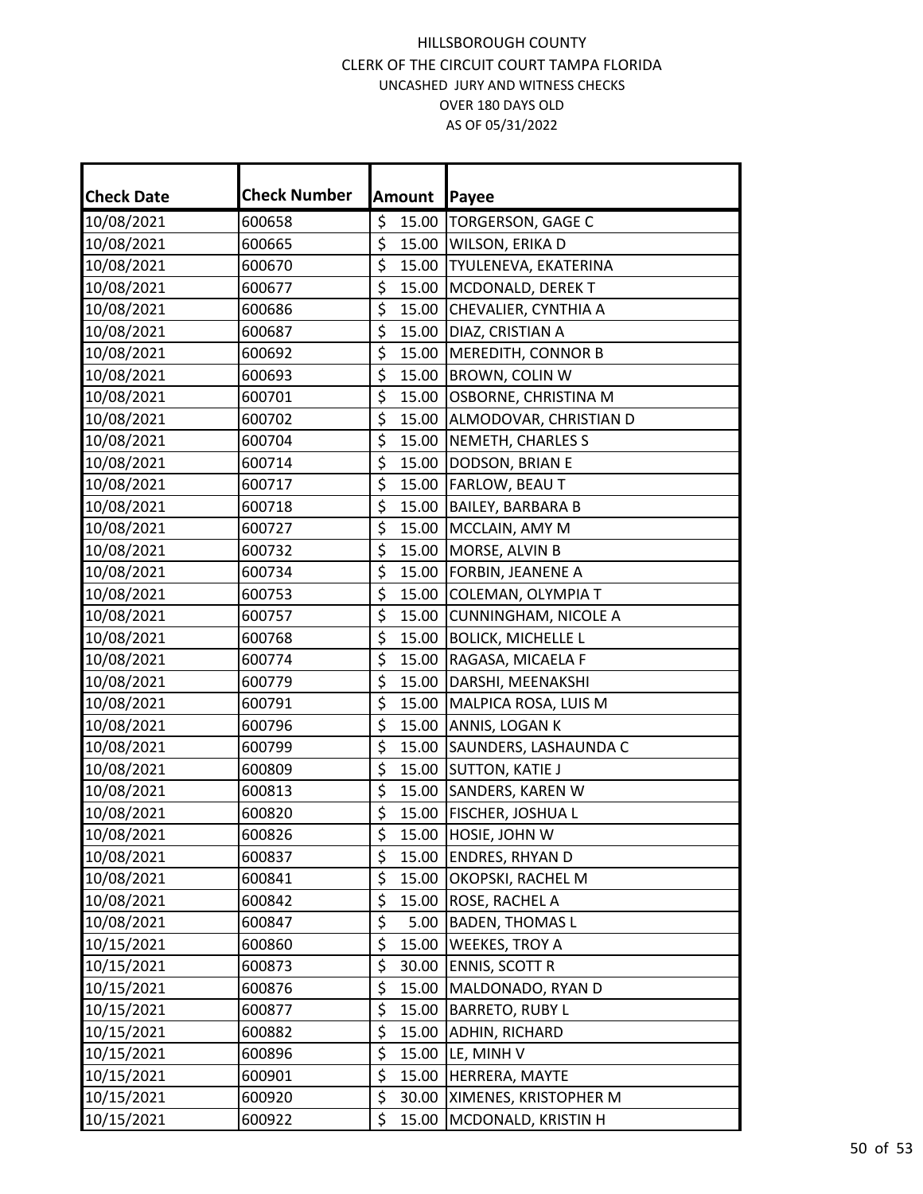HILLSBOROUGH COUNTY
CLERK OF THE CIRCUIT COURT TAMPA FLORIDA
UNCASHED JURY AND WITNESS CHECKS
OVER 180 DAYS OLD
AS OF 05/31/2022

| Check Date | Check Number | Amount | Payee |
|---|---|---|---|
| 10/08/2021 | 600658 | $ 15.00 | TORGERSON, GAGE C |
| 10/08/2021 | 600665 | $ 15.00 | WILSON, ERIKA D |
| 10/08/2021 | 600670 | $ 15.00 | TYULENEVA, EKATERINA |
| 10/08/2021 | 600677 | $ 15.00 | MCDONALD, DEREK T |
| 10/08/2021 | 600686 | $ 15.00 | CHEVALIER, CYNTHIA A |
| 10/08/2021 | 600687 | $ 15.00 | DIAZ, CRISTIAN A |
| 10/08/2021 | 600692 | $ 15.00 | MEREDITH, CONNOR B |
| 10/08/2021 | 600693 | $ 15.00 | BROWN, COLIN W |
| 10/08/2021 | 600701 | $ 15.00 | OSBORNE, CHRISTINA M |
| 10/08/2021 | 600702 | $ 15.00 | ALMODOVAR, CHRISTIAN D |
| 10/08/2021 | 600704 | $ 15.00 | NEMETH, CHARLES S |
| 10/08/2021 | 600714 | $ 15.00 | DODSON, BRIAN E |
| 10/08/2021 | 600717 | $ 15.00 | FARLOW, BEAU T |
| 10/08/2021 | 600718 | $ 15.00 | BAILEY, BARBARA B |
| 10/08/2021 | 600727 | $ 15.00 | MCCLAIN, AMY M |
| 10/08/2021 | 600732 | $ 15.00 | MORSE, ALVIN B |
| 10/08/2021 | 600734 | $ 15.00 | FORBIN, JEANENE A |
| 10/08/2021 | 600753 | $ 15.00 | COLEMAN, OLYMPIA T |
| 10/08/2021 | 600757 | $ 15.00 | CUNNINGHAM, NICOLE A |
| 10/08/2021 | 600768 | $ 15.00 | BOLICK, MICHELLE L |
| 10/08/2021 | 600774 | $ 15.00 | RAGASA, MICAELA F |
| 10/08/2021 | 600779 | $ 15.00 | DARSHI, MEENAKSHI |
| 10/08/2021 | 600791 | $ 15.00 | MALPICA ROSA, LUIS M |
| 10/08/2021 | 600796 | $ 15.00 | ANNIS, LOGAN K |
| 10/08/2021 | 600799 | $ 15.00 | SAUNDERS, LASHAUNDA C |
| 10/08/2021 | 600809 | $ 15.00 | SUTTON, KATIE J |
| 10/08/2021 | 600813 | $ 15.00 | SANDERS, KAREN W |
| 10/08/2021 | 600820 | $ 15.00 | FISCHER, JOSHUA L |
| 10/08/2021 | 600826 | $ 15.00 | HOSIE, JOHN W |
| 10/08/2021 | 600837 | $ 15.00 | ENDRES, RHYAN D |
| 10/08/2021 | 600841 | $ 15.00 | OKOPSKI, RACHEL M |
| 10/08/2021 | 600842 | $ 15.00 | ROSE, RACHEL A |
| 10/08/2021 | 600847 | $ 5.00 | BADEN, THOMAS L |
| 10/15/2021 | 600860 | $ 15.00 | WEEKES, TROY A |
| 10/15/2021 | 600873 | $ 30.00 | ENNIS, SCOTT R |
| 10/15/2021 | 600876 | $ 15.00 | MALDONADO, RYAN D |
| 10/15/2021 | 600877 | $ 15.00 | BARRETO, RUBY L |
| 10/15/2021 | 600882 | $ 15.00 | ADHIN, RICHARD |
| 10/15/2021 | 600896 | $ 15.00 | LE, MINH V |
| 10/15/2021 | 600901 | $ 15.00 | HERRERA, MAYTE |
| 10/15/2021 | 600920 | $ 30.00 | XIMENES, KRISTOPHER M |
| 10/15/2021 | 600922 | $ 15.00 | MCDONALD, KRISTIN H |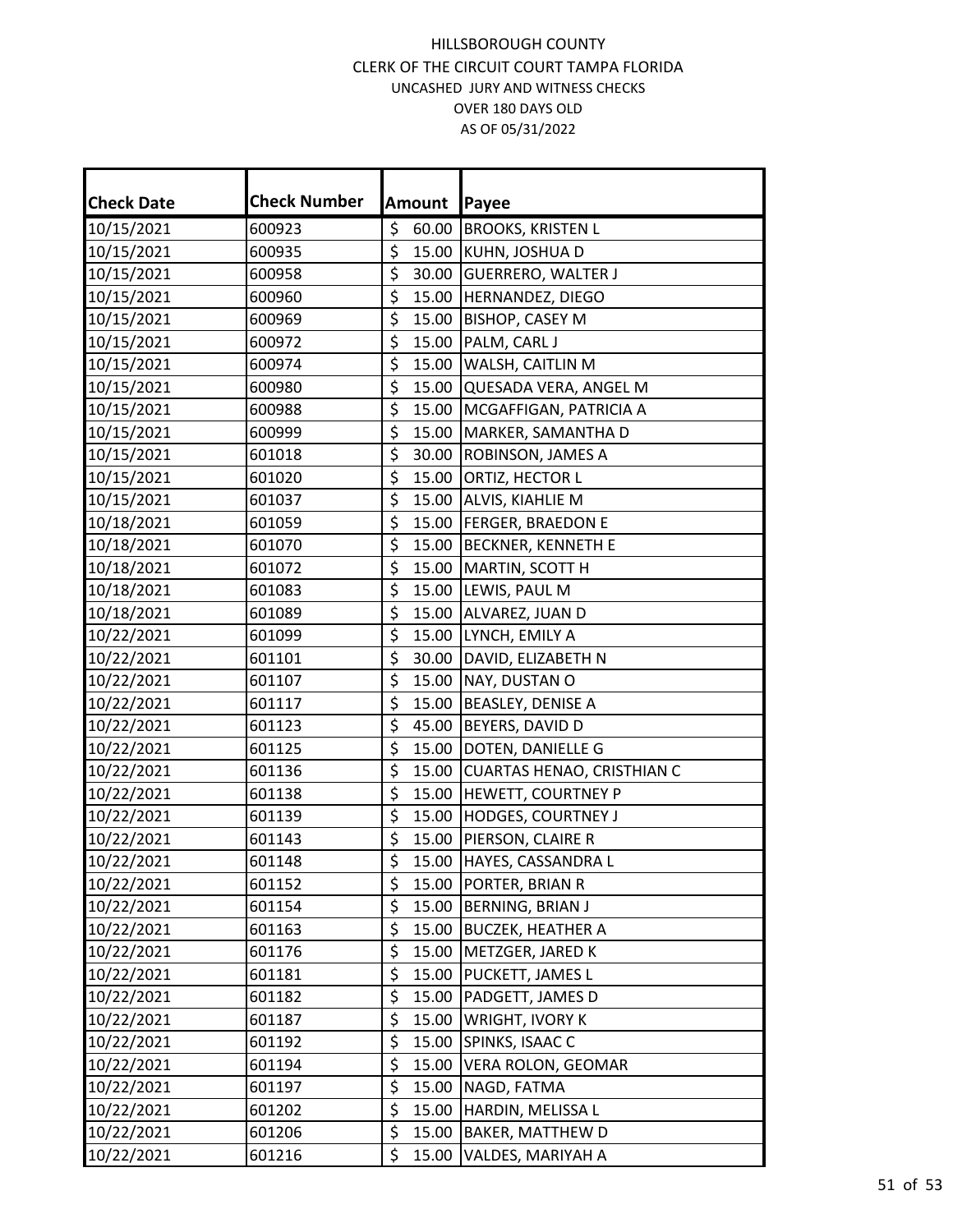HILLSBOROUGH COUNTY
CLERK OF THE CIRCUIT COURT TAMPA FLORIDA
UNCASHED JURY AND WITNESS CHECKS
OVER 180 DAYS OLD
AS OF 05/31/2022

| Check Date | Check Number | Amount | Payee |
|---|---|---|---|
| 10/15/2021 | 600923 | $ 60.00 | BROOKS, KRISTEN L |
| 10/15/2021 | 600935 | $ 15.00 | KUHN, JOSHUA D |
| 10/15/2021 | 600958 | $ 30.00 | GUERRERO, WALTER J |
| 10/15/2021 | 600960 | $ 15.00 | HERNANDEZ, DIEGO |
| 10/15/2021 | 600969 | $ 15.00 | BISHOP, CASEY M |
| 10/15/2021 | 600972 | $ 15.00 | PALM, CARL J |
| 10/15/2021 | 600974 | $ 15.00 | WALSH, CAITLIN M |
| 10/15/2021 | 600980 | $ 15.00 | QUESADA VERA, ANGEL M |
| 10/15/2021 | 600988 | $ 15.00 | MCGAFFIGAN, PATRICIA A |
| 10/15/2021 | 600999 | $ 15.00 | MARKER, SAMANTHA D |
| 10/15/2021 | 601018 | $ 30.00 | ROBINSON, JAMES A |
| 10/15/2021 | 601020 | $ 15.00 | ORTIZ, HECTOR L |
| 10/15/2021 | 601037 | $ 15.00 | ALVIS, KIAHLIE M |
| 10/18/2021 | 601059 | $ 15.00 | FERGER, BRAEDON E |
| 10/18/2021 | 601070 | $ 15.00 | BECKNER, KENNETH E |
| 10/18/2021 | 601072 | $ 15.00 | MARTIN, SCOTT H |
| 10/18/2021 | 601083 | $ 15.00 | LEWIS, PAUL M |
| 10/18/2021 | 601089 | $ 15.00 | ALVAREZ, JUAN D |
| 10/22/2021 | 601099 | $ 15.00 | LYNCH, EMILY A |
| 10/22/2021 | 601101 | $ 30.00 | DAVID, ELIZABETH N |
| 10/22/2021 | 601107 | $ 15.00 | NAY, DUSTAN O |
| 10/22/2021 | 601117 | $ 15.00 | BEASLEY, DENISE A |
| 10/22/2021 | 601123 | $ 45.00 | BEYERS, DAVID D |
| 10/22/2021 | 601125 | $ 15.00 | DOTEN, DANIELLE G |
| 10/22/2021 | 601136 | $ 15.00 | CUARTAS HENAO, CRISTHIAN C |
| 10/22/2021 | 601138 | $ 15.00 | HEWETT, COURTNEY P |
| 10/22/2021 | 601139 | $ 15.00 | HODGES, COURTNEY J |
| 10/22/2021 | 601143 | $ 15.00 | PIERSON, CLAIRE R |
| 10/22/2021 | 601148 | $ 15.00 | HAYES, CASSANDRA L |
| 10/22/2021 | 601152 | $ 15.00 | PORTER, BRIAN R |
| 10/22/2021 | 601154 | $ 15.00 | BERNING, BRIAN J |
| 10/22/2021 | 601163 | $ 15.00 | BUCZEK, HEATHER A |
| 10/22/2021 | 601176 | $ 15.00 | METZGER, JARED K |
| 10/22/2021 | 601181 | $ 15.00 | PUCKETT, JAMES L |
| 10/22/2021 | 601182 | $ 15.00 | PADGETT, JAMES D |
| 10/22/2021 | 601187 | $ 15.00 | WRIGHT, IVORY K |
| 10/22/2021 | 601192 | $ 15.00 | SPINKS, ISAAC C |
| 10/22/2021 | 601194 | $ 15.00 | VERA ROLON, GEOMAR |
| 10/22/2021 | 601197 | $ 15.00 | NAGD, FATMA |
| 10/22/2021 | 601202 | $ 15.00 | HARDIN, MELISSA L |
| 10/22/2021 | 601206 | $ 15.00 | BAKER, MATTHEW D |
| 10/22/2021 | 601216 | $ 15.00 | VALDES, MARIYAH A |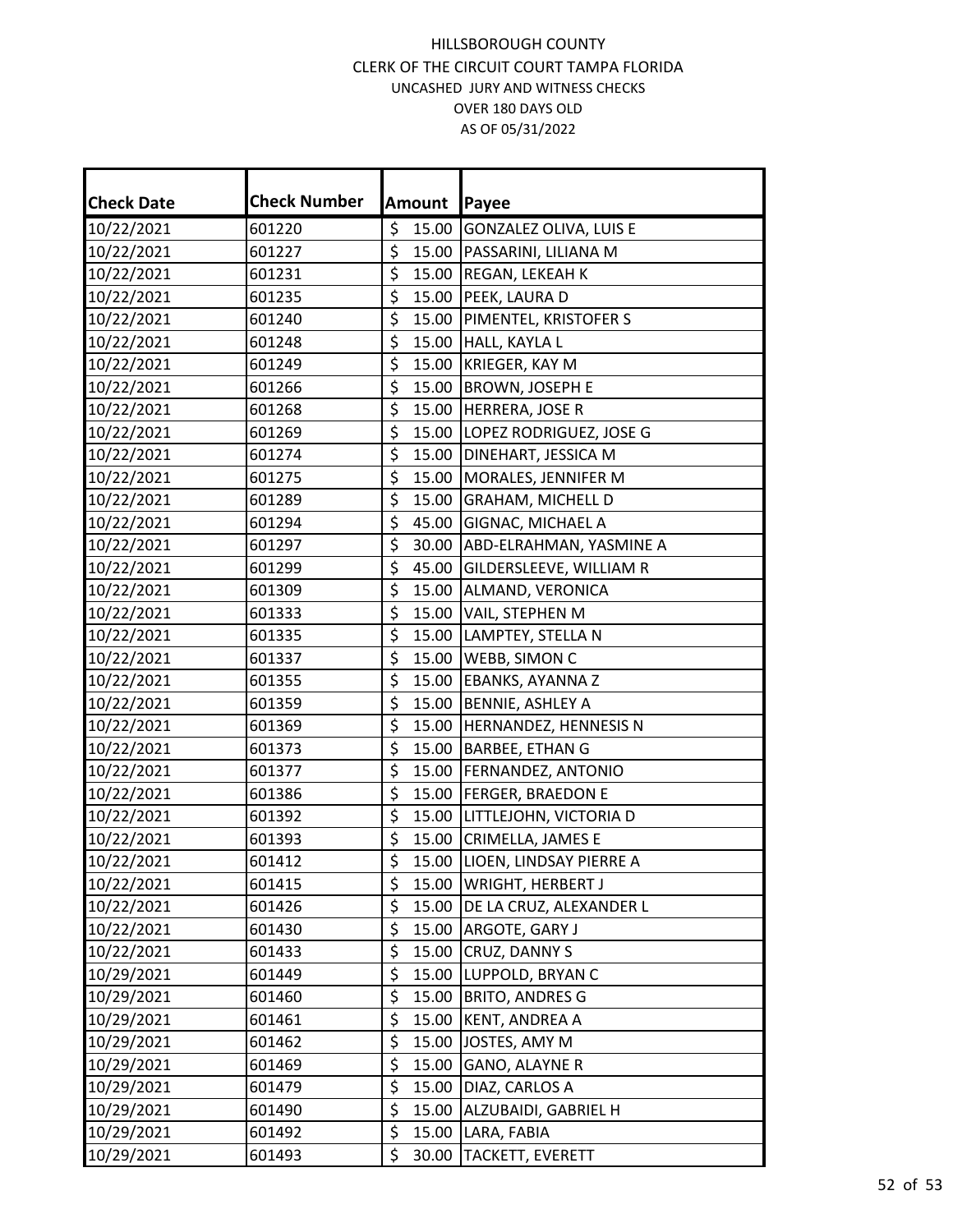HILLSBOROUGH COUNTY
CLERK OF THE CIRCUIT COURT TAMPA FLORIDA
UNCASHED JURY AND WITNESS CHECKS
OVER 180 DAYS OLD
AS OF 05/31/2022

| Check Date | Check Number | Amount | Payee |
|---|---|---|---|
| 10/22/2021 | 601220 | $ 15.00 | GONZALEZ OLIVA, LUIS E |
| 10/22/2021 | 601227 | $ 15.00 | PASSARINI, LILIANA M |
| 10/22/2021 | 601231 | $ 15.00 | REGAN, LEKEAH K |
| 10/22/2021 | 601235 | $ 15.00 | PEEK, LAURA D |
| 10/22/2021 | 601240 | $ 15.00 | PIMENTEL, KRISTOFER S |
| 10/22/2021 | 601248 | $ 15.00 | HALL, KAYLA L |
| 10/22/2021 | 601249 | $ 15.00 | KRIEGER, KAY M |
| 10/22/2021 | 601266 | $ 15.00 | BROWN, JOSEPH E |
| 10/22/2021 | 601268 | $ 15.00 | HERRERA, JOSE R |
| 10/22/2021 | 601269 | $ 15.00 | LOPEZ RODRIGUEZ, JOSE G |
| 10/22/2021 | 601274 | $ 15.00 | DINEHART, JESSICA M |
| 10/22/2021 | 601275 | $ 15.00 | MORALES, JENNIFER M |
| 10/22/2021 | 601289 | $ 15.00 | GRAHAM, MICHELL D |
| 10/22/2021 | 601294 | $ 45.00 | GIGNAC, MICHAEL A |
| 10/22/2021 | 601297 | $ 30.00 | ABD-ELRAHMAN, YASMINE A |
| 10/22/2021 | 601299 | $ 45.00 | GILDERSLEEVE, WILLIAM R |
| 10/22/2021 | 601309 | $ 15.00 | ALMAND, VERONICA |
| 10/22/2021 | 601333 | $ 15.00 | VAIL, STEPHEN M |
| 10/22/2021 | 601335 | $ 15.00 | LAMPTEY, STELLA N |
| 10/22/2021 | 601337 | $ 15.00 | WEBB, SIMON C |
| 10/22/2021 | 601355 | $ 15.00 | EBANKS, AYANNA Z |
| 10/22/2021 | 601359 | $ 15.00 | BENNIE, ASHLEY A |
| 10/22/2021 | 601369 | $ 15.00 | HERNANDEZ, HENNESIS N |
| 10/22/2021 | 601373 | $ 15.00 | BARBEE, ETHAN G |
| 10/22/2021 | 601377 | $ 15.00 | FERNANDEZ, ANTONIO |
| 10/22/2021 | 601386 | $ 15.00 | FERGER, BRAEDON E |
| 10/22/2021 | 601392 | $ 15.00 | LITTLEJOHN, VICTORIA D |
| 10/22/2021 | 601393 | $ 15.00 | CRIMELLA, JAMES E |
| 10/22/2021 | 601412 | $ 15.00 | LIOEN, LINDSAY PIERRE A |
| 10/22/2021 | 601415 | $ 15.00 | WRIGHT, HERBERT J |
| 10/22/2021 | 601426 | $ 15.00 | DE LA CRUZ, ALEXANDER L |
| 10/22/2021 | 601430 | $ 15.00 | ARGOTE, GARY J |
| 10/22/2021 | 601433 | $ 15.00 | CRUZ, DANNY S |
| 10/29/2021 | 601449 | $ 15.00 | LUPPOLD, BRYAN C |
| 10/29/2021 | 601460 | $ 15.00 | BRITO, ANDRES G |
| 10/29/2021 | 601461 | $ 15.00 | KENT, ANDREA A |
| 10/29/2021 | 601462 | $ 15.00 | JOSTES, AMY M |
| 10/29/2021 | 601469 | $ 15.00 | GANO, ALAYNE R |
| 10/29/2021 | 601479 | $ 15.00 | DIAZ, CARLOS A |
| 10/29/2021 | 601490 | $ 15.00 | ALZUBAIDI, GABRIEL H |
| 10/29/2021 | 601492 | $ 15.00 | LARA, FABIA |
| 10/29/2021 | 601493 | $ 30.00 | TACKETT, EVERETT |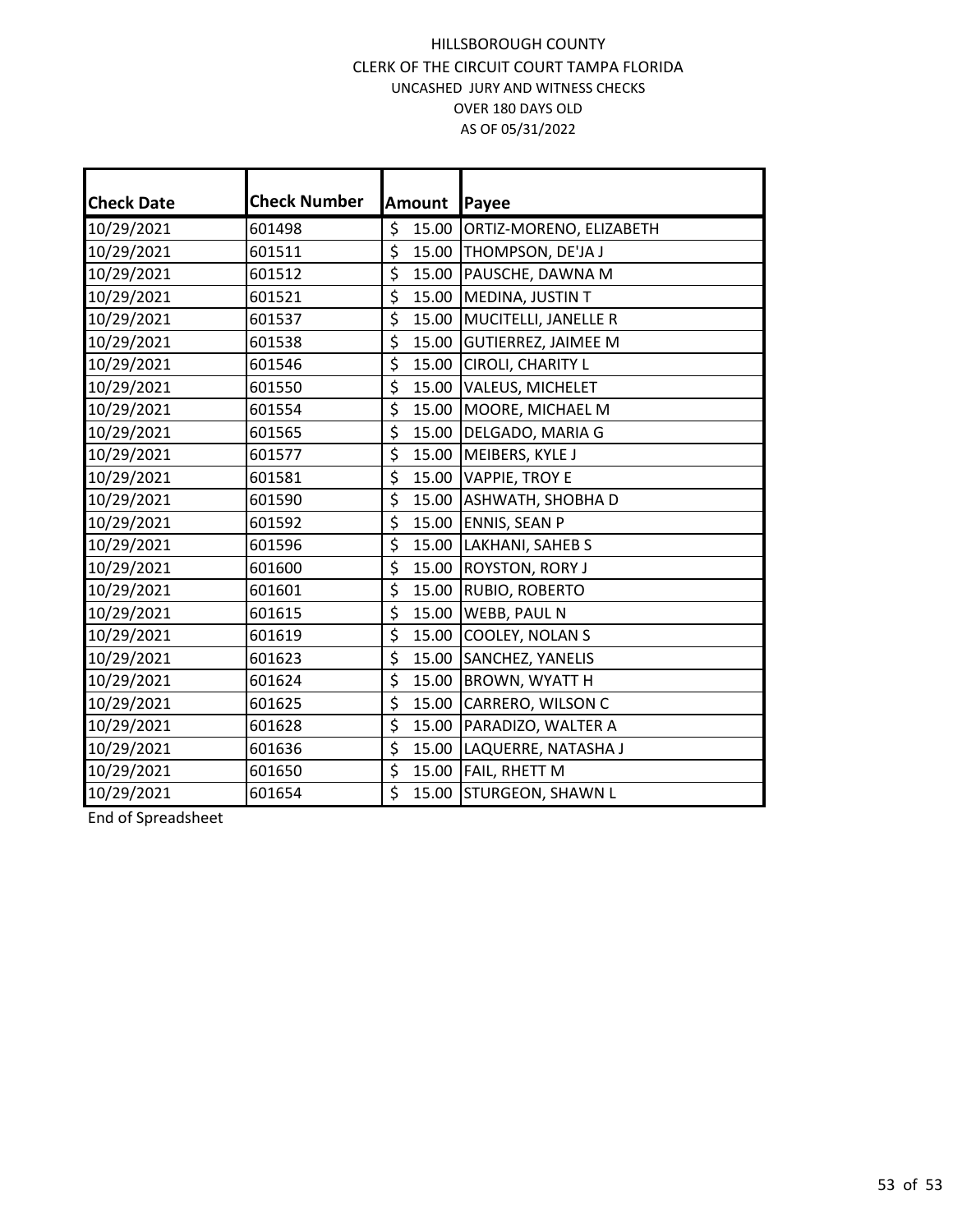HILLSBOROUGH COUNTY
CLERK OF THE CIRCUIT COURT TAMPA FLORIDA
UNCASHED JURY AND WITNESS CHECKS
OVER 180 DAYS OLD
AS OF 05/31/2022

| Check Date | Check Number | Amount | Payee |
|---|---|---|---|
| 10/29/2021 | 601498 | $ 15.00 | ORTIZ-MORENO, ELIZABETH |
| 10/29/2021 | 601511 | $ 15.00 | THOMPSON, DE'JA J |
| 10/29/2021 | 601512 | $ 15.00 | PAUSCHE, DAWNA M |
| 10/29/2021 | 601521 | $ 15.00 | MEDINA, JUSTIN T |
| 10/29/2021 | 601537 | $ 15.00 | MUCITELLI, JANELLE R |
| 10/29/2021 | 601538 | $ 15.00 | GUTIERREZ, JAIMEE M |
| 10/29/2021 | 601546 | $ 15.00 | CIROLI, CHARITY L |
| 10/29/2021 | 601550 | $ 15.00 | VALEUS, MICHELET |
| 10/29/2021 | 601554 | $ 15.00 | MOORE, MICHAEL M |
| 10/29/2021 | 601565 | $ 15.00 | DELGADO, MARIA G |
| 10/29/2021 | 601577 | $ 15.00 | MEIBERS, KYLE J |
| 10/29/2021 | 601581 | $ 15.00 | VAPPIE, TROY E |
| 10/29/2021 | 601590 | $ 15.00 | ASHWATH, SHOBHA D |
| 10/29/2021 | 601592 | $ 15.00 | ENNIS, SEAN P |
| 10/29/2021 | 601596 | $ 15.00 | LAKHANI, SAHEB S |
| 10/29/2021 | 601600 | $ 15.00 | ROYSTON, RORY J |
| 10/29/2021 | 601601 | $ 15.00 | RUBIO, ROBERTO |
| 10/29/2021 | 601615 | $ 15.00 | WEBB, PAUL N |
| 10/29/2021 | 601619 | $ 15.00 | COOLEY, NOLAN S |
| 10/29/2021 | 601623 | $ 15.00 | SANCHEZ, YANELIS |
| 10/29/2021 | 601624 | $ 15.00 | BROWN, WYATT H |
| 10/29/2021 | 601625 | $ 15.00 | CARRERO, WILSON C |
| 10/29/2021 | 601628 | $ 15.00 | PARADIZO, WALTER A |
| 10/29/2021 | 601636 | $ 15.00 | LAQUERRE, NATASHA J |
| 10/29/2021 | 601650 | $ 15.00 | FAIL, RHETT M |
| 10/29/2021 | 601654 | $ 15.00 | STURGEON, SHAWN L |

End of Spreadsheet